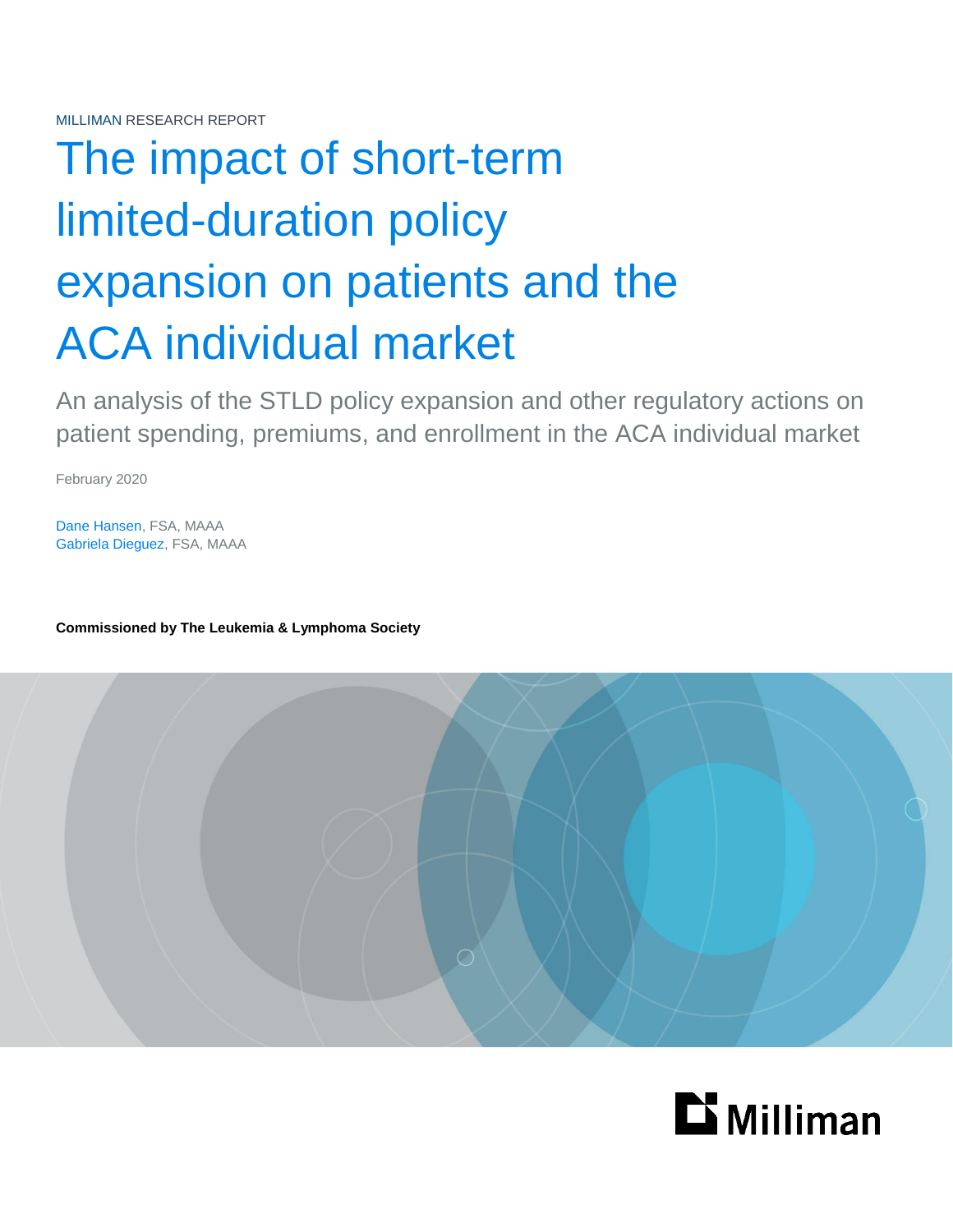MILLIMAN RESEARCH REPORT

# The impact of short-term limited-duration policy expansion on patients and the ACA individual market

An analysis of the STLD policy expansion and other regulatory actions on patient spending, premiums, and enrollment in the ACA individual market

February 2020

Dane Hansen, FSA, MAAA
Gabriela Dieguez, FSA, MAAA

**Commissioned by The Leukemia & Lymphoma Society**

Milliman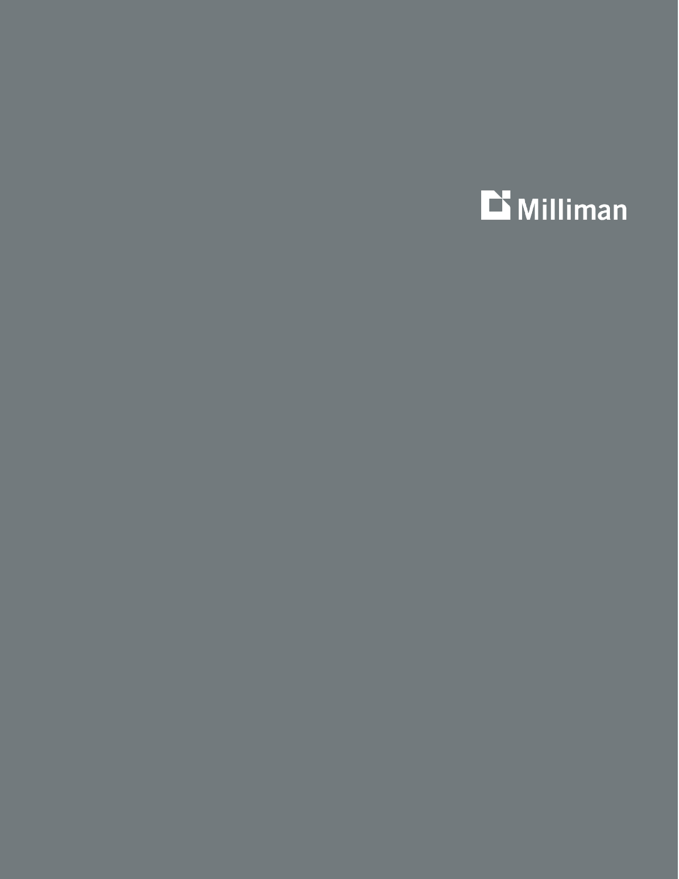Milliman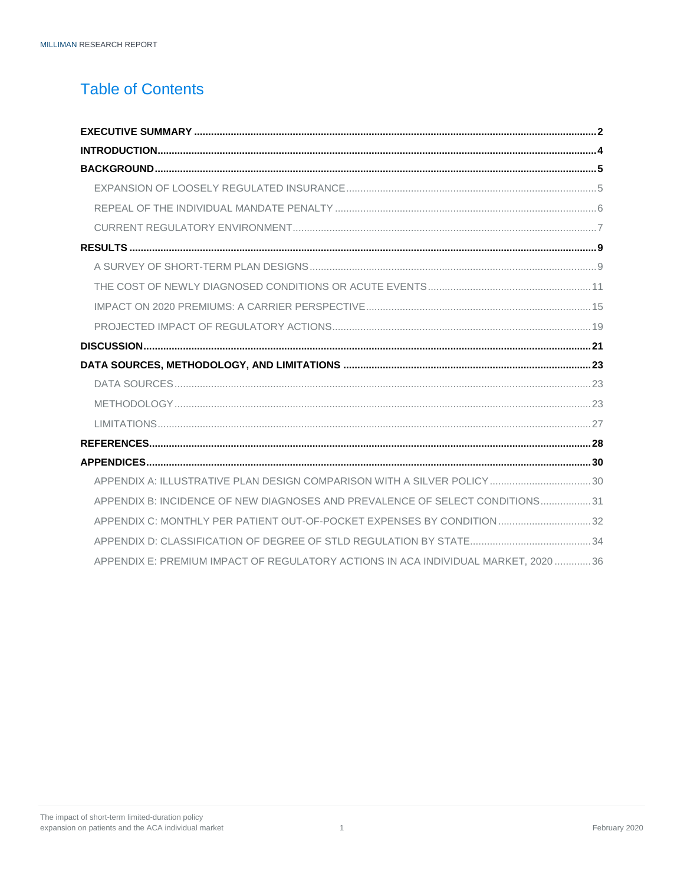# Table of Contents

**EXECUTIVE SUMMARY** ..... **2**

**INTRODUCTION** ..... **4**

**BACKGROUND** ..... **5**

- EXPANSION OF LOOSELY REGULATED INSURANCE ..... 5
- REPEAL OF THE INDIVIDUAL MANDATE PENALTY ..... 6
- CURRENT REGULATORY ENVIRONMENT ..... 7

**RESULTS** ..... **9**

- A SURVEY OF SHORT-TERM PLAN DESIGNS ..... 9
- THE COST OF NEWLY DIAGNOSED CONDITIONS OR ACUTE EVENTS ..... 11
- IMPACT ON 2020 PREMIUMS: A CARRIER PERSPECTIVE ..... 15
- PROJECTED IMPACT OF REGULATORY ACTIONS ..... 19

**DISCUSSION** ..... **21**

**DATA SOURCES, METHODOLOGY, AND LIMITATIONS** ..... **23**

- DATA SOURCES ..... 23
- METHODOLOGY ..... 23
- LIMITATIONS ..... 27

**REFERENCES** ..... **28**

**APPENDICES** ..... **30**

- APPENDIX A: ILLUSTRATIVE PLAN DESIGN COMPARISON WITH A SILVER POLICY ..... 30
- APPENDIX B: INCIDENCE OF NEW DIAGNOSES AND PREVALENCE OF SELECT CONDITIONS ..... 31
- APPENDIX C: MONTHLY PER PATIENT OUT-OF-POCKET EXPENSES BY CONDITION ..... 32
- APPENDIX D: CLASSIFICATION OF DEGREE OF STLD REGULATION BY STATE ..... 34
- APPENDIX E: PREMIUM IMPACT OF REGULATORY ACTIONS IN ACA INDIVIDUAL MARKET, 2020 ..... 36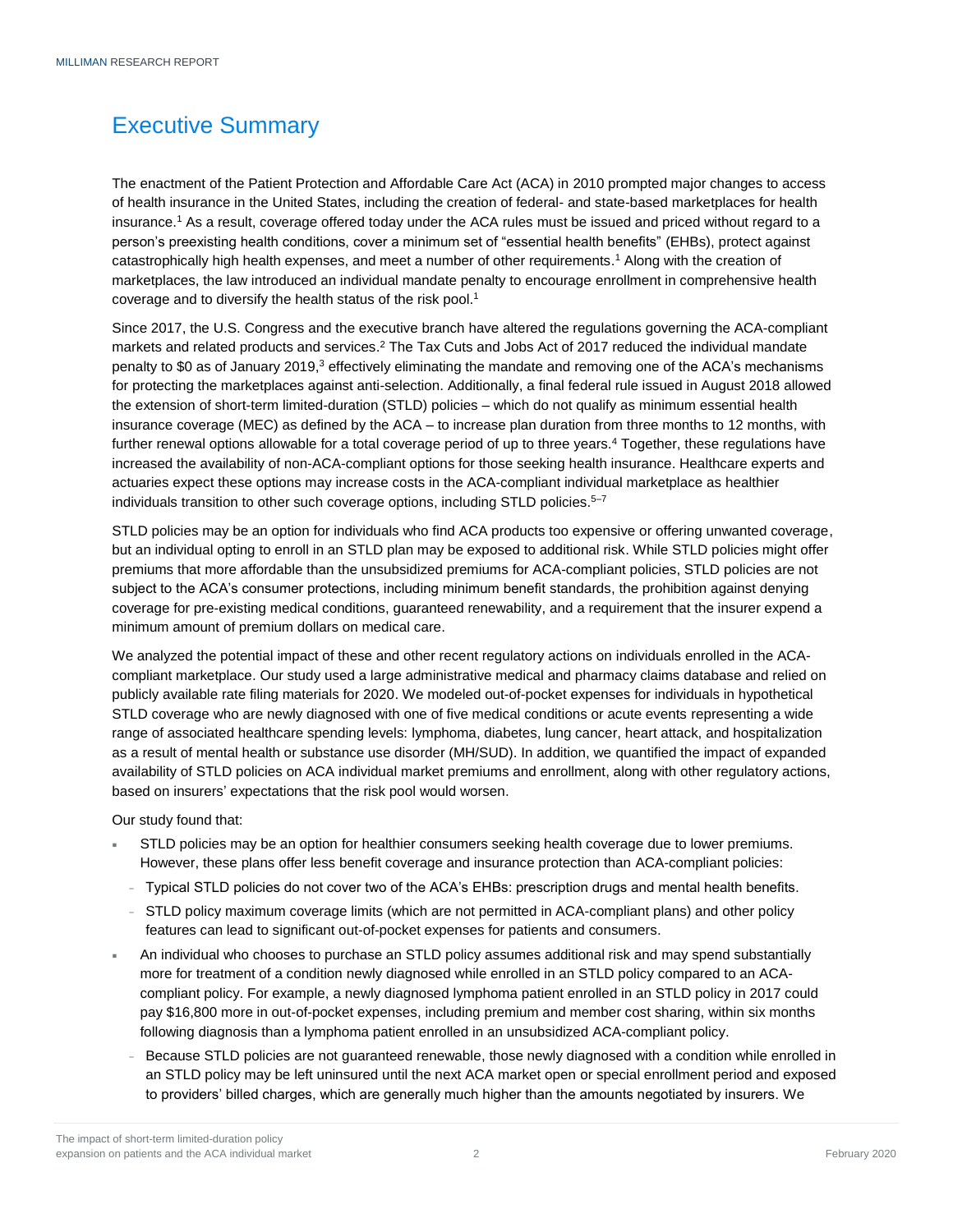# Executive Summary

The enactment of the Patient Protection and Affordable Care Act (ACA) in 2010 prompted major changes to access of health insurance in the United States, including the creation of federal- and state-based marketplaces for health insurance.[1] As a result, coverage offered today under the ACA rules must be issued and priced without regard to a person's preexisting health conditions, cover a minimum set of "essential health benefits" (EHBs), protect against catastrophically high health expenses, and meet a number of other requirements.[1] Along with the creation of marketplaces, the law introduced an individual mandate penalty to encourage enrollment in comprehensive health coverage and to diversify the health status of the risk pool.[1]

Since 2017, the U.S. Congress and the executive branch have altered the regulations governing the ACA-compliant markets and related products and services.[2] The Tax Cuts and Jobs Act of 2017 reduced the individual mandate penalty to $0 as of January 2019,[3] effectively eliminating the mandate and removing one of the ACA's mechanisms for protecting the marketplaces against anti-selection. Additionally, a final federal rule issued in August 2018 allowed the extension of short-term limited-duration (STLD) policies – which do not qualify as minimum essential health insurance coverage (MEC) as defined by the ACA – to increase plan duration from three months to 12 months, with further renewal options allowable for a total coverage period of up to three years.[4] Together, these regulations have increased the availability of non-ACA-compliant options for those seeking health insurance. Healthcare experts and actuaries expect these options may increase costs in the ACA-compliant individual marketplace as healthier individuals transition to other such coverage options, including STLD policies.[5–7]

STLD policies may be an option for individuals who find ACA products too expensive or offering unwanted coverage, but an individual opting to enroll in an STLD plan may be exposed to additional risk. While STLD policies might offer premiums that more affordable than the unsubsidized premiums for ACA-compliant policies, STLD policies are not subject to the ACA's consumer protections, including minimum benefit standards, the prohibition against denying coverage for pre-existing medical conditions, guaranteed renewability, and a requirement that the insurer expend a minimum amount of premium dollars on medical care.

We analyzed the potential impact of these and other recent regulatory actions on individuals enrolled in the ACA-compliant marketplace. Our study used a large administrative medical and pharmacy claims database and relied on publicly available rate filing materials for 2020. We modeled out-of-pocket expenses for individuals in hypothetical STLD coverage who are newly diagnosed with one of five medical conditions or acute events representing a wide range of associated healthcare spending levels: lymphoma, diabetes, lung cancer, heart attack, and hospitalization as a result of mental health or substance use disorder (MH/SUD). In addition, we quantified the impact of expanded availability of STLD policies on ACA individual market premiums and enrollment, along with other regulatory actions, based on insurers' expectations that the risk pool would worsen.

Our study found that:

- STLD policies may be an option for healthier consumers seeking health coverage due to lower premiums. However, these plans offer less benefit coverage and insurance protection than ACA-compliant policies:
  - Typical STLD policies do not cover two of the ACA's EHBs: prescription drugs and mental health benefits.
  - STLD policy maximum coverage limits (which are not permitted in ACA-compliant plans) and other policy features can lead to significant out-of-pocket expenses for patients and consumers.
- An individual who chooses to purchase an STLD policy assumes additional risk and may spend substantially more for treatment of a condition newly diagnosed while enrolled in an STLD policy compared to an ACA-compliant policy. For example, a newly diagnosed lymphoma patient enrolled in an STLD policy in 2017 could pay $16,800 more in out-of-pocket expenses, including premium and member cost sharing, within six months following diagnosis than a lymphoma patient enrolled in an unsubsidized ACA-compliant policy.
  - Because STLD policies are not guaranteed renewable, those newly diagnosed with a condition while enrolled in an STLD policy may be left uninsured until the next ACA market open or special enrollment period and exposed to providers' billed charges, which are generally much higher than the amounts negotiated by insurers. We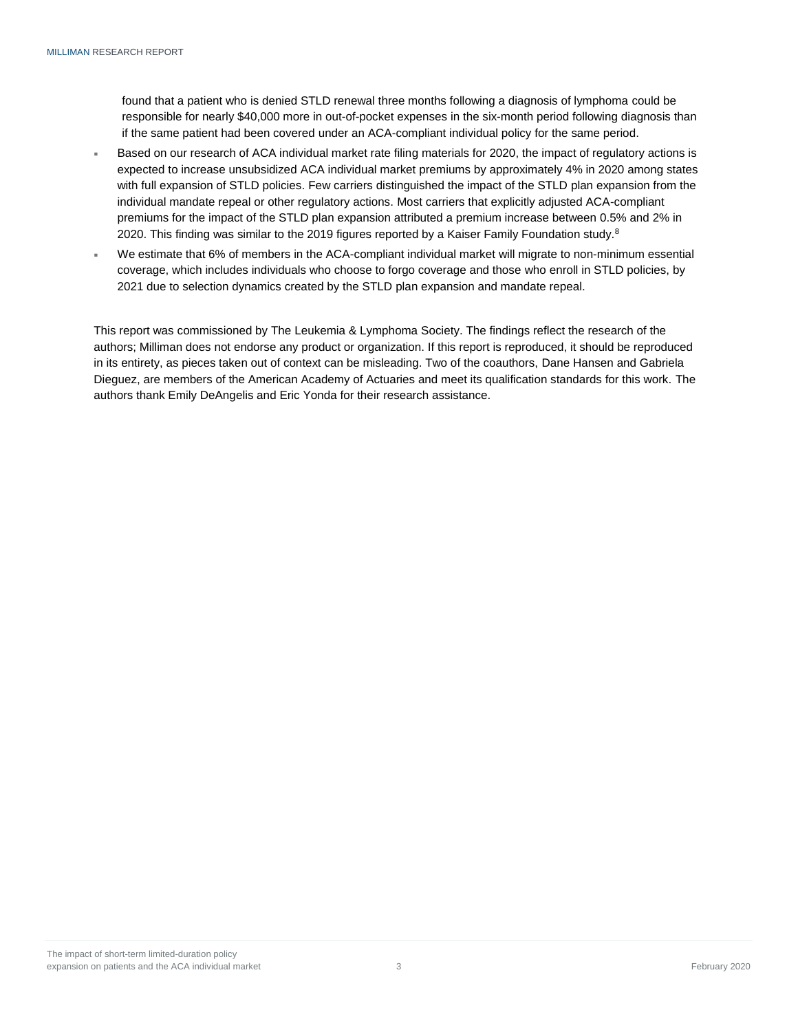found that a patient who is denied STLD renewal three months following a diagnosis of lymphoma could be responsible for nearly $40,000 more in out-of-pocket expenses in the six-month period following diagnosis than if the same patient had been covered under an ACA-compliant individual policy for the same period.

- Based on our research of ACA individual market rate filing materials for 2020, the impact of regulatory actions is expected to increase unsubsidized ACA individual market premiums by approximately 4% in 2020 among states with full expansion of STLD policies. Few carriers distinguished the impact of the STLD plan expansion from the individual mandate repeal or other regulatory actions. Most carriers that explicitly adjusted ACA-compliant premiums for the impact of the STLD plan expansion attributed a premium increase between 0.5% and 2% in 2020. This finding was similar to the 2019 figures reported by a Kaiser Family Foundation study.[8]
- We estimate that 6% of members in the ACA-compliant individual market will migrate to non-minimum essential coverage, which includes individuals who choose to forgo coverage and those who enroll in STLD policies, by 2021 due to selection dynamics created by the STLD plan expansion and mandate repeal.

This report was commissioned by The Leukemia & Lymphoma Society. The findings reflect the research of the authors; Milliman does not endorse any product or organization. If this report is reproduced, it should be reproduced in its entirety, as pieces taken out of context can be misleading. Two of the coauthors, Dane Hansen and Gabriela Dieguez, are members of the American Academy of Actuaries and meet its qualification standards for this work. The authors thank Emily DeAngelis and Eric Yonda for their research assistance.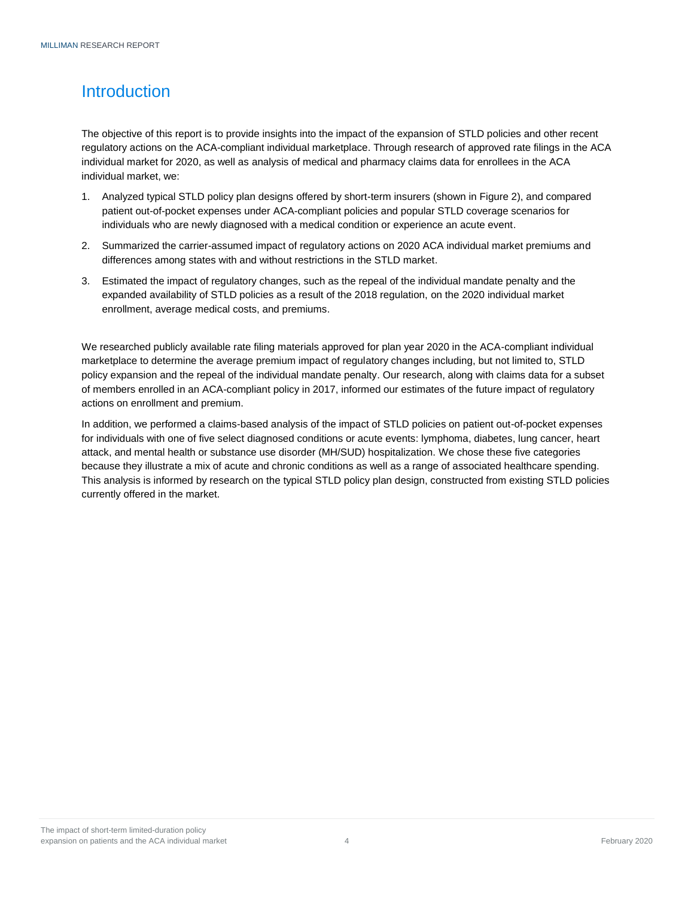# Introduction

The objective of this report is to provide insights into the impact of the expansion of STLD policies and other recent regulatory actions on the ACA-compliant individual marketplace. Through research of approved rate filings in the ACA individual market for 2020, as well as analysis of medical and pharmacy claims data for enrollees in the ACA individual market, we:

1. Analyzed typical STLD policy plan designs offered by short-term insurers (shown in Figure 2), and compared patient out-of-pocket expenses under ACA-compliant policies and popular STLD coverage scenarios for individuals who are newly diagnosed with a medical condition or experience an acute event.
2. Summarized the carrier-assumed impact of regulatory actions on 2020 ACA individual market premiums and differences among states with and without restrictions in the STLD market.
3. Estimated the impact of regulatory changes, such as the repeal of the individual mandate penalty and the expanded availability of STLD policies as a result of the 2018 regulation, on the 2020 individual market enrollment, average medical costs, and premiums.

We researched publicly available rate filing materials approved for plan year 2020 in the ACA-compliant individual marketplace to determine the average premium impact of regulatory changes including, but not limited to, STLD policy expansion and the repeal of the individual mandate penalty. Our research, along with claims data for a subset of members enrolled in an ACA-compliant policy in 2017, informed our estimates of the future impact of regulatory actions on enrollment and premium.

In addition, we performed a claims-based analysis of the impact of STLD policies on patient out-of-pocket expenses for individuals with one of five select diagnosed conditions or acute events: lymphoma, diabetes, lung cancer, heart attack, and mental health or substance use disorder (MH/SUD) hospitalization. We chose these five categories because they illustrate a mix of acute and chronic conditions as well as a range of associated healthcare spending. This analysis is informed by research on the typical STLD policy plan design, constructed from existing STLD policies currently offered in the market.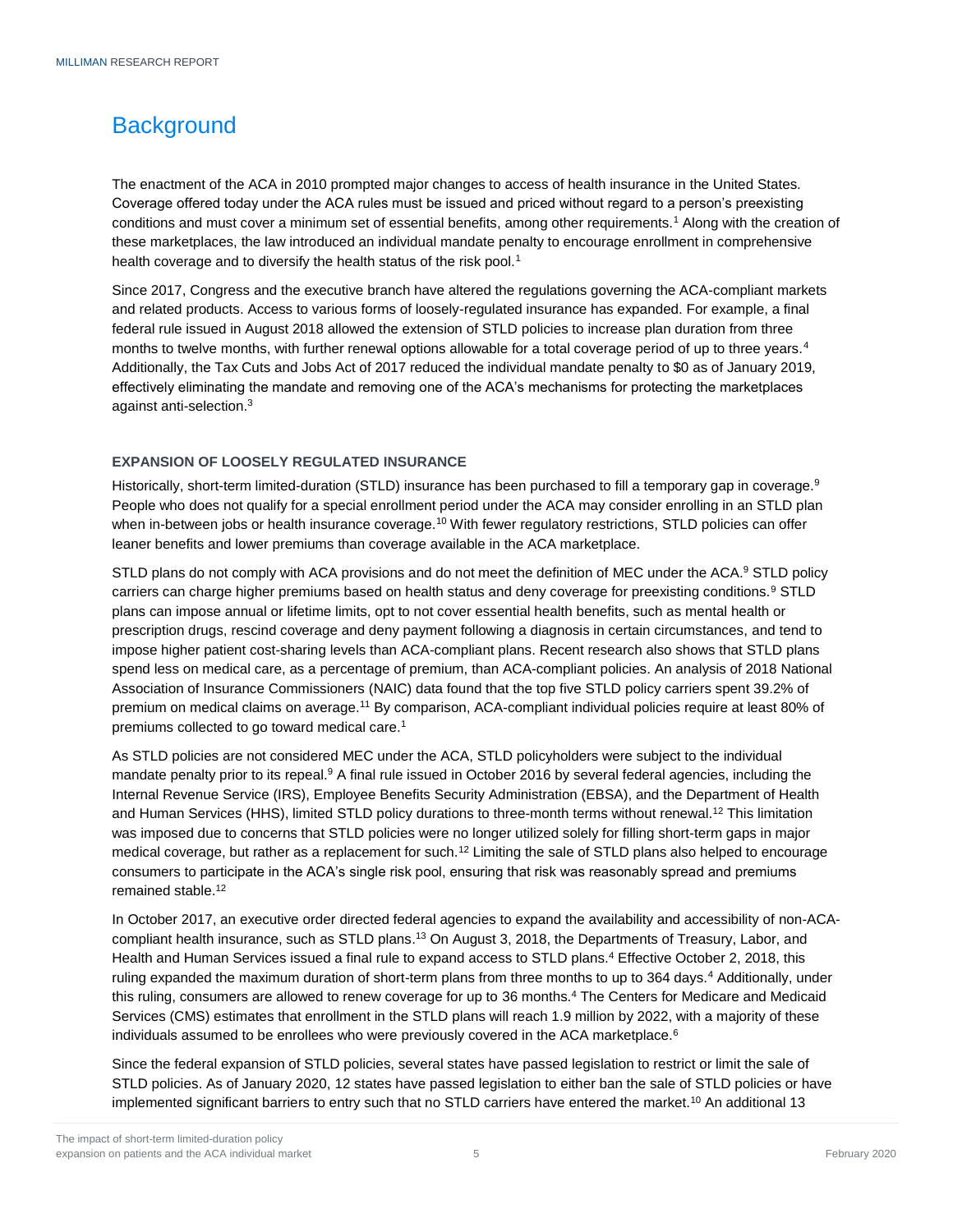# Background

The enactment of the ACA in 2010 prompted major changes to access of health insurance in the United States. Coverage offered today under the ACA rules must be issued and priced without regard to a person's preexisting conditions and must cover a minimum set of essential benefits, among other requirements.[1] Along with the creation of these marketplaces, the law introduced an individual mandate penalty to encourage enrollment in comprehensive health coverage and to diversify the health status of the risk pool.[1]

Since 2017, Congress and the executive branch have altered the regulations governing the ACA-compliant markets and related products. Access to various forms of loosely-regulated insurance has expanded. For example, a final federal rule issued in August 2018 allowed the extension of STLD policies to increase plan duration from three months to twelve months, with further renewal options allowable for a total coverage period of up to three years.[4] Additionally, the Tax Cuts and Jobs Act of 2017 reduced the individual mandate penalty to $0 as of January 2019, effectively eliminating the mandate and removing one of the ACA's mechanisms for protecting the marketplaces against anti-selection.[3]

### EXPANSION OF LOOSELY REGULATED INSURANCE

Historically, short-term limited-duration (STLD) insurance has been purchased to fill a temporary gap in coverage.[9] People who does not qualify for a special enrollment period under the ACA may consider enrolling in an STLD plan when in-between jobs or health insurance coverage.[10] With fewer regulatory restrictions, STLD policies can offer leaner benefits and lower premiums than coverage available in the ACA marketplace.

STLD plans do not comply with ACA provisions and do not meet the definition of MEC under the ACA.[9] STLD policy carriers can charge higher premiums based on health status and deny coverage for preexisting conditions.[9] STLD plans can impose annual or lifetime limits, opt to not cover essential health benefits, such as mental health or prescription drugs, rescind coverage and deny payment following a diagnosis in certain circumstances, and tend to impose higher patient cost-sharing levels than ACA-compliant plans. Recent research also shows that STLD plans spend less on medical care, as a percentage of premium, than ACA-compliant policies. An analysis of 2018 National Association of Insurance Commissioners (NAIC) data found that the top five STLD policy carriers spent 39.2% of premium on medical claims on average.[11] By comparison, ACA-compliant individual policies require at least 80% of premiums collected to go toward medical care.[1]

As STLD policies are not considered MEC under the ACA, STLD policyholders were subject to the individual mandate penalty prior to its repeal.[9] A final rule issued in October 2016 by several federal agencies, including the Internal Revenue Service (IRS), Employee Benefits Security Administration (EBSA), and the Department of Health and Human Services (HHS), limited STLD policy durations to three-month terms without renewal.[12] This limitation was imposed due to concerns that STLD policies were no longer utilized solely for filling short-term gaps in major medical coverage, but rather as a replacement for such.[12] Limiting the sale of STLD plans also helped to encourage consumers to participate in the ACA's single risk pool, ensuring that risk was reasonably spread and premiums remained stable.[12]

In October 2017, an executive order directed federal agencies to expand the availability and accessibility of non-ACA-compliant health insurance, such as STLD plans.[13] On August 3, 2018, the Departments of Treasury, Labor, and Health and Human Services issued a final rule to expand access to STLD plans.[4] Effective October 2, 2018, this ruling expanded the maximum duration of short-term plans from three months to up to 364 days.[4] Additionally, under this ruling, consumers are allowed to renew coverage for up to 36 months.[4] The Centers for Medicare and Medicaid Services (CMS) estimates that enrollment in the STLD plans will reach 1.9 million by 2022, with a majority of these individuals assumed to be enrollees who were previously covered in the ACA marketplace.[6]

Since the federal expansion of STLD policies, several states have passed legislation to restrict or limit the sale of STLD policies. As of January 2020, 12 states have passed legislation to either ban the sale of STLD policies or have implemented significant barriers to entry such that no STLD carriers have entered the market.[10] An additional 13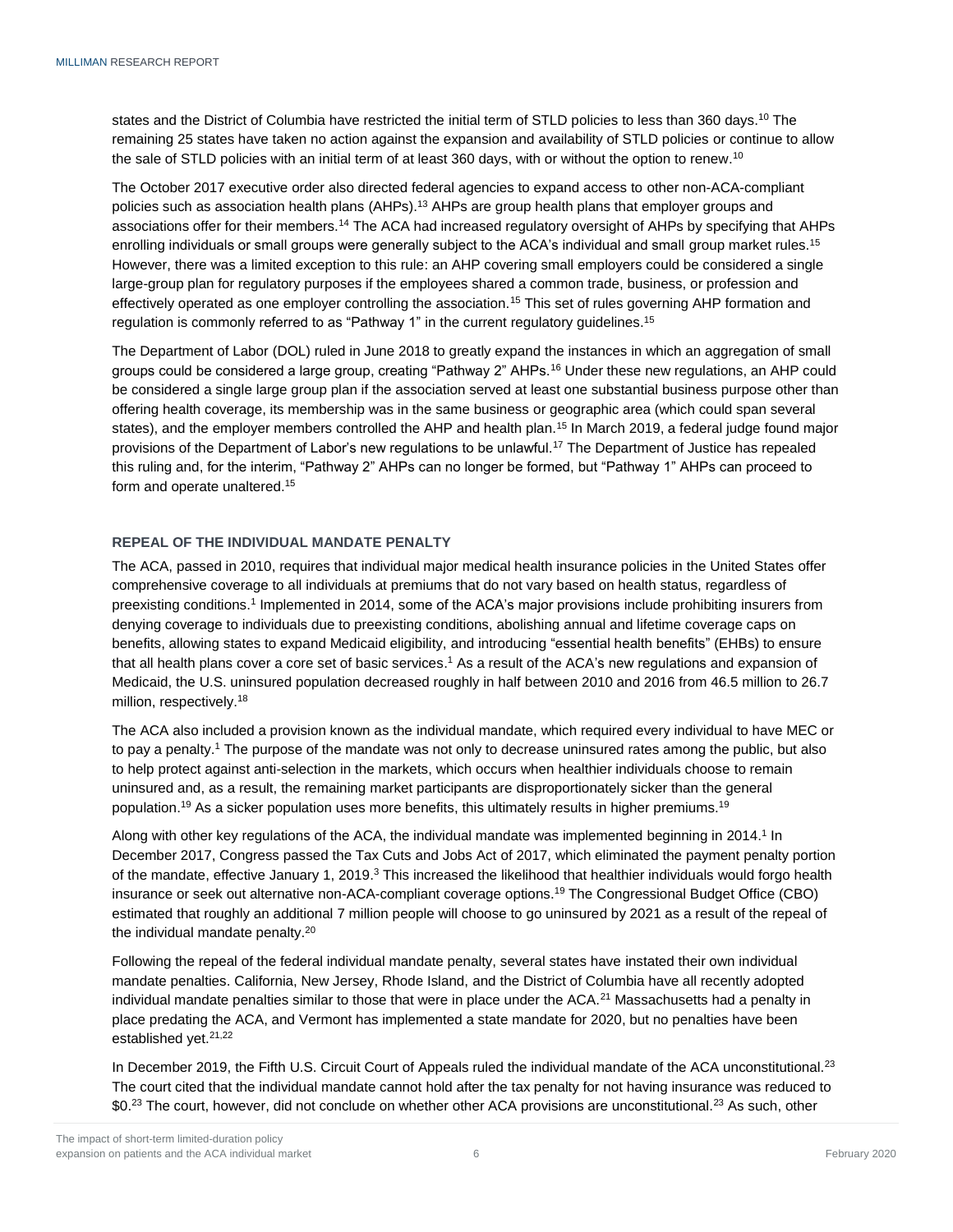states and the District of Columbia have restricted the initial term of STLD policies to less than 360 days.[10] The remaining 25 states have taken no action against the expansion and availability of STLD policies or continue to allow the sale of STLD policies with an initial term of at least 360 days, with or without the option to renew.[10]

The October 2017 executive order also directed federal agencies to expand access to other non-ACA-compliant policies such as association health plans (AHPs).[13] AHPs are group health plans that employer groups and associations offer for their members.[14] The ACA had increased regulatory oversight of AHPs by specifying that AHPs enrolling individuals or small groups were generally subject to the ACA's individual and small group market rules.[15] However, there was a limited exception to this rule: an AHP covering small employers could be considered a single large-group plan for regulatory purposes if the employees shared a common trade, business, or profession and effectively operated as one employer controlling the association.[15] This set of rules governing AHP formation and regulation is commonly referred to as "Pathway 1" in the current regulatory guidelines.[15]

The Department of Labor (DOL) ruled in June 2018 to greatly expand the instances in which an aggregation of small groups could be considered a large group, creating "Pathway 2" AHPs.[16] Under these new regulations, an AHP could be considered a single large group plan if the association served at least one substantial business purpose other than offering health coverage, its membership was in the same business or geographic area (which could span several states), and the employer members controlled the AHP and health plan.[15] In March 2019, a federal judge found major provisions of the Department of Labor's new regulations to be unlawful.[17] The Department of Justice has repealed this ruling and, for the interim, "Pathway 2" AHPs can no longer be formed, but "Pathway 1" AHPs can proceed to form and operate unaltered.[15]

### REPEAL OF THE INDIVIDUAL MANDATE PENALTY

The ACA, passed in 2010, requires that individual major medical health insurance policies in the United States offer comprehensive coverage to all individuals at premiums that do not vary based on health status, regardless of preexisting conditions.[1] Implemented in 2014, some of the ACA's major provisions include prohibiting insurers from denying coverage to individuals due to preexisting conditions, abolishing annual and lifetime coverage caps on benefits, allowing states to expand Medicaid eligibility, and introducing "essential health benefits" (EHBs) to ensure that all health plans cover a core set of basic services.[1] As a result of the ACA's new regulations and expansion of Medicaid, the U.S. uninsured population decreased roughly in half between 2010 and 2016 from 46.5 million to 26.7 million, respectively.[18]

The ACA also included a provision known as the individual mandate, which required every individual to have MEC or to pay a penalty.[1] The purpose of the mandate was not only to decrease uninsured rates among the public, but also to help protect against anti-selection in the markets, which occurs when healthier individuals choose to remain uninsured and, as a result, the remaining market participants are disproportionately sicker than the general population.[19] As a sicker population uses more benefits, this ultimately results in higher premiums.[19]

Along with other key regulations of the ACA, the individual mandate was implemented beginning in 2014.[1] In December 2017, Congress passed the Tax Cuts and Jobs Act of 2017, which eliminated the payment penalty portion of the mandate, effective January 1, 2019.[3] This increased the likelihood that healthier individuals would forgo health insurance or seek out alternative non-ACA-compliant coverage options.[19] The Congressional Budget Office (CBO) estimated that roughly an additional 7 million people will choose to go uninsured by 2021 as a result of the repeal of the individual mandate penalty.[20]

Following the repeal of the federal individual mandate penalty, several states have instated their own individual mandate penalties. California, New Jersey, Rhode Island, and the District of Columbia have all recently adopted individual mandate penalties similar to those that were in place under the ACA.[21] Massachusetts had a penalty in place predating the ACA, and Vermont has implemented a state mandate for 2020, but no penalties have been established yet.[21,22]

In December 2019, the Fifth U.S. Circuit Court of Appeals ruled the individual mandate of the ACA unconstitutional.[23] The court cited that the individual mandate cannot hold after the tax penalty for not having insurance was reduced to $0.[23] The court, however, did not conclude on whether other ACA provisions are unconstitutional.[23] As such, other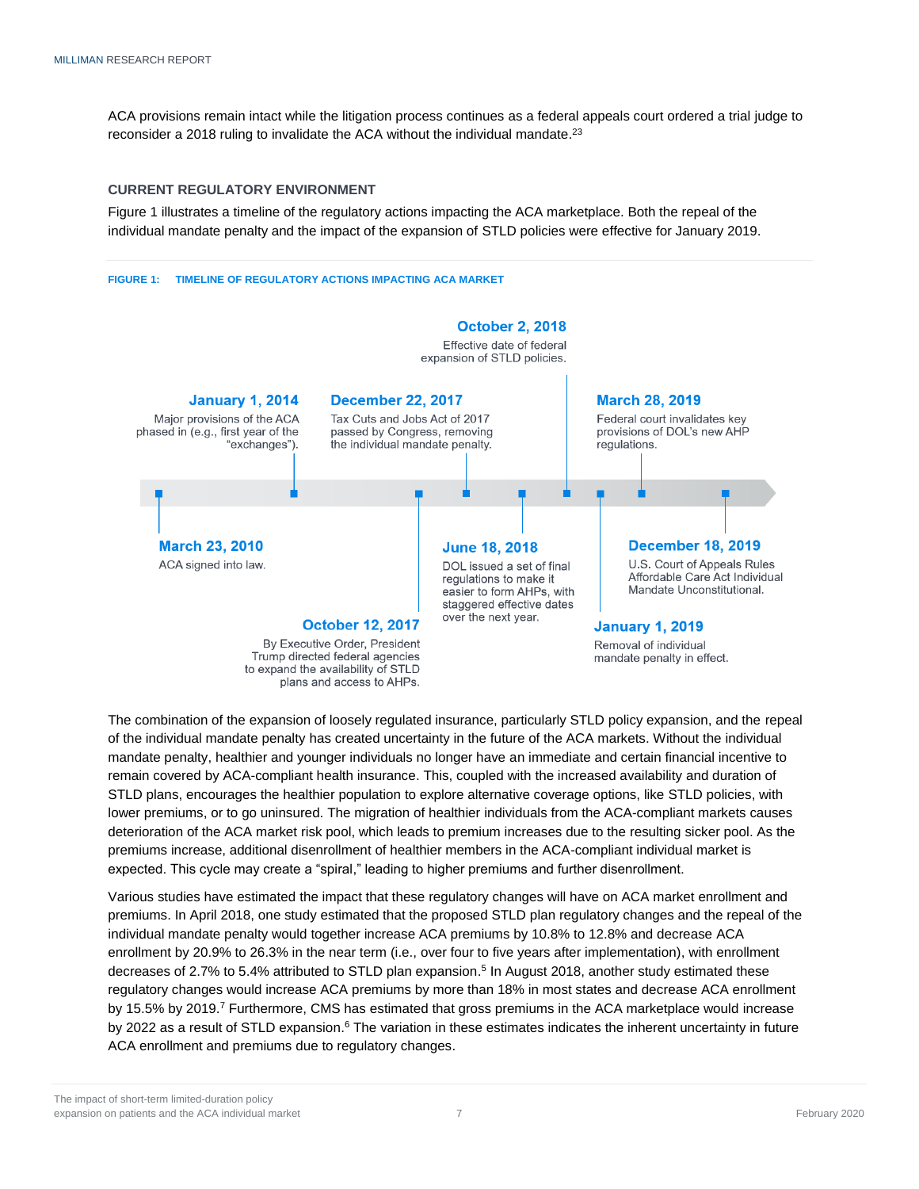ACA provisions remain intact while the litigation process continues as a federal appeals court ordered a trial judge to reconsider a 2018 ruling to invalidate the ACA without the individual mandate.[23]

## CURRENT REGULATORY ENVIRONMENT

Figure 1 illustrates a timeline of the regulatory actions impacting the ACA marketplace. Both the repeal of the individual mandate penalty and the impact of the expansion of STLD policies were effective for January 2019.

**FIGURE 1: TIMELINE OF REGULATORY ACTIONS IMPACTING ACA MARKET**

**March 23, 2010**
ACA signed into law.

**January 1, 2014**
Major provisions of the ACA phased in (e.g., first year of the "exchanges").

**October 12, 2017**
By Executive Order, President Trump directed federal agencies to expand the availability of STLD plans and access to AHPs.

**December 22, 2017**
Tax Cuts and Jobs Act of 2017 passed by Congress, removing the individual mandate penalty.

**June 18, 2018**
DOL issued a set of final regulations to make it easier to form AHPs, with staggered effective dates over the next year.

**October 2, 2018**
Effective date of federal expansion of STLD policies.

**January 1, 2019**
Removal of individual mandate penalty in effect.

**March 28, 2019**
Federal court invalidates key provisions of DOL's new AHP regulations.

**December 18, 2019**
U.S. Court of Appeals Rules Affordable Care Act Individual Mandate Unconstitutional.

The combination of the expansion of loosely regulated insurance, particularly STLD policy expansion, and the repeal of the individual mandate penalty has created uncertainty in the future of the ACA markets. Without the individual mandate penalty, healthier and younger individuals no longer have an immediate and certain financial incentive to remain covered by ACA-compliant health insurance. This, coupled with the increased availability and duration of STLD plans, encourages the healthier population to explore alternative coverage options, like STLD policies, with lower premiums, or to go uninsured. The migration of healthier individuals from the ACA-compliant markets causes deterioration of the ACA market risk pool, which leads to premium increases due to the resulting sicker pool. As the premiums increase, additional disenrollment of healthier members in the ACA-compliant individual market is expected. This cycle may create a "spiral," leading to higher premiums and further disenrollment.

Various studies have estimated the impact that these regulatory changes will have on ACA market enrollment and premiums. In April 2018, one study estimated that the proposed STLD plan regulatory changes and the repeal of the individual mandate penalty would together increase ACA premiums by 10.8% to 12.8% and decrease ACA enrollment by 20.9% to 26.3% in the near term (i.e., over four to five years after implementation), with enrollment decreases of 2.7% to 5.4% attributed to STLD plan expansion.[5] In August 2018, another study estimated these regulatory changes would increase ACA premiums by more than 18% in most states and decrease ACA enrollment by 15.5% by 2019.[7] Furthermore, CMS has estimated that gross premiums in the ACA marketplace would increase by 2022 as a result of STLD expansion.[6] The variation in these estimates indicates the inherent uncertainty in future ACA enrollment and premiums due to regulatory changes.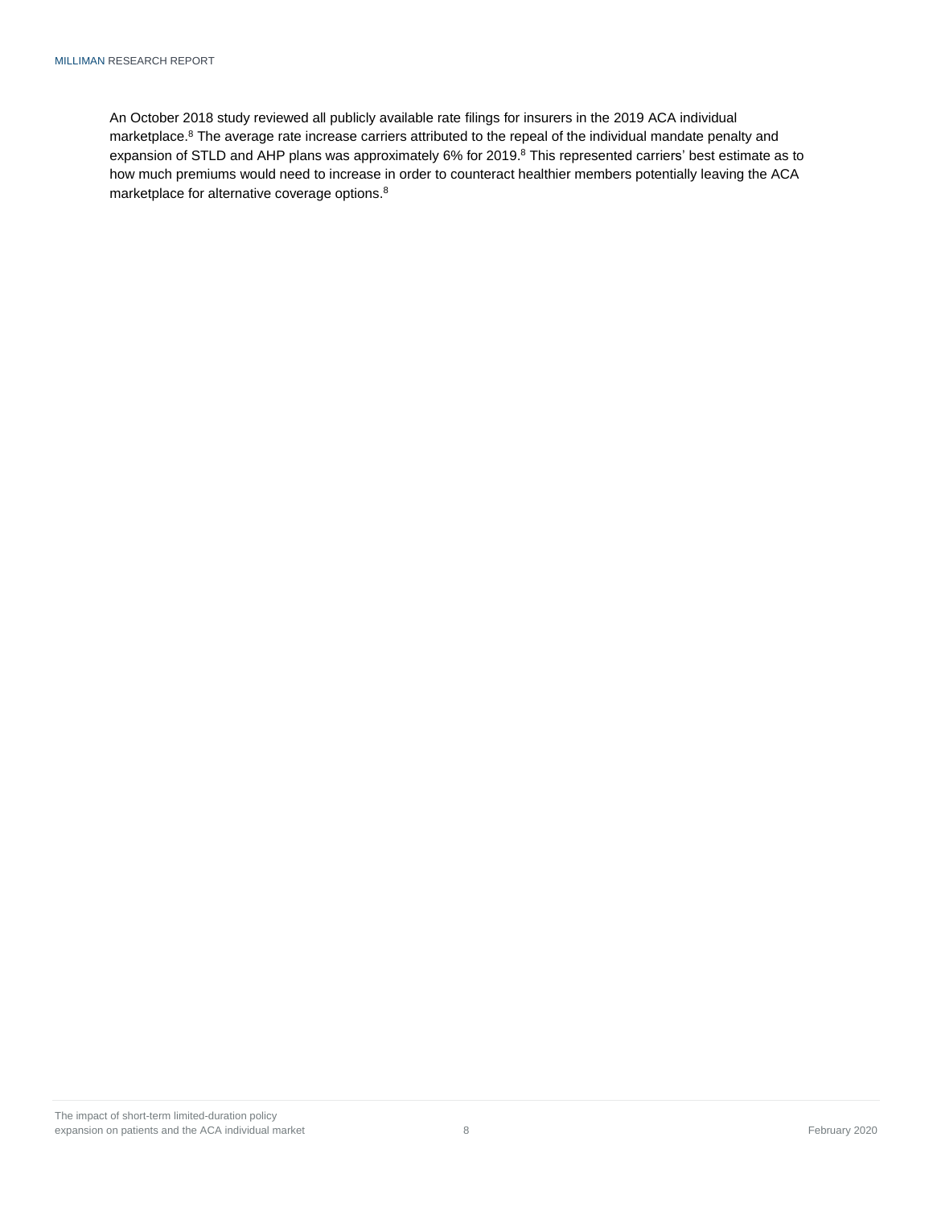An October 2018 study reviewed all publicly available rate filings for insurers in the 2019 ACA individual marketplace.[8] The average rate increase carriers attributed to the repeal of the individual mandate penalty and expansion of STLD and AHP plans was approximately 6% for 2019.[8] This represented carriers' best estimate as to how much premiums would need to increase in order to counteract healthier members potentially leaving the ACA marketplace for alternative coverage options.[8]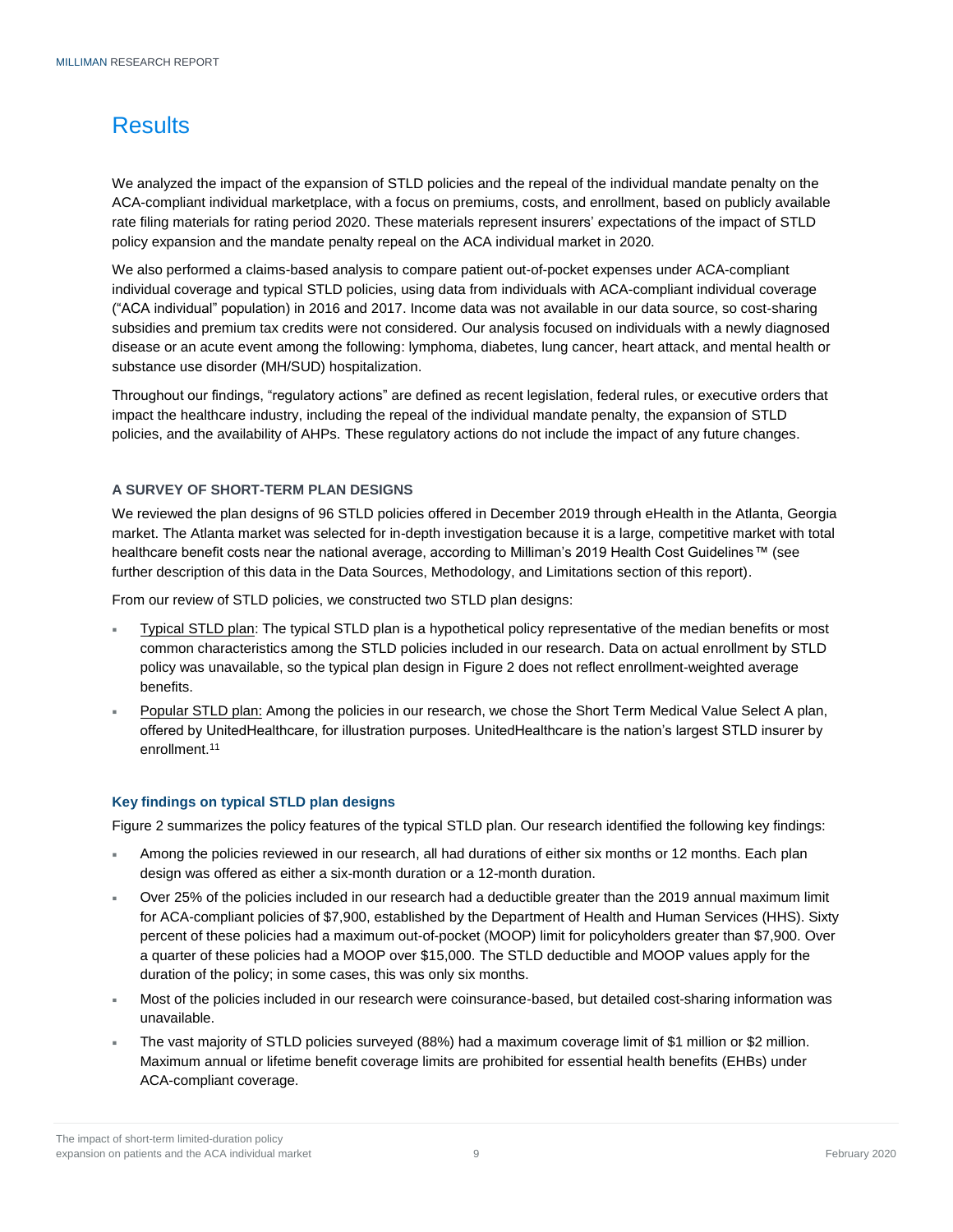## Results

We analyzed the impact of the expansion of STLD policies and the repeal of the individual mandate penalty on the ACA-compliant individual marketplace, with a focus on premiums, costs, and enrollment, based on publicly available rate filing materials for rating period 2020. These materials represent insurers' expectations of the impact of STLD policy expansion and the mandate penalty repeal on the ACA individual market in 2020.

We also performed a claims-based analysis to compare patient out-of-pocket expenses under ACA-compliant individual coverage and typical STLD policies, using data from individuals with ACA-compliant individual coverage ("ACA individual" population) in 2016 and 2017. Income data was not available in our data source, so cost-sharing subsidies and premium tax credits were not considered. Our analysis focused on individuals with a newly diagnosed disease or an acute event among the following: lymphoma, diabetes, lung cancer, heart attack, and mental health or substance use disorder (MH/SUD) hospitalization.

Throughout our findings, "regulatory actions" are defined as recent legislation, federal rules, or executive orders that impact the healthcare industry, including the repeal of the individual mandate penalty, the expansion of STLD policies, and the availability of AHPs. These regulatory actions do not include the impact of any future changes.

### A SURVEY OF SHORT-TERM PLAN DESIGNS

We reviewed the plan designs of 96 STLD policies offered in December 2019 through eHealth in the Atlanta, Georgia market. The Atlanta market was selected for in-depth investigation because it is a large, competitive market with total healthcare benefit costs near the national average, according to Milliman's 2019 Health Cost Guidelines™ (see further description of this data in the Data Sources, Methodology, and Limitations section of this report).

From our review of STLD policies, we constructed two STLD plan designs:

- Typical STLD plan: The typical STLD plan is a hypothetical policy representative of the median benefits or most common characteristics among the STLD policies included in our research. Data on actual enrollment by STLD policy was unavailable, so the typical plan design in Figure 2 does not reflect enrollment-weighted average benefits.
- Popular STLD plan: Among the policies in our research, we chose the Short Term Medical Value Select A plan, offered by UnitedHealthcare, for illustration purposes. UnitedHealthcare is the nation's largest STLD insurer by enrollment.[11]

#### Key findings on typical STLD plan designs

Figure 2 summarizes the policy features of the typical STLD plan. Our research identified the following key findings:

- Among the policies reviewed in our research, all had durations of either six months or 12 months. Each plan design was offered as either a six-month duration or a 12-month duration.
- Over 25% of the policies included in our research had a deductible greater than the 2019 annual maximum limit for ACA-compliant policies of $7,900, established by the Department of Health and Human Services (HHS). Sixty percent of these policies had a maximum out-of-pocket (MOOP) limit for policyholders greater than $7,900. Over a quarter of these policies had a MOOP over $15,000. The STLD deductible and MOOP values apply for the duration of the policy; in some cases, this was only six months.
- Most of the policies included in our research were coinsurance-based, but detailed cost-sharing information was unavailable.
- The vast majority of STLD policies surveyed (88%) had a maximum coverage limit of $1 million or $2 million. Maximum annual or lifetime benefit coverage limits are prohibited for essential health benefits (EHBs) under ACA-compliant coverage.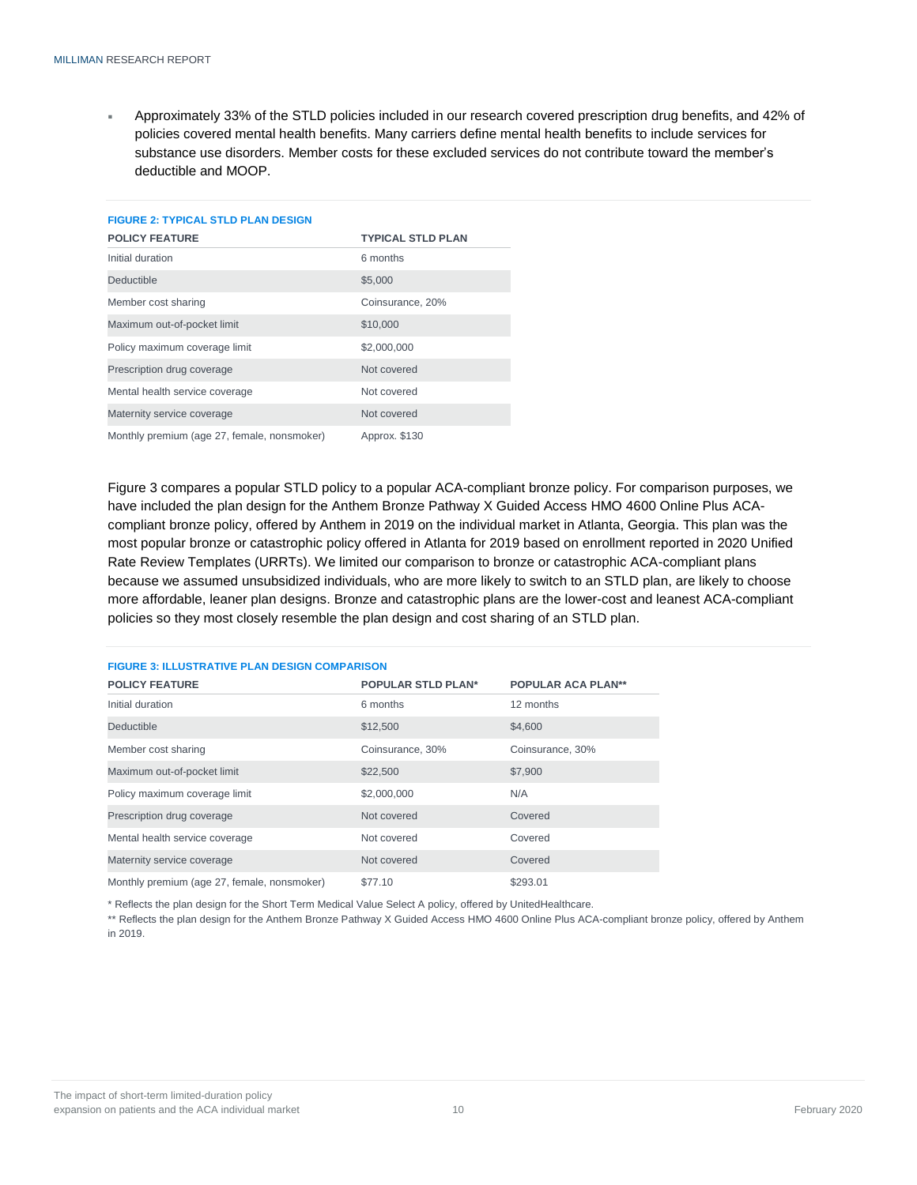- Approximately 33% of the STLD policies included in our research covered prescription drug benefits, and 42% of policies covered mental health benefits. Many carriers define mental health benefits to include services for substance use disorders. Member costs for these excluded services do not contribute toward the member's deductible and MOOP.

**FIGURE 2: TYPICAL STLD PLAN DESIGN**

| POLICY FEATURE | TYPICAL STLD PLAN |
|---|---|
| Initial duration | 6 months |
| Deductible | $5,000 |
| Member cost sharing | Coinsurance, 20% |
| Maximum out-of-pocket limit | $10,000 |
| Policy maximum coverage limit | $2,000,000 |
| Prescription drug coverage | Not covered |
| Mental health service coverage | Not covered |
| Maternity service coverage | Not covered |
| Monthly premium (age 27, female, nonsmoker) | Approx. $130 |

Figure 3 compares a popular STLD policy to a popular ACA-compliant bronze policy. For comparison purposes, we have included the plan design for the Anthem Bronze Pathway X Guided Access HMO 4600 Online Plus ACA-compliant bronze policy, offered by Anthem in 2019 on the individual market in Atlanta, Georgia. This plan was the most popular bronze or catastrophic policy offered in Atlanta for 2019 based on enrollment reported in 2020 Unified Rate Review Templates (URRTs). We limited our comparison to bronze or catastrophic ACA-compliant plans because we assumed unsubsidized individuals, who are more likely to switch to an STLD plan, are likely to choose more affordable, leaner plan designs. Bronze and catastrophic plans are the lower-cost and leanest ACA-compliant policies so they most closely resemble the plan design and cost sharing of an STLD plan.

**FIGURE 3: ILLUSTRATIVE PLAN DESIGN COMPARISON**

| POLICY FEATURE | POPULAR STLD PLAN* | POPULAR ACA PLAN** |
|---|---|---|
| Initial duration | 6 months | 12 months |
| Deductible | $12,500 | $4,600 |
| Member cost sharing | Coinsurance, 30% | Coinsurance, 30% |
| Maximum out-of-pocket limit | $22,500 | $7,900 |
| Policy maximum coverage limit | $2,000,000 | N/A |
| Prescription drug coverage | Not covered | Covered |
| Mental health service coverage | Not covered | Covered |
| Maternity service coverage | Not covered | Covered |
| Monthly premium (age 27, female, nonsmoker) | $77.10 | $293.01 |

\* Reflects the plan design for the Short Term Medical Value Select A policy, offered by UnitedHealthcare.

\*\* Reflects the plan design for the Anthem Bronze Pathway X Guided Access HMO 4600 Online Plus ACA-compliant bronze policy, offered by Anthem in 2019.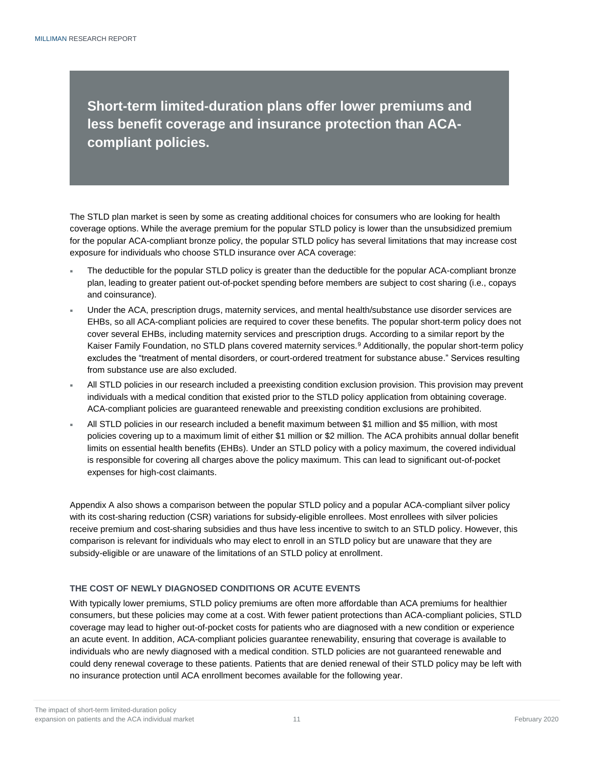## Short-term limited-duration plans offer lower premiums and less benefit coverage and insurance protection than ACA-compliant policies.

The STLD plan market is seen by some as creating additional choices for consumers who are looking for health coverage options. While the average premium for the popular STLD policy is lower than the unsubsidized premium for the popular ACA-compliant bronze policy, the popular STLD policy has several limitations that may increase cost exposure for individuals who choose STLD insurance over ACA coverage:

- The deductible for the popular STLD policy is greater than the deductible for the popular ACA-compliant bronze plan, leading to greater patient out-of-pocket spending before members are subject to cost sharing (i.e., copays and coinsurance).
- Under the ACA, prescription drugs, maternity services, and mental health/substance use disorder services are EHBs, so all ACA-compliant policies are required to cover these benefits. The popular short-term policy does not cover several EHBs, including maternity services and prescription drugs. According to a similar report by the Kaiser Family Foundation, no STLD plans covered maternity services.[9] Additionally, the popular short-term policy excludes the "treatment of mental disorders, or court-ordered treatment for substance abuse." Services resulting from substance use are also excluded.
- All STLD policies in our research included a preexisting condition exclusion provision. This provision may prevent individuals with a medical condition that existed prior to the STLD policy application from obtaining coverage. ACA-compliant policies are guaranteed renewable and preexisting condition exclusions are prohibited.
- All STLD policies in our research included a benefit maximum between $1 million and $5 million, with most policies covering up to a maximum limit of either $1 million or $2 million. The ACA prohibits annual dollar benefit limits on essential health benefits (EHBs). Under an STLD policy with a policy maximum, the covered individual is responsible for covering all charges above the policy maximum. This can lead to significant out-of-pocket expenses for high-cost claimants.

Appendix A also shows a comparison between the popular STLD policy and a popular ACA-compliant silver policy with its cost-sharing reduction (CSR) variations for subsidy-eligible enrollees. Most enrollees with silver policies receive premium and cost-sharing subsidies and thus have less incentive to switch to an STLD policy. However, this comparison is relevant for individuals who may elect to enroll in an STLD policy but are unaware that they are subsidy-eligible or are unaware of the limitations of an STLD policy at enrollment.

### THE COST OF NEWLY DIAGNOSED CONDITIONS OR ACUTE EVENTS

With typically lower premiums, STLD policy premiums are often more affordable than ACA premiums for healthier consumers, but these policies may come at a cost. With fewer patient protections than ACA-compliant policies, STLD coverage may lead to higher out-of-pocket costs for patients who are diagnosed with a new condition or experience an acute event. In addition, ACA-compliant policies guarantee renewability, ensuring that coverage is available to individuals who are newly diagnosed with a medical condition. STLD policies are not guaranteed renewable and could deny renewal coverage to these patients. Patients that are denied renewal of their STLD policy may be left with no insurance protection until ACA enrollment becomes available for the following year.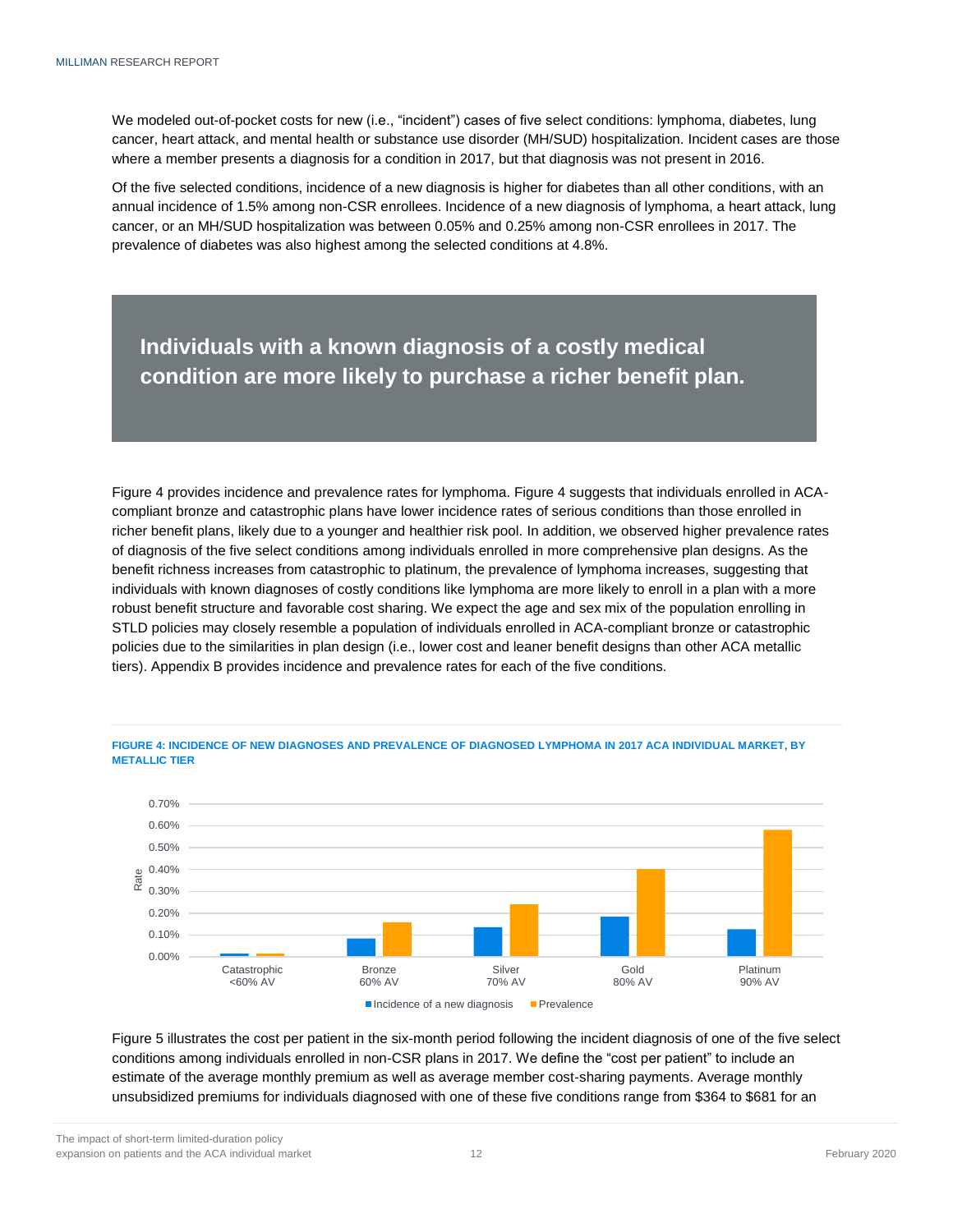We modeled out-of-pocket costs for new (i.e., "incident") cases of five select conditions: lymphoma, diabetes, lung cancer, heart attack, and mental health or substance use disorder (MH/SUD) hospitalization. Incident cases are those where a member presents a diagnosis for a condition in 2017, but that diagnosis was not present in 2016.

Of the five selected conditions, incidence of a new diagnosis is higher for diabetes than all other conditions, with an annual incidence of 1.5% among non-CSR enrollees. Incidence of a new diagnosis of lymphoma, a heart attack, lung cancer, or an MH/SUD hospitalization was between 0.05% and 0.25% among non-CSR enrollees in 2017. The prevalence of diabetes was also highest among the selected conditions at 4.8%.

**Individuals with a known diagnosis of a costly medical condition are more likely to purchase a richer benefit plan.**

Figure 4 provides incidence and prevalence rates for lymphoma. Figure 4 suggests that individuals enrolled in ACA-compliant bronze and catastrophic plans have lower incidence rates of serious conditions than those enrolled in richer benefit plans, likely due to a younger and healthier risk pool. In addition, we observed higher prevalence rates of diagnosis of the five select conditions among individuals enrolled in more comprehensive plan designs. As the benefit richness increases from catastrophic to platinum, the prevalence of lymphoma increases, suggesting that individuals with known diagnoses of costly conditions like lymphoma are more likely to enroll in a plan with a more robust benefit structure and favorable cost sharing. We expect the age and sex mix of the population enrolling in STLD policies may closely resemble a population of individuals enrolled in ACA-compliant bronze or catastrophic policies due to the similarities in plan design (i.e., lower cost and leaner benefit designs than other ACA metallic tiers). Appendix B provides incidence and prevalence rates for each of the five conditions.

**FIGURE 4: INCIDENCE OF NEW DIAGNOSES AND PREVALENCE OF DIAGNOSED LYMPHOMA IN 2017 ACA INDIVIDUAL MARKET, BY METALLIC TIER**

Rate: 0.00%–0.70%

Catastrophic <60% AV | Bronze 60% AV | Silver 70% AV | Gold 80% AV | Platinum 90% AV

■ Incidence of a new diagnosis ■ Prevalence

Figure 5 illustrates the cost per patient in the six-month period following the incident diagnosis of one of the five select conditions among individuals enrolled in non-CSR plans in 2017. We define the "cost per patient" to include an estimate of the average monthly premium as well as average member cost-sharing payments. Average monthly unsubsidized premiums for individuals diagnosed with one of these five conditions range from $364 to $681 for an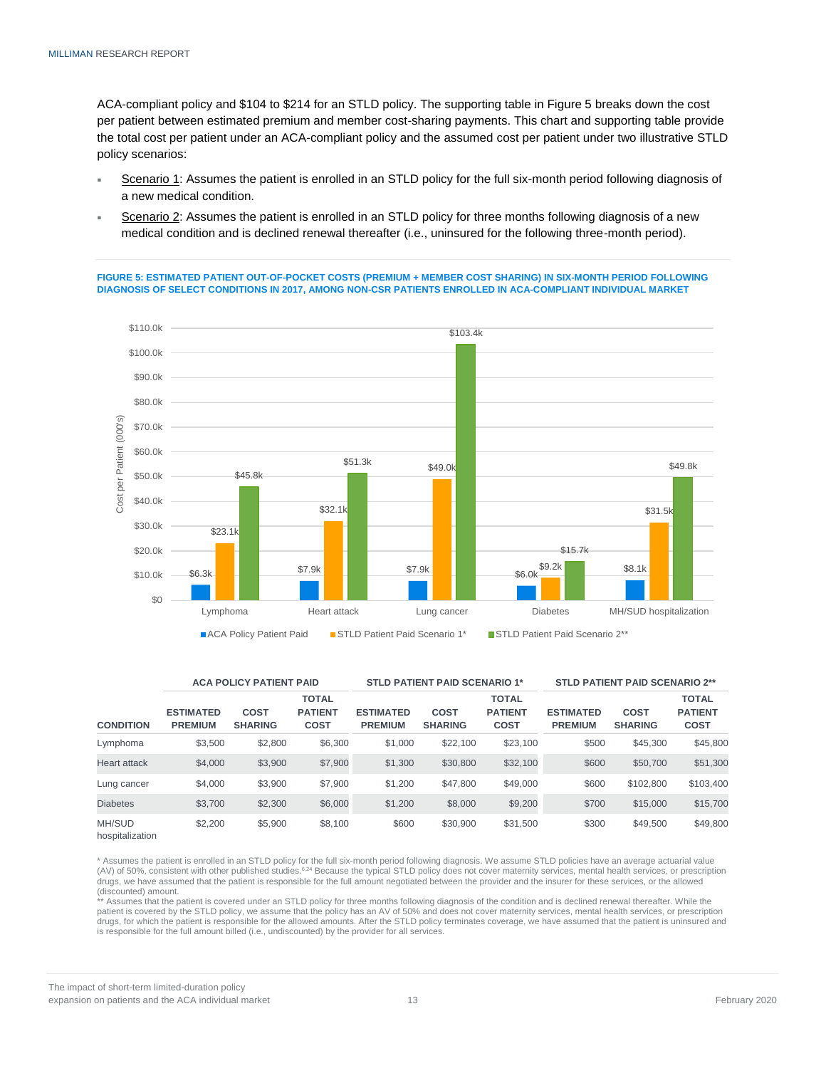ACA-compliant policy and $104 to $214 for an STLD policy. The supporting table in Figure 5 breaks down the cost per patient between estimated premium and member cost-sharing payments. This chart and supporting table provide the total cost per patient under an ACA-compliant policy and the assumed cost per patient under two illustrative STLD policy scenarios:

- Scenario 1: Assumes the patient is enrolled in an STLD policy for the full six-month period following diagnosis of a new medical condition.
- Scenario 2: Assumes the patient is enrolled in an STLD policy for three months following diagnosis of a new medical condition and is declined renewal thereafter (i.e., uninsured for the following three-month period).

**FIGURE 5: ESTIMATED PATIENT OUT-OF-POCKET COSTS (PREMIUM + MEMBER COST SHARING) IN SIX-MONTH PERIOD FOLLOWING DIAGNOSIS OF SELECT CONDITIONS IN 2017, AMONG NON-CSR PATIENTS ENROLLED IN ACA-COMPLIANT INDIVIDUAL MARKET**

| Condition | ACA Policy Patient Paid | STLD Patient Paid Scenario 1* | STLD Patient Paid Scenario 2** |
|---|---|---|---|
| Lymphoma | $6.3k | $23.1k | $45.8k |
| Heart attack | $7.9k | $32.1k | $51.3k |
| Lung cancer | $7.9k | $49.0k | $103.4k |
| Diabetes | $6.0k | $9.2k | $15.7k |
| MH/SUD hospitalization | $8.1k | $31.5k | $49.8k |

| | ACA POLICY PATIENT PAID | | | STLD PATIENT PAID SCENARIO 1* | | | STLD PATIENT PAID SCENARIO 2** | | |
|---|---|---|---|---|---|---|---|---|---|
| CONDITION | ESTIMATED PREMIUM | COST SHARING | TOTAL PATIENT COST | ESTIMATED PREMIUM | COST SHARING | TOTAL PATIENT COST | ESTIMATED PREMIUM | COST SHARING | TOTAL PATIENT COST |
| Lymphoma | $3,500 | $2,800 | $6,300 | $1,000 | $22,100 | $23,100 | $500 | $45,300 | $45,800 |
| Heart attack | $4,000 | $3,900 | $7,900 | $1,300 | $30,800 | $32,100 | $600 | $50,700 | $51,300 |
| Lung cancer | $4,000 | $3,900 | $7,900 | $1,200 | $47,800 | $49,000 | $600 | $102,800 | $103,400 |
| Diabetes | $3,700 | $2,300 | $6,000 | $1,200 | $8,000 | $9,200 | $700 | $15,000 | $15,700 |
| MH/SUD hospitalization | $2,200 | $5,900 | $8,100 | $600 | $30,900 | $31,500 | $300 | $49,500 | $49,800 |

\* Assumes the patient is enrolled in an STLD policy for the full six-month period following diagnosis. We assume STLD policies have an average actuarial value (AV) of 50%, consistent with other published studies.[6,24] Because the typical STLD policy does not cover maternity services, mental health services, or prescription drugs, we have assumed that the patient is responsible for the full amount negotiated between the provider and the insurer for these services, or the allowed (discounted) amount.

\*\* Assumes that the patient is covered under an STLD policy for three months following diagnosis of the condition and is declined renewal thereafter. While the patient is covered by the STLD policy, we assume that the policy has an AV of 50% and does not cover maternity services, mental health services, or prescription drugs, for which the patient is responsible for the allowed amounts. After the STLD policy terminates coverage, we have assumed that the patient is uninsured and is responsible for the full amount billed (i.e., undiscounted) by the provider for all services.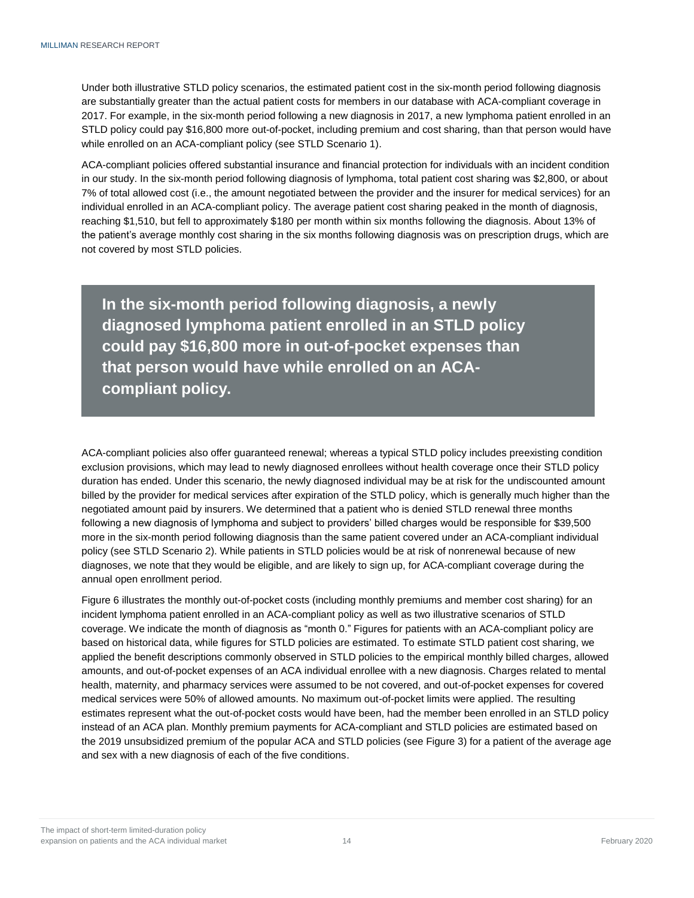Under both illustrative STLD policy scenarios, the estimated patient cost in the six-month period following diagnosis are substantially greater than the actual patient costs for members in our database with ACA-compliant coverage in 2017. For example, in the six-month period following a new diagnosis in 2017, a new lymphoma patient enrolled in an STLD policy could pay $16,800 more out-of-pocket, including premium and cost sharing, than that person would have while enrolled on an ACA-compliant policy (see STLD Scenario 1).

ACA-compliant policies offered substantial insurance and financial protection for individuals with an incident condition in our study. In the six-month period following diagnosis of lymphoma, total patient cost sharing was $2,800, or about 7% of total allowed cost (i.e., the amount negotiated between the provider and the insurer for medical services) for an individual enrolled in an ACA-compliant policy. The average patient cost sharing peaked in the month of diagnosis, reaching $1,510, but fell to approximately $180 per month within six months following the diagnosis. About 13% of the patient's average monthly cost sharing in the six months following diagnosis was on prescription drugs, which are not covered by most STLD policies.

> **In the six-month period following diagnosis, a newly diagnosed lymphoma patient enrolled in an STLD policy could pay $16,800 more in out-of-pocket expenses than that person would have while enrolled on an ACA-compliant policy.**

ACA-compliant policies also offer guaranteed renewal; whereas a typical STLD policy includes preexisting condition exclusion provisions, which may lead to newly diagnosed enrollees without health coverage once their STLD policy duration has ended. Under this scenario, the newly diagnosed individual may be at risk for the undiscounted amount billed by the provider for medical services after expiration of the STLD policy, which is generally much higher than the negotiated amount paid by insurers. We determined that a patient who is denied STLD renewal three months following a new diagnosis of lymphoma and subject to providers' billed charges would be responsible for $39,500 more in the six-month period following diagnosis than the same patient covered under an ACA-compliant individual policy (see STLD Scenario 2). While patients in STLD policies would be at risk of nonrenewal because of new diagnoses, we note that they would be eligible, and are likely to sign up, for ACA-compliant coverage during the annual open enrollment period.

Figure 6 illustrates the monthly out-of-pocket costs (including monthly premiums and member cost sharing) for an incident lymphoma patient enrolled in an ACA-compliant policy as well as two illustrative scenarios of STLD coverage. We indicate the month of diagnosis as "month 0." Figures for patients with an ACA-compliant policy are based on historical data, while figures for STLD policies are estimated. To estimate STLD patient cost sharing, we applied the benefit descriptions commonly observed in STLD policies to the empirical monthly billed charges, allowed amounts, and out-of-pocket expenses of an ACA individual enrollee with a new diagnosis. Charges related to mental health, maternity, and pharmacy services were assumed to be not covered, and out-of-pocket expenses for covered medical services were 50% of allowed amounts. No maximum out-of-pocket limits were applied. The resulting estimates represent what the out-of-pocket costs would have been, had the member been enrolled in an STLD policy instead of an ACA plan. Monthly premium payments for ACA-compliant and STLD policies are estimated based on the 2019 unsubsidized premium of the popular ACA and STLD policies (see Figure 3) for a patient of the average age and sex with a new diagnosis of each of the five conditions.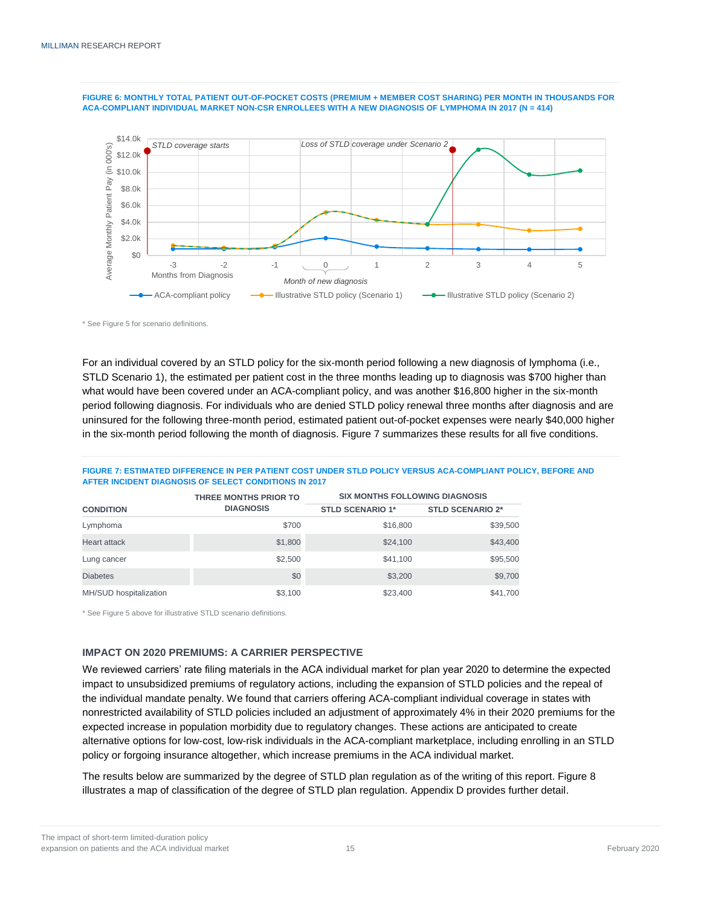**FIGURE 6: MONTHLY TOTAL PATIENT OUT-OF-POCKET COSTS (PREMIUM + MEMBER COST SHARING) PER MONTH IN THOUSANDS FOR ACA-COMPLIANT INDIVIDUAL MARKET NON-CSR ENROLLEES WITH A NEW DIAGNOSIS OF LYMPHOMA IN 2017 (N = 414)**

\* See Figure 5 for scenario definitions.

For an individual covered by an STLD policy for the six-month period following a new diagnosis of lymphoma (i.e., STLD Scenario 1), the estimated per patient cost in the three months leading up to diagnosis was $700 higher than what would have been covered under an ACA-compliant policy, and was another $16,800 higher in the six-month period following diagnosis. For individuals who are denied STLD policy renewal three months after diagnosis and are uninsured for the following three-month period, estimated patient out-of-pocket expenses were nearly $40,000 higher in the six-month period following the month of diagnosis. Figure 7 summarizes these results for all five conditions.

**FIGURE 7: ESTIMATED DIFFERENCE IN PER PATIENT COST UNDER STLD POLICY VERSUS ACA-COMPLIANT POLICY, BEFORE AND AFTER INCIDENT DIAGNOSIS OF SELECT CONDITIONS IN 2017**

| CONDITION | THREE MONTHS PRIOR TO DIAGNOSIS | SIX MONTHS FOLLOWING DIAGNOSIS | |
|---|---|---|---|
| | | STLD SCENARIO 1* | STLD SCENARIO 2* |
| Lymphoma | $700 | $16,800 | $39,500 |
| Heart attack | $1,800 | $24,100 | $43,400 |
| Lung cancer | $2,500 | $41,100 | $95,500 |
| Diabetes | $0 | $3,200 | $9,700 |
| MH/SUD hospitalization | $3,100 | $23,400 | $41,700 |

\* See Figure 5 above for illustrative STLD scenario definitions.

## IMPACT ON 2020 PREMIUMS: A CARRIER PERSPECTIVE

We reviewed carriers' rate filing materials in the ACA individual market for plan year 2020 to determine the expected impact to unsubsidized premiums of regulatory actions, including the expansion of STLD policies and the repeal of the individual mandate penalty. We found that carriers offering ACA-compliant individual coverage in states with nonrestricted availability of STLD policies included an adjustment of approximately 4% in their 2020 premiums for the expected increase in population morbidity due to regulatory changes. These actions are anticipated to create alternative options for low-cost, low-risk individuals in the ACA-compliant marketplace, including enrolling in an STLD policy or forgoing insurance altogether, which increase premiums in the ACA individual market.

The results below are summarized by the degree of STLD plan regulation as of the writing of this report. Figure 8 illustrates a map of classification of the degree of STLD plan regulation. Appendix D provides further detail.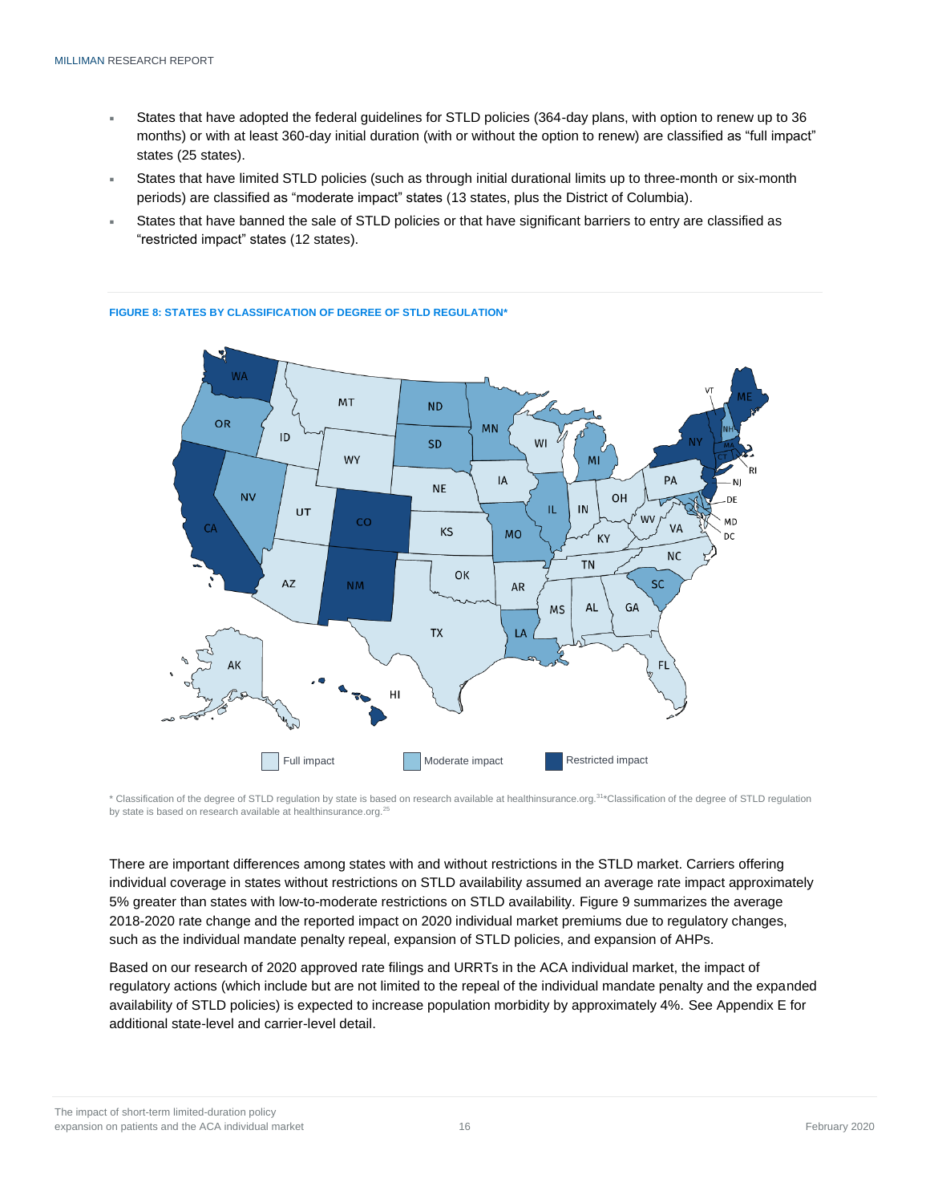- States that have adopted the federal guidelines for STLD policies (364-day plans, with option to renew up to 36 months) or with at least 360-day initial duration (with or without the option to renew) are classified as "full impact" states (25 states).
- States that have limited STLD policies (such as through initial durational limits up to three-month or six-month periods) are classified as "moderate impact" states (13 states, plus the District of Columbia).
- States that have banned the sale of STLD policies or that have significant barriers to entry are classified as "restricted impact" states (12 states).

**FIGURE 8: STATES BY CLASSIFICATION OF DEGREE OF STLD REGULATION***

Full impact | Moderate impact | Restricted impact

\* Classification of the degree of STLD regulation by state is based on research available at healthinsurance.org.[31]*Classification of the degree of STLD regulation by state is based on research available at healthinsurance.org.[25]

There are important differences among states with and without restrictions in the STLD market. Carriers offering individual coverage in states without restrictions on STLD availability assumed an average rate impact approximately 5% greater than states with low-to-moderate restrictions on STLD availability. Figure 9 summarizes the average 2018-2020 rate change and the reported impact on 2020 individual market premiums due to regulatory changes, such as the individual mandate penalty repeal, expansion of STLD policies, and expansion of AHPs.

Based on our research of 2020 approved rate filings and URRTs in the ACA individual market, the impact of regulatory actions (which include but are not limited to the repeal of the individual mandate penalty and the expanded availability of STLD policies) is expected to increase population morbidity by approximately 4%. See Appendix E for additional state-level and carrier-level detail.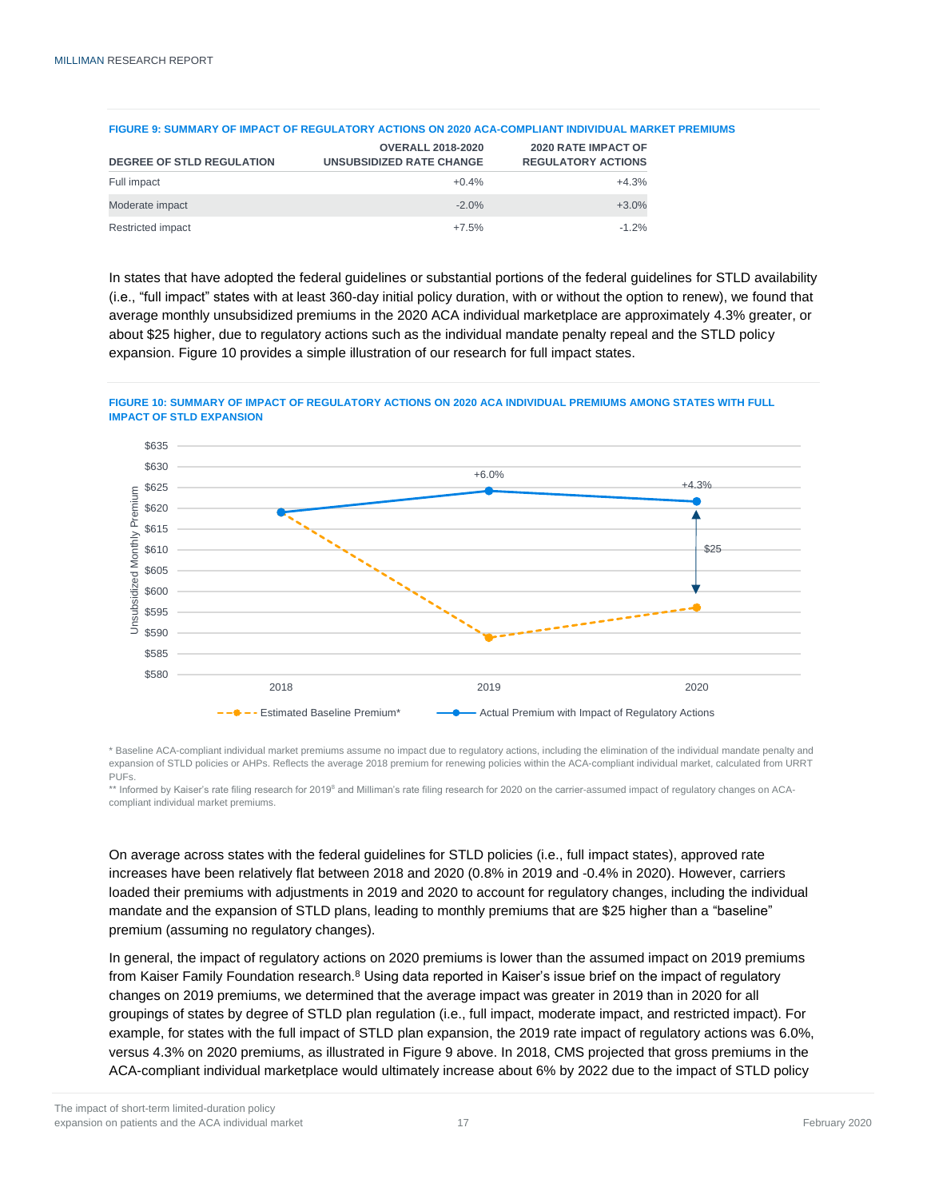**FIGURE 9: SUMMARY OF IMPACT OF REGULATORY ACTIONS ON 2020 ACA-COMPLIANT INDIVIDUAL MARKET PREMIUMS**

| DEGREE OF STLD REGULATION | OVERALL 2018-2020 UNSUBSIDIZED RATE CHANGE | 2020 RATE IMPACT OF REGULATORY ACTIONS |
|---|---|---|
| Full impact | +0.4% | +4.3% |
| Moderate impact | -2.0% | +3.0% |
| Restricted impact | +7.5% | -1.2% |

In states that have adopted the federal guidelines or substantial portions of the federal guidelines for STLD availability (i.e., "full impact" states with at least 360-day initial policy duration, with or without the option to renew), we found that average monthly unsubsidized premiums in the 2020 ACA individual marketplace are approximately 4.3% greater, or about $25 higher, due to regulatory actions such as the individual mandate penalty repeal and the STLD policy expansion. Figure 10 provides a simple illustration of our research for full impact states.

**FIGURE 10: SUMMARY OF IMPACT OF REGULATORY ACTIONS ON 2020 ACA INDIVIDUAL PREMIUMS AMONG STATES WITH FULL IMPACT OF STLD EXPANSION**

| Year | Estimated Baseline Premium* | Actual Premium with Impact of Regulatory Actions |
|---|---|---|
| 2018 | ~$619 | ~$619 |
| 2019 | ~$589 | ~$624 (+6.0%) |
| 2020 | ~$596 | ~$622 (+4.3%; $25 difference) |

\* Baseline ACA-compliant individual market premiums assume no impact due to regulatory actions, including the elimination of the individual mandate penalty and expansion of STLD policies or AHPs. Reflects the average 2018 premium for renewing policies within the ACA-compliant individual market, calculated from URRT PUFs.

\*\* Informed by Kaiser's rate filing research for 2019[8] and Milliman's rate filing research for 2020 on the carrier-assumed impact of regulatory changes on ACA-compliant individual market premiums.

On average across states with the federal guidelines for STLD policies (i.e., full impact states), approved rate increases have been relatively flat between 2018 and 2020 (0.8% in 2019 and -0.4% in 2020). However, carriers loaded their premiums with adjustments in 2019 and 2020 to account for regulatory changes, including the individual mandate and the expansion of STLD plans, leading to monthly premiums that are $25 higher than a "baseline" premium (assuming no regulatory changes).

In general, the impact of regulatory actions on 2020 premiums is lower than the assumed impact on 2019 premiums from Kaiser Family Foundation research.[8] Using data reported in Kaiser's issue brief on the impact of regulatory changes on 2019 premiums, we determined that the average impact was greater in 2019 than in 2020 for all groupings of states by degree of STLD plan regulation (i.e., full impact, moderate impact, and restricted impact). For example, for states with the full impact of STLD plan expansion, the 2019 rate impact of regulatory actions was 6.0%, versus 4.3% on 2020 premiums, as illustrated in Figure 9 above. In 2018, CMS projected that gross premiums in the ACA-compliant individual marketplace would ultimately increase about 6% by 2022 due to the impact of STLD policy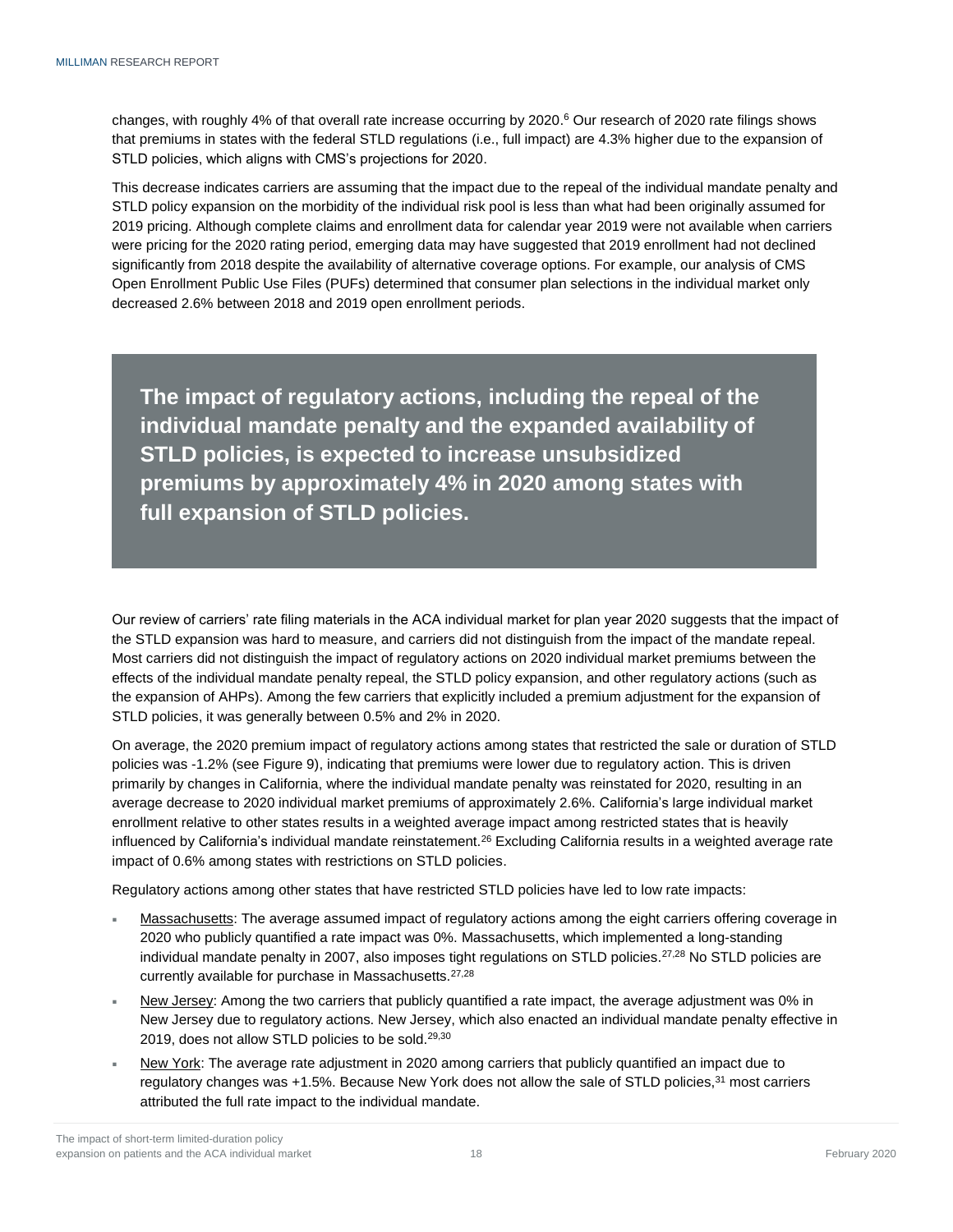changes, with roughly 4% of that overall rate increase occurring by 2020.[6] Our research of 2020 rate filings shows that premiums in states with the federal STLD regulations (i.e., full impact) are 4.3% higher due to the expansion of STLD policies, which aligns with CMS's projections for 2020.

This decrease indicates carriers are assuming that the impact due to the repeal of the individual mandate penalty and STLD policy expansion on the morbidity of the individual risk pool is less than what had been originally assumed for 2019 pricing. Although complete claims and enrollment data for calendar year 2019 were not available when carriers were pricing for the 2020 rating period, emerging data may have suggested that 2019 enrollment had not declined significantly from 2018 despite the availability of alternative coverage options. For example, our analysis of CMS Open Enrollment Public Use Files (PUFs) determined that consumer plan selections in the individual market only decreased 2.6% between 2018 and 2019 open enrollment periods.

**The impact of regulatory actions, including the repeal of the individual mandate penalty and the expanded availability of STLD policies, is expected to increase unsubsidized premiums by approximately 4% in 2020 among states with full expansion of STLD policies.**

Our review of carriers' rate filing materials in the ACA individual market for plan year 2020 suggests that the impact of the STLD expansion was hard to measure, and carriers did not distinguish from the impact of the mandate repeal. Most carriers did not distinguish the impact of regulatory actions on 2020 individual market premiums between the effects of the individual mandate penalty repeal, the STLD policy expansion, and other regulatory actions (such as the expansion of AHPs). Among the few carriers that explicitly included a premium adjustment for the expansion of STLD policies, it was generally between 0.5% and 2% in 2020.

On average, the 2020 premium impact of regulatory actions among states that restricted the sale or duration of STLD policies was -1.2% (see Figure 9), indicating that premiums were lower due to regulatory action. This is driven primarily by changes in California, where the individual mandate penalty was reinstated for 2020, resulting in an average decrease to 2020 individual market premiums of approximately 2.6%. California's large individual market enrollment relative to other states results in a weighted average impact among restricted states that is heavily influenced by California's individual mandate reinstatement.[26] Excluding California results in a weighted average rate impact of 0.6% among states with restrictions on STLD policies.

Regulatory actions among other states that have restricted STLD policies have led to low rate impacts:

- Massachusetts: The average assumed impact of regulatory actions among the eight carriers offering coverage in 2020 who publicly quantified a rate impact was 0%. Massachusetts, which implemented a long-standing individual mandate penalty in 2007, also imposes tight regulations on STLD policies.[27,28] No STLD policies are currently available for purchase in Massachusetts.[27,28]
- New Jersey: Among the two carriers that publicly quantified a rate impact, the average adjustment was 0% in New Jersey due to regulatory actions. New Jersey, which also enacted an individual mandate penalty effective in 2019, does not allow STLD policies to be sold.[29,30]
- New York: The average rate adjustment in 2020 among carriers that publicly quantified an impact due to regulatory changes was +1.5%. Because New York does not allow the sale of STLD policies,[31] most carriers attributed the full rate impact to the individual mandate.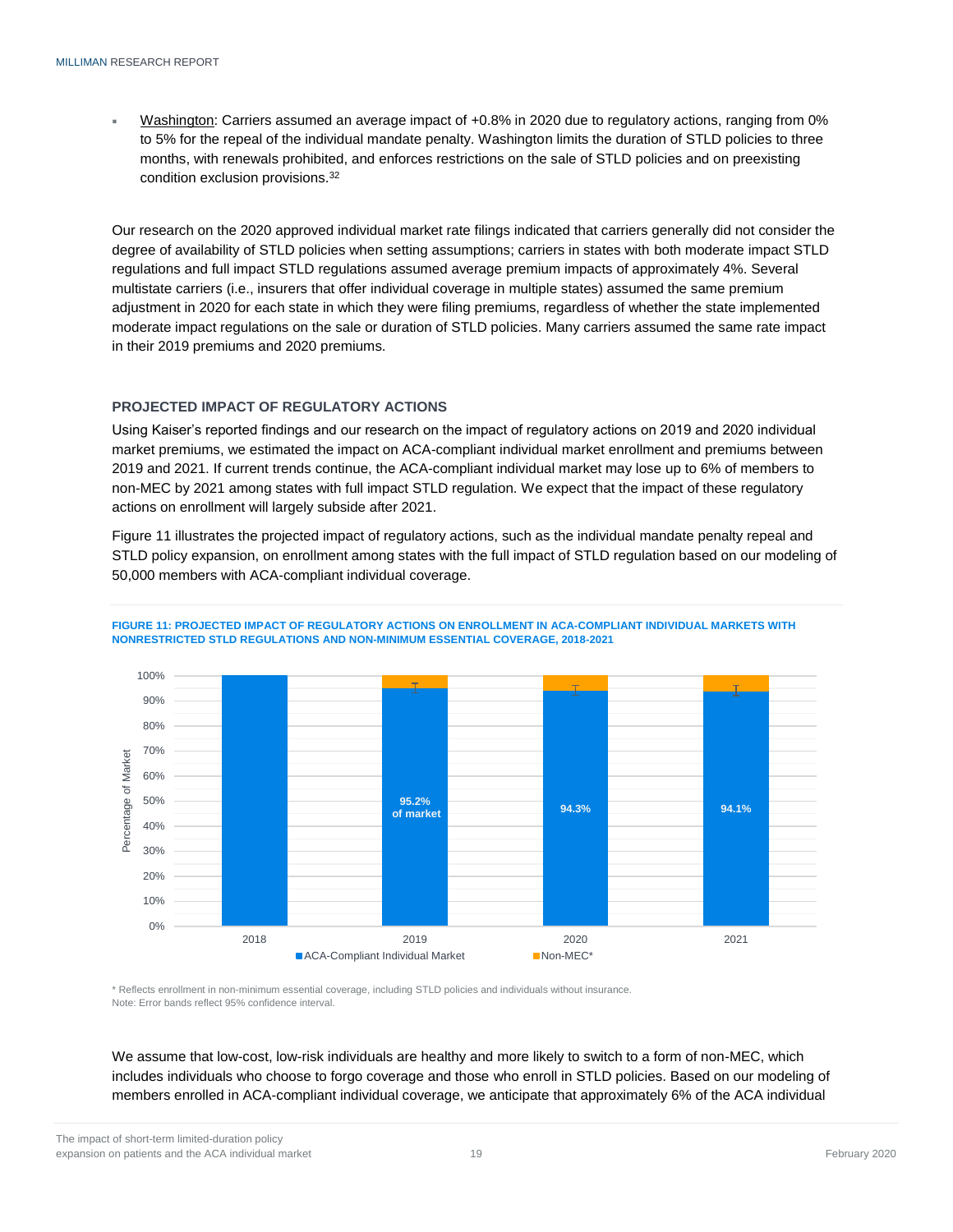- Washington: Carriers assumed an average impact of +0.8% in 2020 due to regulatory actions, ranging from 0% to 5% for the repeal of the individual mandate penalty. Washington limits the duration of STLD policies to three months, with renewals prohibited, and enforces restrictions on the sale of STLD policies and on preexisting condition exclusion provisions.[32]

Our research on the 2020 approved individual market rate filings indicated that carriers generally did not consider the degree of availability of STLD policies when setting assumptions; carriers in states with both moderate impact STLD regulations and full impact STLD regulations assumed average premium impacts of approximately 4%. Several multistate carriers (i.e., insurers that offer individual coverage in multiple states) assumed the same premium adjustment in 2020 for each state in which they were filing premiums, regardless of whether the state implemented moderate impact regulations on the sale or duration of STLD policies. Many carriers assumed the same rate impact in their 2019 premiums and 2020 premiums.

### PROJECTED IMPACT OF REGULATORY ACTIONS

Using Kaiser's reported findings and our research on the impact of regulatory actions on 2019 and 2020 individual market premiums, we estimated the impact on ACA-compliant individual market enrollment and premiums between 2019 and 2021. If current trends continue, the ACA-compliant individual market may lose up to 6% of members to non-MEC by 2021 among states with full impact STLD regulation. We expect that the impact of these regulatory actions on enrollment will largely subside after 2021.

Figure 11 illustrates the projected impact of regulatory actions, such as the individual mandate penalty repeal and STLD policy expansion, on enrollment among states with the full impact of STLD regulation based on our modeling of 50,000 members with ACA-compliant individual coverage.

**FIGURE 11: PROJECTED IMPACT OF REGULATORY ACTIONS ON ENROLLMENT IN ACA-COMPLIANT INDIVIDUAL MARKETS WITH NONRESTRICTED STLD REGULATIONS AND NON-MINIMUM ESSENTIAL COVERAGE, 2018-2021**

| Year | ACA-Compliant Individual Market | Non-MEC* |
| --- | --- | --- |
| 2018 | 100% | |
| 2019 | 95.2% of market | |
| 2020 | 94.3% | |
| 2021 | 94.1% | |

\* Reflects enrollment in non-minimum essential coverage, including STLD policies and individuals without insurance.
Note: Error bands reflect 95% confidence interval.

We assume that low-cost, low-risk individuals are healthy and more likely to switch to a form of non-MEC, which includes individuals who choose to forgo coverage and those who enroll in STLD policies. Based on our modeling of members enrolled in ACA-compliant individual coverage, we anticipate that approximately 6% of the ACA individual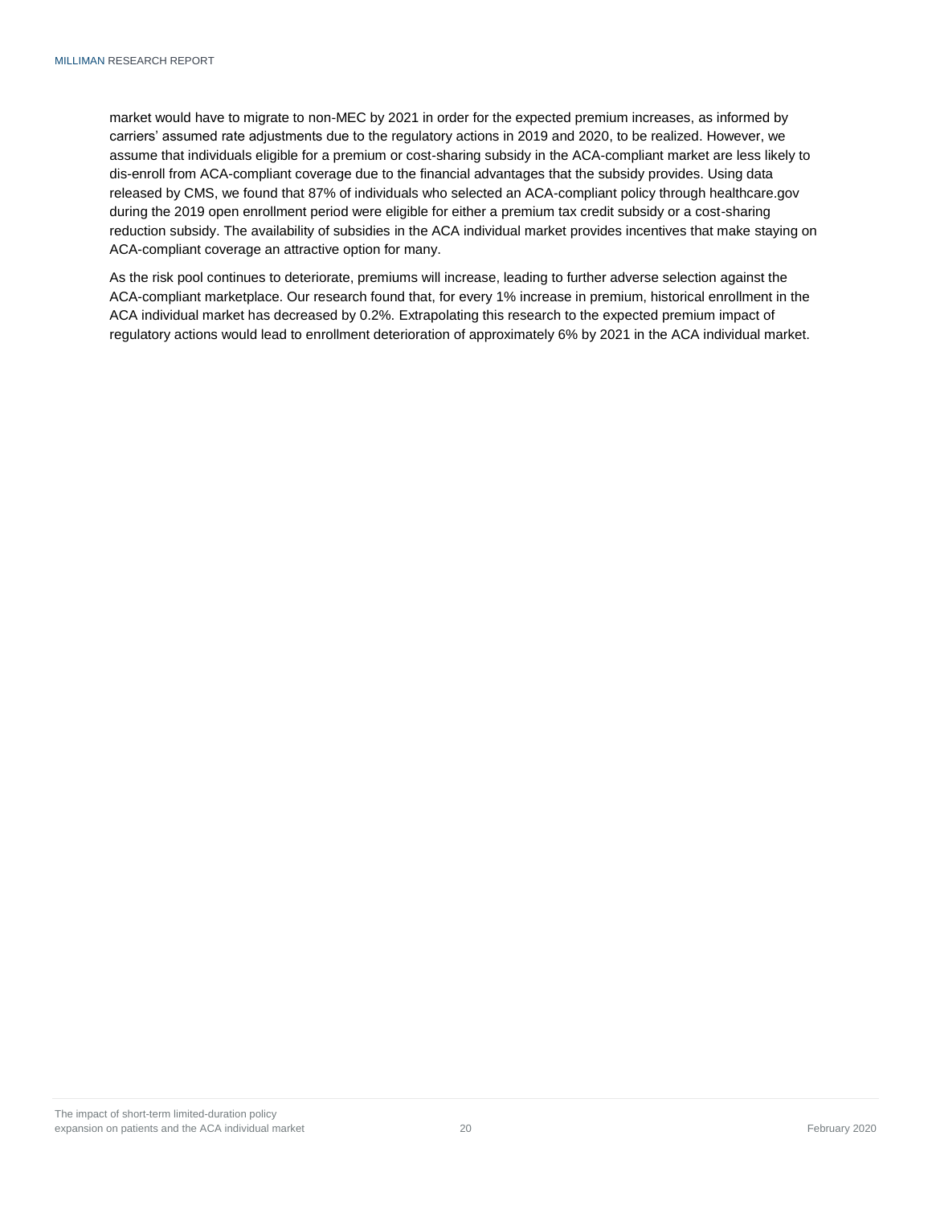market would have to migrate to non-MEC by 2021 in order for the expected premium increases, as informed by carriers' assumed rate adjustments due to the regulatory actions in 2019 and 2020, to be realized. However, we assume that individuals eligible for a premium or cost-sharing subsidy in the ACA-compliant market are less likely to dis-enroll from ACA-compliant coverage due to the financial advantages that the subsidy provides. Using data released by CMS, we found that 87% of individuals who selected an ACA-compliant policy through healthcare.gov during the 2019 open enrollment period were eligible for either a premium tax credit subsidy or a cost-sharing reduction subsidy. The availability of subsidies in the ACA individual market provides incentives that make staying on ACA-compliant coverage an attractive option for many.

As the risk pool continues to deteriorate, premiums will increase, leading to further adverse selection against the ACA-compliant marketplace. Our research found that, for every 1% increase in premium, historical enrollment in the ACA individual market has decreased by 0.2%. Extrapolating this research to the expected premium impact of regulatory actions would lead to enrollment deterioration of approximately 6% by 2021 in the ACA individual market.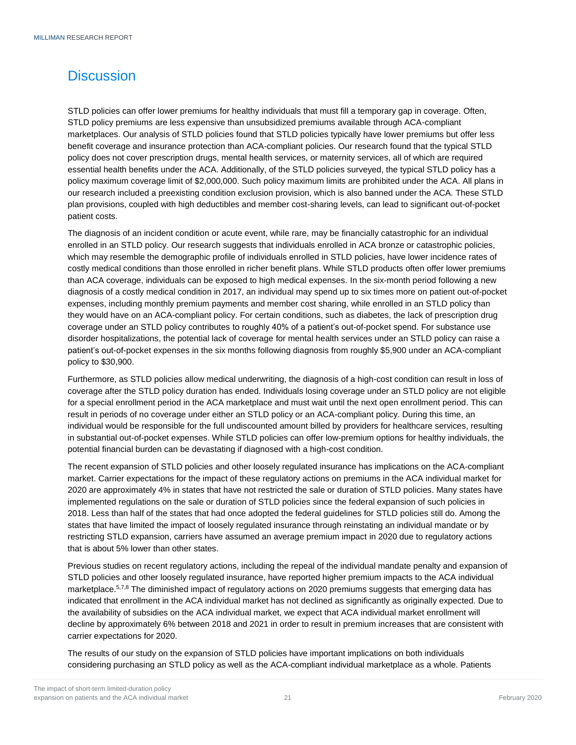# Discussion

STLD policies can offer lower premiums for healthy individuals that must fill a temporary gap in coverage. Often, STLD policy premiums are less expensive than unsubsidized premiums available through ACA-compliant marketplaces. Our analysis of STLD policies found that STLD policies typically have lower premiums but offer less benefit coverage and insurance protection than ACA-compliant policies. Our research found that the typical STLD policy does not cover prescription drugs, mental health services, or maternity services, all of which are required essential health benefits under the ACA. Additionally, of the STLD policies surveyed, the typical STLD policy has a policy maximum coverage limit of $2,000,000. Such policy maximum limits are prohibited under the ACA. All plans in our research included a preexisting condition exclusion provision, which is also banned under the ACA. These STLD plan provisions, coupled with high deductibles and member cost-sharing levels, can lead to significant out-of-pocket patient costs.

The diagnosis of an incident condition or acute event, while rare, may be financially catastrophic for an individual enrolled in an STLD policy. Our research suggests that individuals enrolled in ACA bronze or catastrophic policies, which may resemble the demographic profile of individuals enrolled in STLD policies, have lower incidence rates of costly medical conditions than those enrolled in richer benefit plans. While STLD products often offer lower premiums than ACA coverage, individuals can be exposed to high medical expenses. In the six-month period following a new diagnosis of a costly medical condition in 2017, an individual may spend up to six times more on patient out-of-pocket expenses, including monthly premium payments and member cost sharing, while enrolled in an STLD policy than they would have on an ACA-compliant policy. For certain conditions, such as diabetes, the lack of prescription drug coverage under an STLD policy contributes to roughly 40% of a patient's out-of-pocket spend. For substance use disorder hospitalizations, the potential lack of coverage for mental health services under an STLD policy can raise a patient's out-of-pocket expenses in the six months following diagnosis from roughly $5,900 under an ACA-compliant policy to $30,900.

Furthermore, as STLD policies allow medical underwriting, the diagnosis of a high-cost condition can result in loss of coverage after the STLD policy duration has ended. Individuals losing coverage under an STLD policy are not eligible for a special enrollment period in the ACA marketplace and must wait until the next open enrollment period. This can result in periods of no coverage under either an STLD policy or an ACA-compliant policy. During this time, an individual would be responsible for the full undiscounted amount billed by providers for healthcare services, resulting in substantial out-of-pocket expenses. While STLD policies can offer low-premium options for healthy individuals, the potential financial burden can be devastating if diagnosed with a high-cost condition.

The recent expansion of STLD policies and other loosely regulated insurance has implications on the ACA-compliant market. Carrier expectations for the impact of these regulatory actions on premiums in the ACA individual market for 2020 are approximately 4% in states that have not restricted the sale or duration of STLD policies. Many states have implemented regulations on the sale or duration of STLD policies since the federal expansion of such policies in 2018. Less than half of the states that had once adopted the federal guidelines for STLD policies still do. Among the states that have limited the impact of loosely regulated insurance through reinstating an individual mandate or by restricting STLD expansion, carriers have assumed an average premium impact in 2020 due to regulatory actions that is about 5% lower than other states.

Previous studies on recent regulatory actions, including the repeal of the individual mandate penalty and expansion of STLD policies and other loosely regulated insurance, have reported higher premium impacts to the ACA individual marketplace.[5,7,8] The diminished impact of regulatory actions on 2020 premiums suggests that emerging data has indicated that enrollment in the ACA individual market has not declined as significantly as originally expected. Due to the availability of subsidies on the ACA individual market, we expect that ACA individual market enrollment will decline by approximately 6% between 2018 and 2021 in order to result in premium increases that are consistent with carrier expectations for 2020.

The results of our study on the expansion of STLD policies have important implications on both individuals considering purchasing an STLD policy as well as the ACA-compliant individual marketplace as a whole. Patients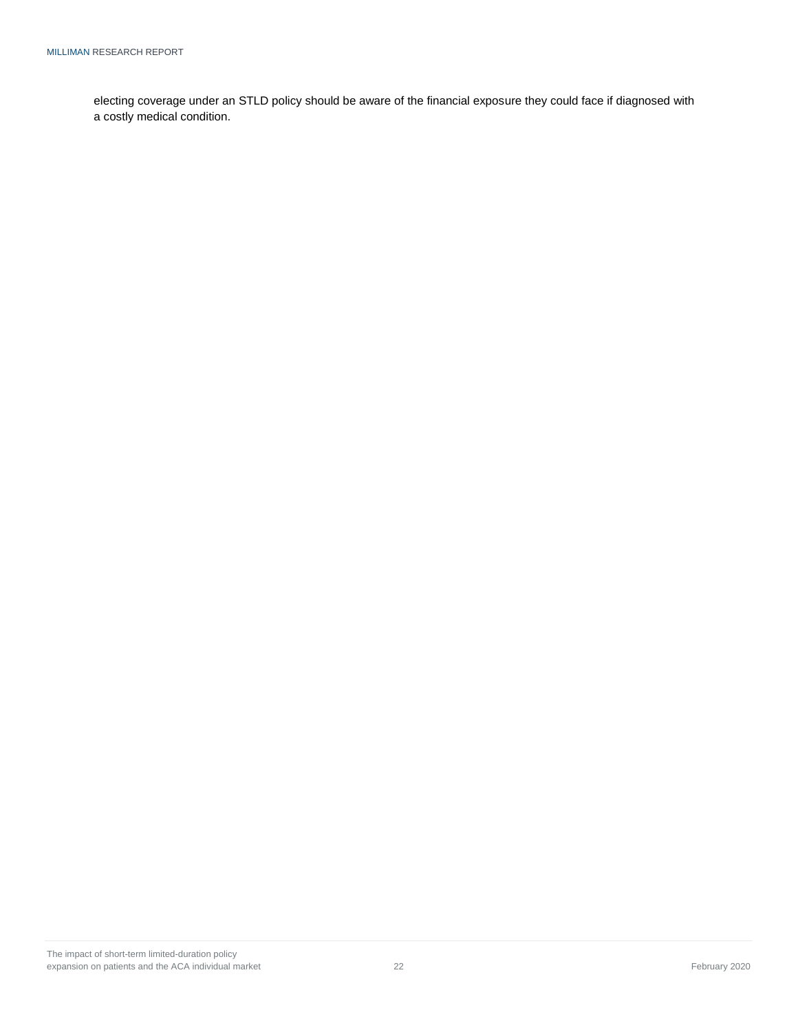electing coverage under an STLD policy should be aware of the financial exposure they could face if diagnosed with a costly medical condition.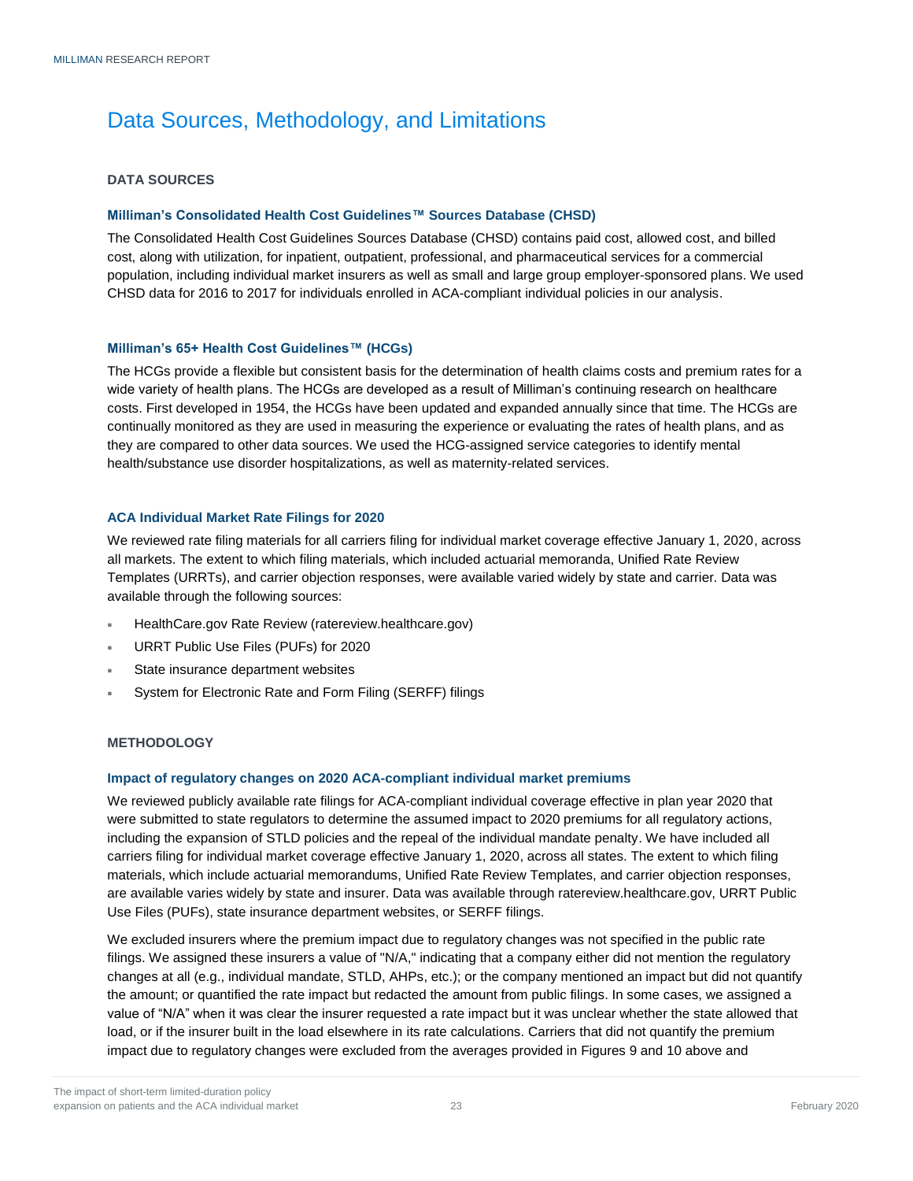# Data Sources, Methodology, and Limitations

## DATA SOURCES

### Milliman's Consolidated Health Cost Guidelines™ Sources Database (CHSD)

The Consolidated Health Cost Guidelines Sources Database (CHSD) contains paid cost, allowed cost, and billed cost, along with utilization, for inpatient, outpatient, professional, and pharmaceutical services for a commercial population, including individual market insurers as well as small and large group employer-sponsored plans. We used CHSD data for 2016 to 2017 for individuals enrolled in ACA-compliant individual policies in our analysis.

### Milliman's 65+ Health Cost Guidelines™ (HCGs)

The HCGs provide a flexible but consistent basis for the determination of health claims costs and premium rates for a wide variety of health plans. The HCGs are developed as a result of Milliman's continuing research on healthcare costs. First developed in 1954, the HCGs have been updated and expanded annually since that time. The HCGs are continually monitored as they are used in measuring the experience or evaluating the rates of health plans, and as they are compared to other data sources. We used the HCG-assigned service categories to identify mental health/substance use disorder hospitalizations, as well as maternity-related services.

### ACA Individual Market Rate Filings for 2020

We reviewed rate filing materials for all carriers filing for individual market coverage effective January 1, 2020, across all markets. The extent to which filing materials, which included actuarial memoranda, Unified Rate Review Templates (URRTs), and carrier objection responses, were available varied widely by state and carrier. Data was available through the following sources:

- HealthCare.gov Rate Review (ratereview.healthcare.gov)
- URRT Public Use Files (PUFs) for 2020
- State insurance department websites
- System for Electronic Rate and Form Filing (SERFF) filings

## METHODOLOGY

### Impact of regulatory changes on 2020 ACA-compliant individual market premiums

We reviewed publicly available rate filings for ACA-compliant individual coverage effective in plan year 2020 that were submitted to state regulators to determine the assumed impact to 2020 premiums for all regulatory actions, including the expansion of STLD policies and the repeal of the individual mandate penalty. We have included all carriers filing for individual market coverage effective January 1, 2020, across all states. The extent to which filing materials, which include actuarial memorandums, Unified Rate Review Templates, and carrier objection responses, are available varies widely by state and insurer. Data was available through ratereview.healthcare.gov, URRT Public Use Files (PUFs), state insurance department websites, or SERFF filings.

We excluded insurers where the premium impact due to regulatory changes was not specified in the public rate filings. We assigned these insurers a value of "N/A," indicating that a company either did not mention the regulatory changes at all (e.g., individual mandate, STLD, AHPs, etc.); or the company mentioned an impact but did not quantify the amount; or quantified the rate impact but redacted the amount from public filings. In some cases, we assigned a value of "N/A" when it was clear the insurer requested a rate impact but it was unclear whether the state allowed that load, or if the insurer built in the load elsewhere in its rate calculations. Carriers that did not quantify the premium impact due to regulatory changes were excluded from the averages provided in Figures 9 and 10 above and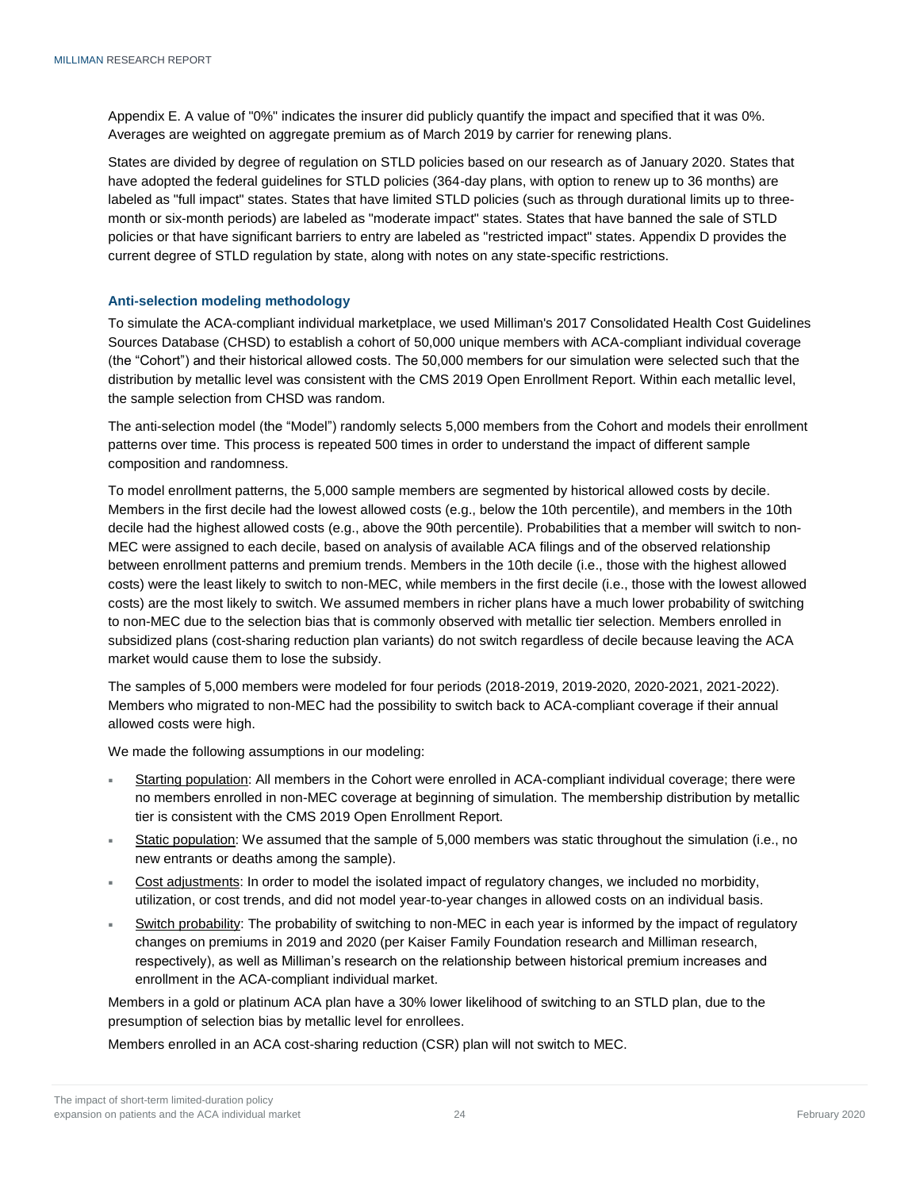Appendix E. A value of "0%" indicates the insurer did publicly quantify the impact and specified that it was 0%. Averages are weighted on aggregate premium as of March 2019 by carrier for renewing plans.

States are divided by degree of regulation on STLD policies based on our research as of January 2020. States that have adopted the federal guidelines for STLD policies (364-day plans, with option to renew up to 36 months) are labeled as "full impact" states. States that have limited STLD policies (such as through durational limits up to three-month or six-month periods) are labeled as "moderate impact" states. States that have banned the sale of STLD policies or that have significant barriers to entry are labeled as "restricted impact" states. Appendix D provides the current degree of STLD regulation by state, along with notes on any state-specific restrictions.

### Anti-selection modeling methodology

To simulate the ACA-compliant individual marketplace, we used Milliman's 2017 Consolidated Health Cost Guidelines Sources Database (CHSD) to establish a cohort of 50,000 unique members with ACA-compliant individual coverage (the "Cohort") and their historical allowed costs. The 50,000 members for our simulation were selected such that the distribution by metallic level was consistent with the CMS 2019 Open Enrollment Report. Within each metallic level, the sample selection from CHSD was random.

The anti-selection model (the "Model") randomly selects 5,000 members from the Cohort and models their enrollment patterns over time. This process is repeated 500 times in order to understand the impact of different sample composition and randomness.

To model enrollment patterns, the 5,000 sample members are segmented by historical allowed costs by decile. Members in the first decile had the lowest allowed costs (e.g., below the 10th percentile), and members in the 10th decile had the highest allowed costs (e.g., above the 90th percentile). Probabilities that a member will switch to non-MEC were assigned to each decile, based on analysis of available ACA filings and of the observed relationship between enrollment patterns and premium trends. Members in the 10th decile (i.e., those with the highest allowed costs) were the least likely to switch to non-MEC, while members in the first decile (i.e., those with the lowest allowed costs) are the most likely to switch. We assumed members in richer plans have a much lower probability of switching to non-MEC due to the selection bias that is commonly observed with metallic tier selection. Members enrolled in subsidized plans (cost-sharing reduction plan variants) do not switch regardless of decile because leaving the ACA market would cause them to lose the subsidy.

The samples of 5,000 members were modeled for four periods (2018-2019, 2019-2020, 2020-2021, 2021-2022). Members who migrated to non-MEC had the possibility to switch back to ACA-compliant coverage if their annual allowed costs were high.

We made the following assumptions in our modeling:

- Starting population: All members in the Cohort were enrolled in ACA-compliant individual coverage; there were no members enrolled in non-MEC coverage at beginning of simulation. The membership distribution by metallic tier is consistent with the CMS 2019 Open Enrollment Report.
- Static population: We assumed that the sample of 5,000 members was static throughout the simulation (i.e., no new entrants or deaths among the sample).
- Cost adjustments: In order to model the isolated impact of regulatory changes, we included no morbidity, utilization, or cost trends, and did not model year-to-year changes in allowed costs on an individual basis.
- Switch probability: The probability of switching to non-MEC in each year is informed by the impact of regulatory changes on premiums in 2019 and 2020 (per Kaiser Family Foundation research and Milliman research, respectively), as well as Milliman's research on the relationship between historical premium increases and enrollment in the ACA-compliant individual market.

Members in a gold or platinum ACA plan have a 30% lower likelihood of switching to an STLD plan, due to the presumption of selection bias by metallic level for enrollees.

Members enrolled in an ACA cost-sharing reduction (CSR) plan will not switch to MEC.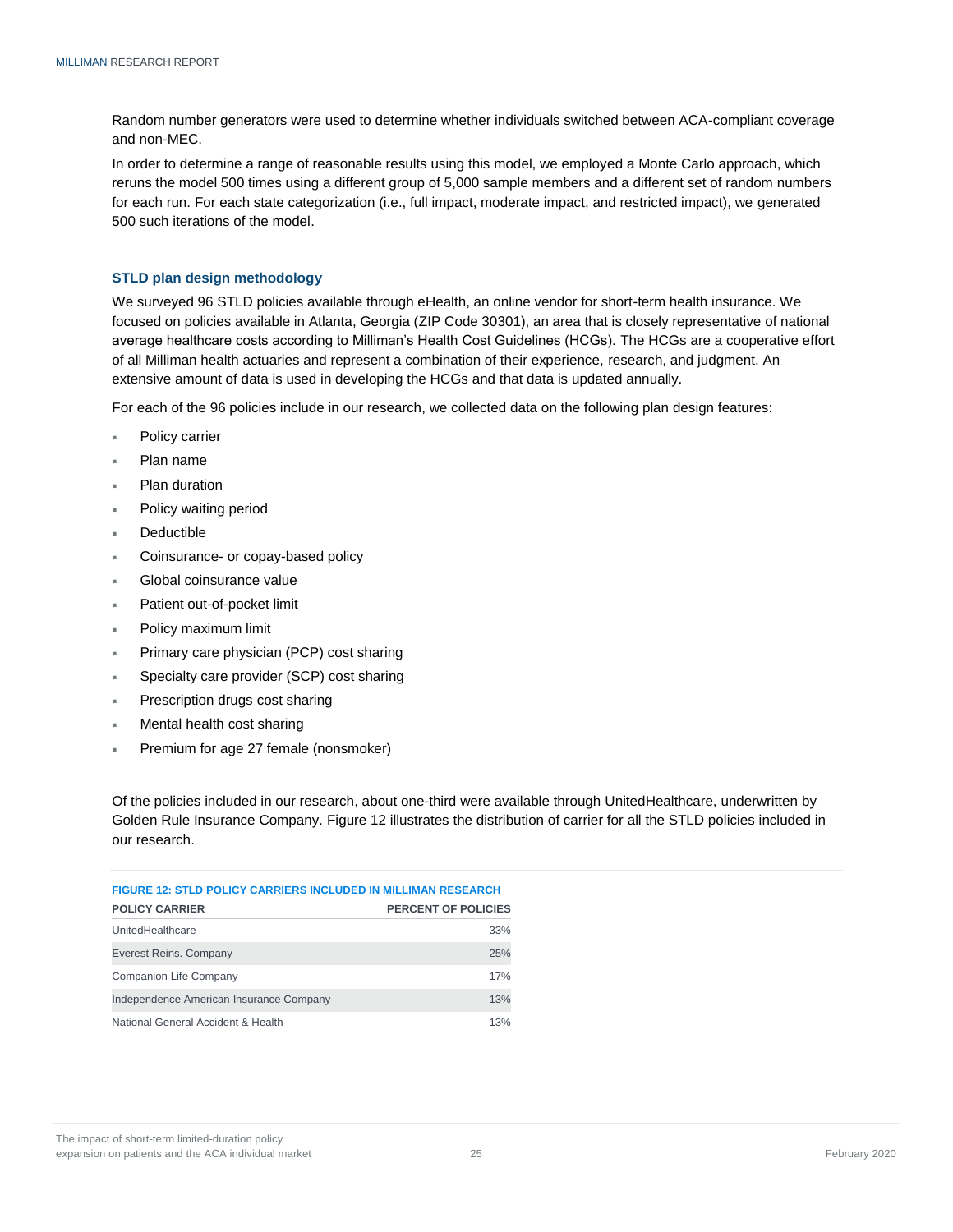Random number generators were used to determine whether individuals switched between ACA-compliant coverage and non-MEC.

In order to determine a range of reasonable results using this model, we employed a Monte Carlo approach, which reruns the model 500 times using a different group of 5,000 sample members and a different set of random numbers for each run. For each state categorization (i.e., full impact, moderate impact, and restricted impact), we generated 500 such iterations of the model.

### STLD plan design methodology

We surveyed 96 STLD policies available through eHealth, an online vendor for short-term health insurance. We focused on policies available in Atlanta, Georgia (ZIP Code 30301), an area that is closely representative of national average healthcare costs according to Milliman's Health Cost Guidelines (HCGs). The HCGs are a cooperative effort of all Milliman health actuaries and represent a combination of their experience, research, and judgment. An extensive amount of data is used in developing the HCGs and that data is updated annually.

For each of the 96 policies include in our research, we collected data on the following plan design features:

- Policy carrier
- Plan name
- Plan duration
- Policy waiting period
- Deductible
- Coinsurance- or copay-based policy
- Global coinsurance value
- Patient out-of-pocket limit
- Policy maximum limit
- Primary care physician (PCP) cost sharing
- Specialty care provider (SCP) cost sharing
- Prescription drugs cost sharing
- Mental health cost sharing
- Premium for age 27 female (nonsmoker)

Of the policies included in our research, about one-third were available through UnitedHealthcare, underwritten by Golden Rule Insurance Company. Figure 12 illustrates the distribution of carrier for all the STLD policies included in our research.

**FIGURE 12: STLD POLICY CARRIERS INCLUDED IN MILLIMAN RESEARCH**

| POLICY CARRIER | PERCENT OF POLICIES |
|---|---|
| UnitedHealthcare | 33% |
| Everest Reins. Company | 25% |
| Companion Life Company | 17% |
| Independence American Insurance Company | 13% |
| National General Accident & Health | 13% |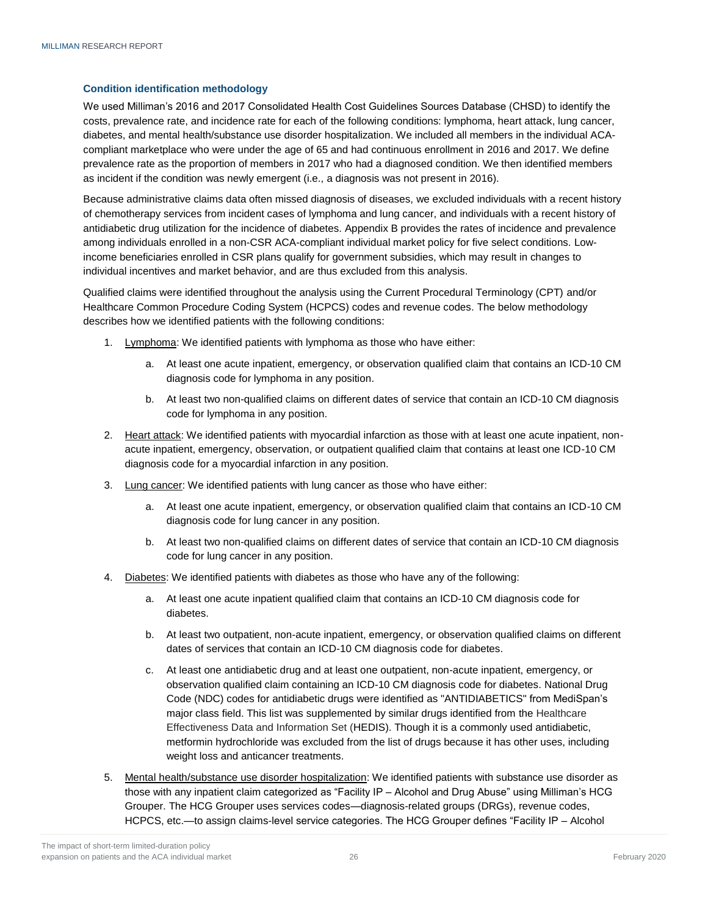### Condition identification methodology

We used Milliman's 2016 and 2017 Consolidated Health Cost Guidelines Sources Database (CHSD) to identify the costs, prevalence rate, and incidence rate for each of the following conditions: lymphoma, heart attack, lung cancer, diabetes, and mental health/substance use disorder hospitalization. We included all members in the individual ACA-compliant marketplace who were under the age of 65 and had continuous enrollment in 2016 and 2017. We define prevalence rate as the proportion of members in 2017 who had a diagnosed condition. We then identified members as incident if the condition was newly emergent (i.e., a diagnosis was not present in 2016).

Because administrative claims data often missed diagnosis of diseases, we excluded individuals with a recent history of chemotherapy services from incident cases of lymphoma and lung cancer, and individuals with a recent history of antidiabetic drug utilization for the incidence of diabetes. Appendix B provides the rates of incidence and prevalence among individuals enrolled in a non-CSR ACA-compliant individual market policy for five select conditions. Low-income beneficiaries enrolled in CSR plans qualify for government subsidies, which may result in changes to individual incentives and market behavior, and are thus excluded from this analysis.

Qualified claims were identified throughout the analysis using the Current Procedural Terminology (CPT) and/or Healthcare Common Procedure Coding System (HCPCS) codes and revenue codes. The below methodology describes how we identified patients with the following conditions:

1. Lymphoma: We identified patients with lymphoma as those who have either:
    a. At least one acute inpatient, emergency, or observation qualified claim that contains an ICD-10 CM diagnosis code for lymphoma in any position.
    b. At least two non-qualified claims on different dates of service that contain an ICD-10 CM diagnosis code for lymphoma in any position.
2. Heart attack: We identified patients with myocardial infarction as those with at least one acute inpatient, non-acute inpatient, emergency, observation, or outpatient qualified claim that contains at least one ICD-10 CM diagnosis code for a myocardial infarction in any position.
3. Lung cancer: We identified patients with lung cancer as those who have either:
    a. At least one acute inpatient, emergency, or observation qualified claim that contains an ICD-10 CM diagnosis code for lung cancer in any position.
    b. At least two non-qualified claims on different dates of service that contain an ICD-10 CM diagnosis code for lung cancer in any position.
4. Diabetes: We identified patients with diabetes as those who have any of the following:
    a. At least one acute inpatient qualified claim that contains an ICD-10 CM diagnosis code for diabetes.
    b. At least two outpatient, non-acute inpatient, emergency, or observation qualified claims on different dates of services that contain an ICD-10 CM diagnosis code for diabetes.
    c. At least one antidiabetic drug and at least one outpatient, non-acute inpatient, emergency, or observation qualified claim containing an ICD-10 CM diagnosis code for diabetes. National Drug Code (NDC) codes for antidiabetic drugs were identified as "ANTIDIABETICS" from MediSpan's major class field. This list was supplemented by similar drugs identified from the Healthcare Effectiveness Data and Information Set (HEDIS). Though it is a commonly used antidiabetic, metformin hydrochloride was excluded from the list of drugs because it has other uses, including weight loss and anticancer treatments.
5. Mental health/substance use disorder hospitalization: We identified patients with substance use disorder as those with any inpatient claim categorized as "Facility IP – Alcohol and Drug Abuse" using Milliman's HCG Grouper. The HCG Grouper uses services codes—diagnosis-related groups (DRGs), revenue codes, HCPCS, etc.—to assign claims-level service categories. The HCG Grouper defines "Facility IP – Alcohol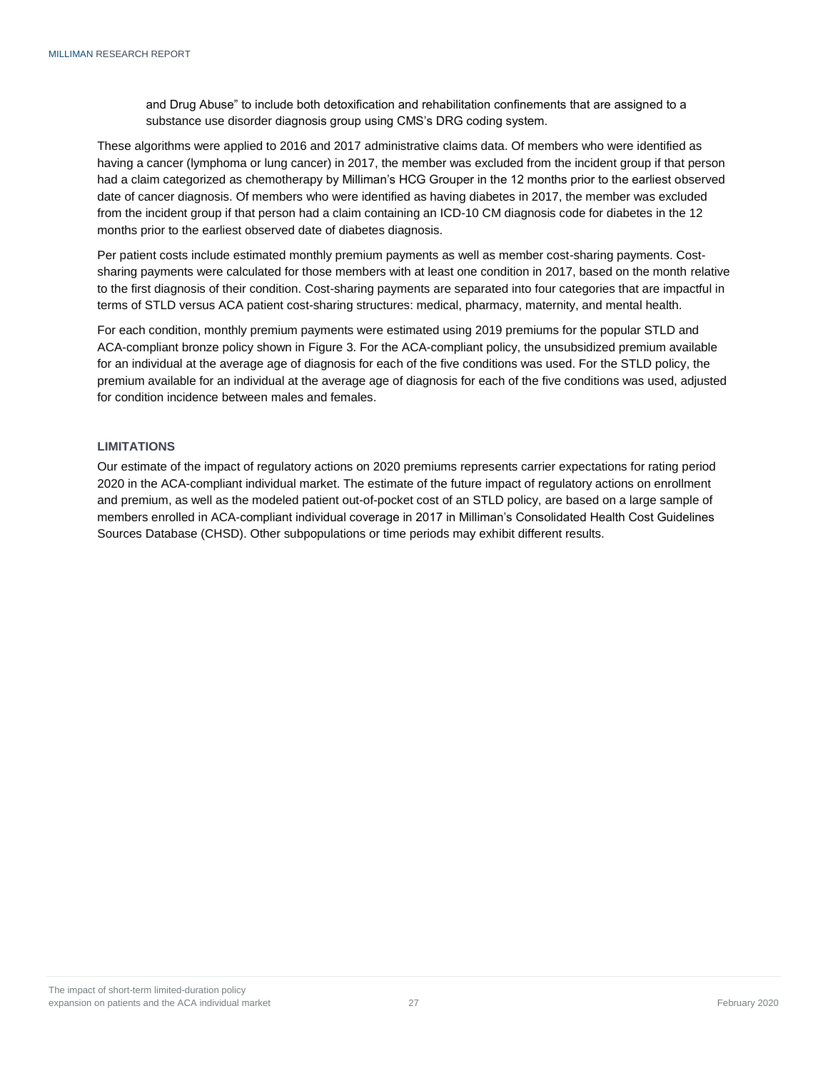and Drug Abuse" to include both detoxification and rehabilitation confinements that are assigned to a substance use disorder diagnosis group using CMS's DRG coding system.

These algorithms were applied to 2016 and 2017 administrative claims data. Of members who were identified as having a cancer (lymphoma or lung cancer) in 2017, the member was excluded from the incident group if that person had a claim categorized as chemotherapy by Milliman's HCG Grouper in the 12 months prior to the earliest observed date of cancer diagnosis. Of members who were identified as having diabetes in 2017, the member was excluded from the incident group if that person had a claim containing an ICD-10 CM diagnosis code for diabetes in the 12 months prior to the earliest observed date of diabetes diagnosis.

Per patient costs include estimated monthly premium payments as well as member cost-sharing payments. Cost-sharing payments were calculated for those members with at least one condition in 2017, based on the month relative to the first diagnosis of their condition. Cost-sharing payments are separated into four categories that are impactful in terms of STLD versus ACA patient cost-sharing structures: medical, pharmacy, maternity, and mental health.

For each condition, monthly premium payments were estimated using 2019 premiums for the popular STLD and ACA-compliant bronze policy shown in Figure 3. For the ACA-compliant policy, the unsubsidized premium available for an individual at the average age of diagnosis for each of the five conditions was used. For the STLD policy, the premium available for an individual at the average age of diagnosis for each of the five conditions was used, adjusted for condition incidence between males and females.

### LIMITATIONS

Our estimate of the impact of regulatory actions on 2020 premiums represents carrier expectations for rating period 2020 in the ACA-compliant individual market. The estimate of the future impact of regulatory actions on enrollment and premium, as well as the modeled patient out-of-pocket cost of an STLD policy, are based on a large sample of members enrolled in ACA-compliant individual coverage in 2017 in Milliman's Consolidated Health Cost Guidelines Sources Database (CHSD). Other subpopulations or time periods may exhibit different results.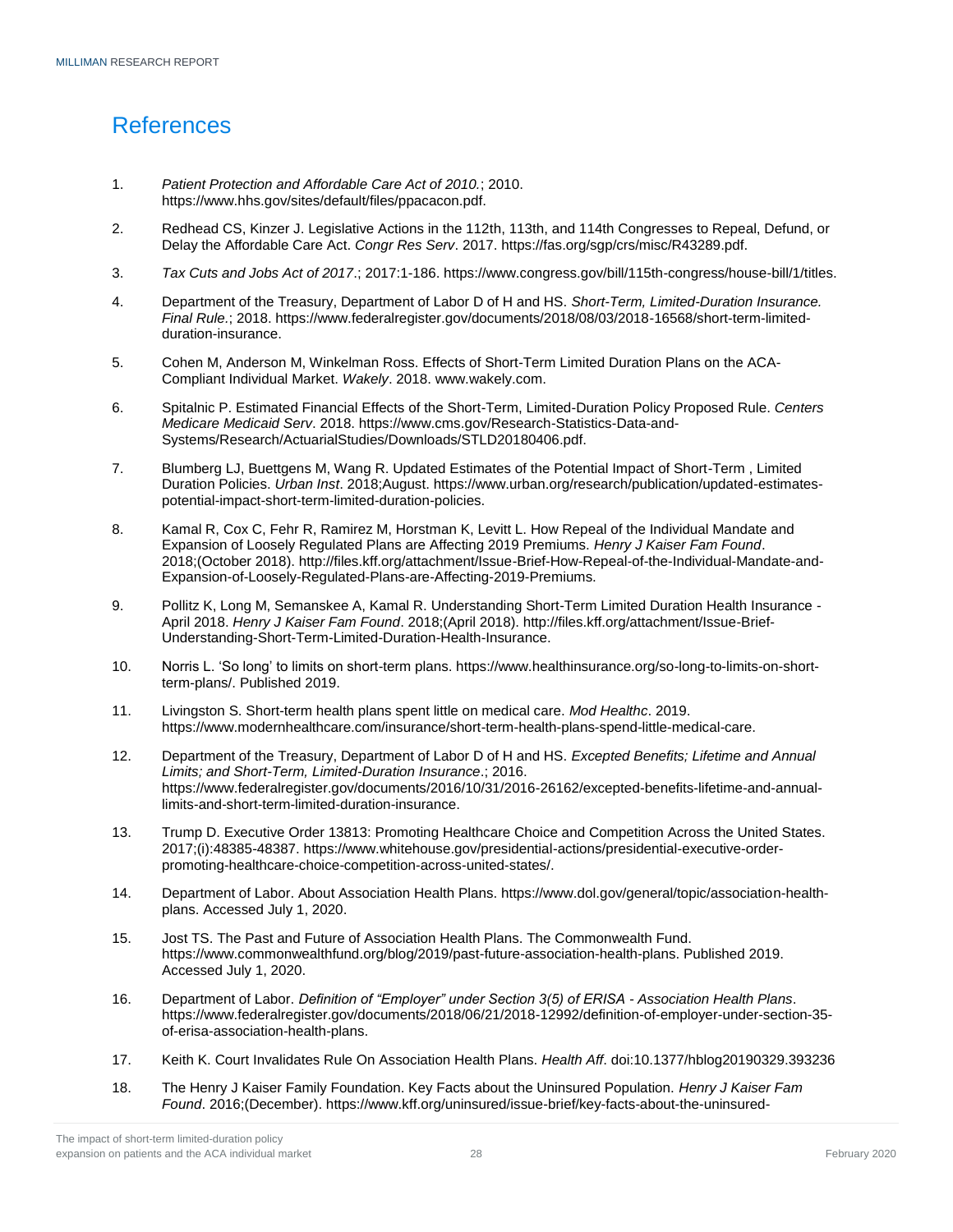# References

1. *Patient Protection and Affordable Care Act of 2010.*; 2010. https://www.hhs.gov/sites/default/files/ppacacon.pdf.

2. Redhead CS, Kinzer J. Legislative Actions in the 112th, 113th, and 114th Congresses to Repeal, Defund, or Delay the Affordable Care Act. *Congr Res Serv*. 2017. https://fas.org/sgp/crs/misc/R43289.pdf.

3. *Tax Cuts and Jobs Act of 2017*.; 2017:1-186. https://www.congress.gov/bill/115th-congress/house-bill/1/titles.

4. Department of the Treasury, Department of Labor D of H and HS. *Short-Term, Limited-Duration Insurance. Final Rule*.; 2018. https://www.federalregister.gov/documents/2018/08/03/2018-16568/short-term-limited-duration-insurance.

5. Cohen M, Anderson M, Winkelman Ross. Effects of Short-Term Limited Duration Plans on the ACA-Compliant Individual Market. *Wakely*. 2018. www.wakely.com.

6. Spitalnic P. Estimated Financial Effects of the Short-Term, Limited-Duration Policy Proposed Rule. *Centers Medicare Medicaid Serv*. 2018. https://www.cms.gov/Research-Statistics-Data-and-Systems/Research/ActuarialStudies/Downloads/STLD20180406.pdf.

7. Blumberg LJ, Buettgens M, Wang R. Updated Estimates of the Potential Impact of Short-Term , Limited Duration Policies. *Urban Inst*. 2018;August. https://www.urban.org/research/publication/updated-estimates-potential-impact-short-term-limited-duration-policies.

8. Kamal R, Cox C, Fehr R, Ramirez M, Horstman K, Levitt L. How Repeal of the Individual Mandate and Expansion of Loosely Regulated Plans are Affecting 2019 Premiums. *Henry J Kaiser Fam Found*. 2018;(October 2018). http://files.kff.org/attachment/Issue-Brief-How-Repeal-of-the-Individual-Mandate-and-Expansion-of-Loosely-Regulated-Plans-are-Affecting-2019-Premiums.

9. Pollitz K, Long M, Semanskee A, Kamal R. Understanding Short-Term Limited Duration Health Insurance - April 2018. *Henry J Kaiser Fam Found*. 2018;(April 2018). http://files.kff.org/attachment/Issue-Brief-Understanding-Short-Term-Limited-Duration-Health-Insurance.

10. Norris L. 'So long' to limits on short-term plans. https://www.healthinsurance.org/so-long-to-limits-on-short-term-plans/. Published 2019.

11. Livingston S. Short-term health plans spent little on medical care. *Mod Healthc*. 2019. https://www.modernhealthcare.com/insurance/short-term-health-plans-spend-little-medical-care.

12. Department of the Treasury, Department of Labor D of H and HS. *Excepted Benefits; Lifetime and Annual Limits; and Short-Term, Limited-Duration Insurance*.; 2016. https://www.federalregister.gov/documents/2016/10/31/2016-26162/excepted-benefits-lifetime-and-annual-limits-and-short-term-limited-duration-insurance.

13. Trump D. Executive Order 13813: Promoting Healthcare Choice and Competition Across the United States. 2017;(i):48385-48387. https://www.whitehouse.gov/presidential-actions/presidential-executive-order-promoting-healthcare-choice-competition-across-united-states/.

14. Department of Labor. About Association Health Plans. https://www.dol.gov/general/topic/association-health-plans. Accessed July 1, 2020.

15. Jost TS. The Past and Future of Association Health Plans. The Commonwealth Fund. https://www.commonwealthfund.org/blog/2019/past-future-association-health-plans. Published 2019. Accessed July 1, 2020.

16. Department of Labor. *Definition of "Employer" under Section 3(5) of ERISA - Association Health Plans*. https://www.federalregister.gov/documents/2018/06/21/2018-12992/definition-of-employer-under-section-35-of-erisa-association-health-plans.

17. Keith K. Court Invalidates Rule On Association Health Plans. *Health Aff*. doi:10.1377/hblog20190329.393236

18. The Henry J Kaiser Family Foundation. Key Facts about the Uninsured Population. *Henry J Kaiser Fam Found*. 2016;(December). https://www.kff.org/uninsured/issue-brief/key-facts-about-the-uninsured-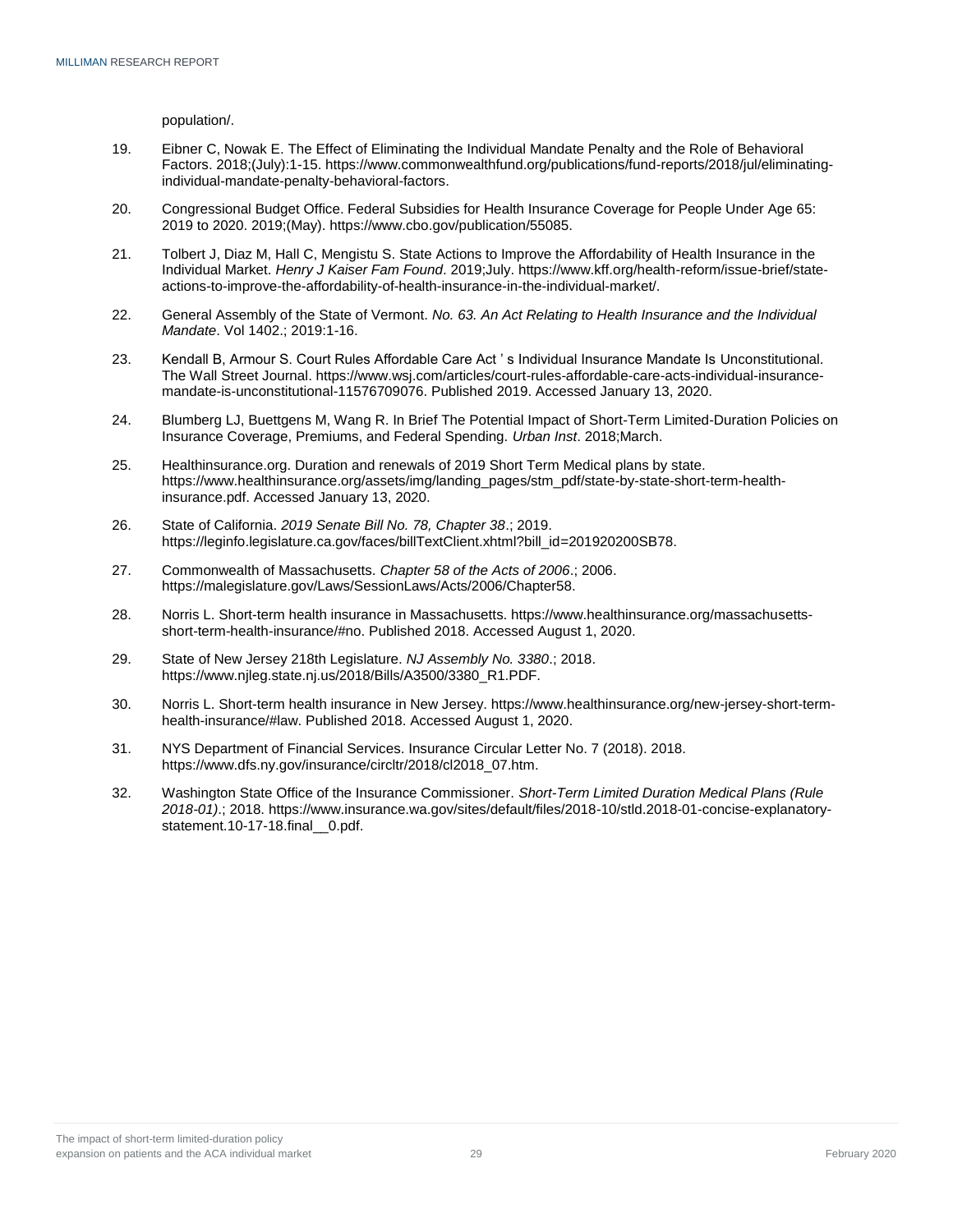population/.

19. Eibner C, Nowak E. The Effect of Eliminating the Individual Mandate Penalty and the Role of Behavioral Factors. 2018;(July):1-15. https://www.commonwealthfund.org/publications/fund-reports/2018/jul/eliminating-individual-mandate-penalty-behavioral-factors.

20. Congressional Budget Office. Federal Subsidies for Health Insurance Coverage for People Under Age 65: 2019 to 2020. 2019;(May). https://www.cbo.gov/publication/55085.

21. Tolbert J, Diaz M, Hall C, Mengistu S. State Actions to Improve the Affordability of Health Insurance in the Individual Market. *Henry J Kaiser Fam Found*. 2019;July. https://www.kff.org/health-reform/issue-brief/state-actions-to-improve-the-affordability-of-health-insurance-in-the-individual-market/.

22. General Assembly of the State of Vermont. *No. 63. An Act Relating to Health Insurance and the Individual Mandate*. Vol 1402.; 2019:1-16.

23. Kendall B, Armour S. Court Rules Affordable Care Act ' s Individual Insurance Mandate Is Unconstitutional. The Wall Street Journal. https://www.wsj.com/articles/court-rules-affordable-care-acts-individual-insurance-mandate-is-unconstitutional-11576709076. Published 2019. Accessed January 13, 2020.

24. Blumberg LJ, Buettgens M, Wang R. In Brief The Potential Impact of Short-Term Limited-Duration Policies on Insurance Coverage, Premiums, and Federal Spending. *Urban Inst*. 2018;March.

25. Healthinsurance.org. Duration and renewals of 2019 Short Term Medical plans by state. https://www.healthinsurance.org/assets/img/landing_pages/stm_pdf/state-by-state-short-term-health-insurance.pdf. Accessed January 13, 2020.

26. State of California. *2019 Senate Bill No. 78, Chapter 38*.; 2019. https://leginfo.legislature.ca.gov/faces/billTextClient.xhtml?bill_id=201920200SB78.

27. Commonwealth of Massachusetts. *Chapter 58 of the Acts of 2006*.; 2006. https://malegislature.gov/Laws/SessionLaws/Acts/2006/Chapter58.

28. Norris L. Short-term health insurance in Massachusetts. https://www.healthinsurance.org/massachusetts-short-term-health-insurance/#no. Published 2018. Accessed August 1, 2020.

29. State of New Jersey 218th Legislature. *NJ Assembly No. 3380*.; 2018. https://www.njleg.state.nj.us/2018/Bills/A3500/3380_R1.PDF.

30. Norris L. Short-term health insurance in New Jersey. https://www.healthinsurance.org/new-jersey-short-term-health-insurance/#law. Published 2018. Accessed August 1, 2020.

31. NYS Department of Financial Services. Insurance Circular Letter No. 7 (2018). 2018. https://www.dfs.ny.gov/insurance/circltr/2018/cl2018_07.htm.

32. Washington State Office of the Insurance Commissioner. *Short-Term Limited Duration Medical Plans (Rule 2018-01)*.; 2018. https://www.insurance.wa.gov/sites/default/files/2018-10/stld.2018-01-concise-explanatory-statement.10-17-18.final__0.pdf.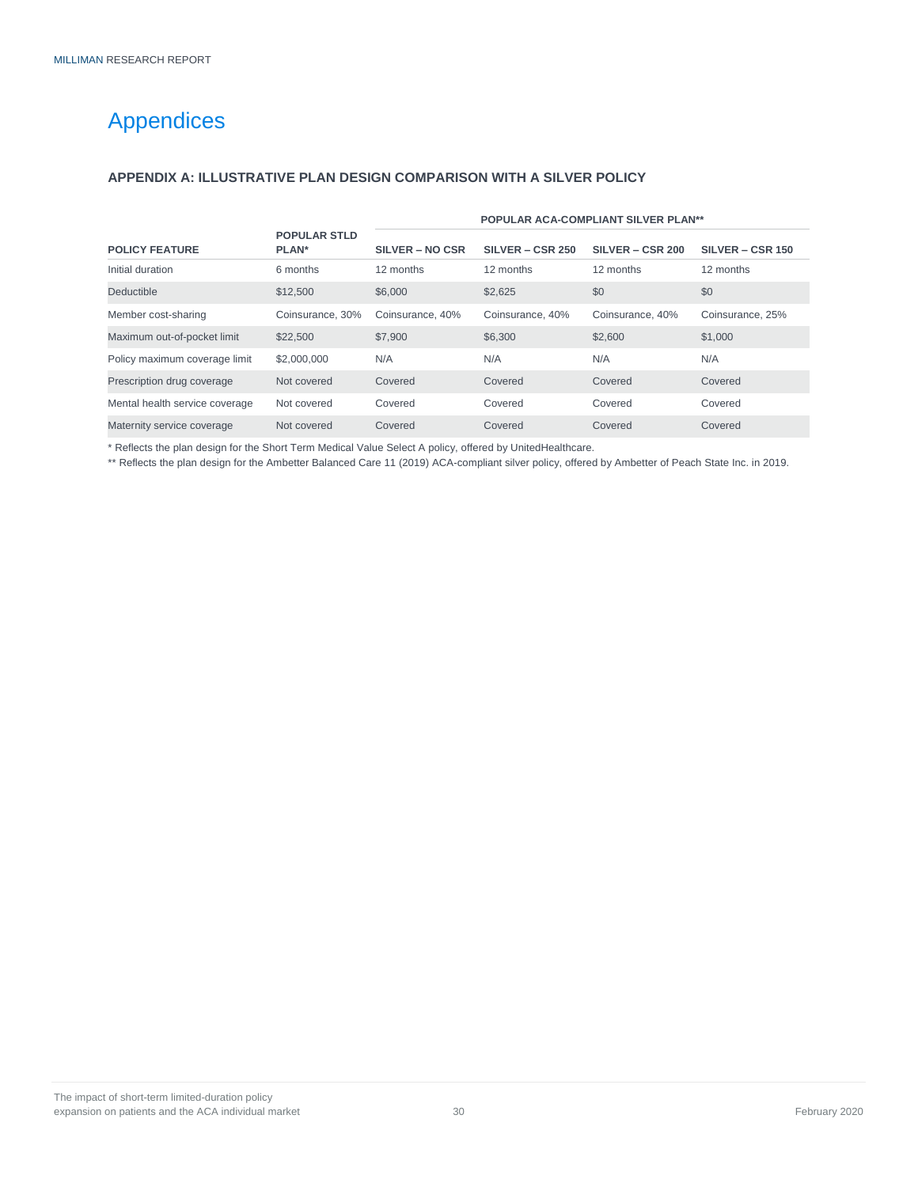# Appendices

### APPENDIX A: ILLUSTRATIVE PLAN DESIGN COMPARISON WITH A SILVER POLICY

| | | POPULAR ACA-COMPLIANT SILVER PLAN** | | | |
|---|---|---|---|---|---|
| **POLICY FEATURE** | **POPULAR STLD PLAN*** | **SILVER – NO CSR** | **SILVER – CSR 250** | **SILVER – CSR 200** | **SILVER – CSR 150** |
| Initial duration | 6 months | 12 months | 12 months | 12 months | 12 months |
| Deductible | $12,500 | $6,000 | $2,625 | $0 | $0 |
| Member cost-sharing | Coinsurance, 30% | Coinsurance, 40% | Coinsurance, 40% | Coinsurance, 40% | Coinsurance, 25% |
| Maximum out-of-pocket limit | $22,500 | $7,900 | $6,300 | $2,600 | $1,000 |
| Policy maximum coverage limit | $2,000,000 | N/A | N/A | N/A | N/A |
| Prescription drug coverage | Not covered | Covered | Covered | Covered | Covered |
| Mental health service coverage | Not covered | Covered | Covered | Covered | Covered |
| Maternity service coverage | Not covered | Covered | Covered | Covered | Covered |

* Reflects the plan design for the Short Term Medical Value Select A policy, offered by UnitedHealthcare.

** Reflects the plan design for the Ambetter Balanced Care 11 (2019) ACA-compliant silver policy, offered by Ambetter of Peach State Inc. in 2019.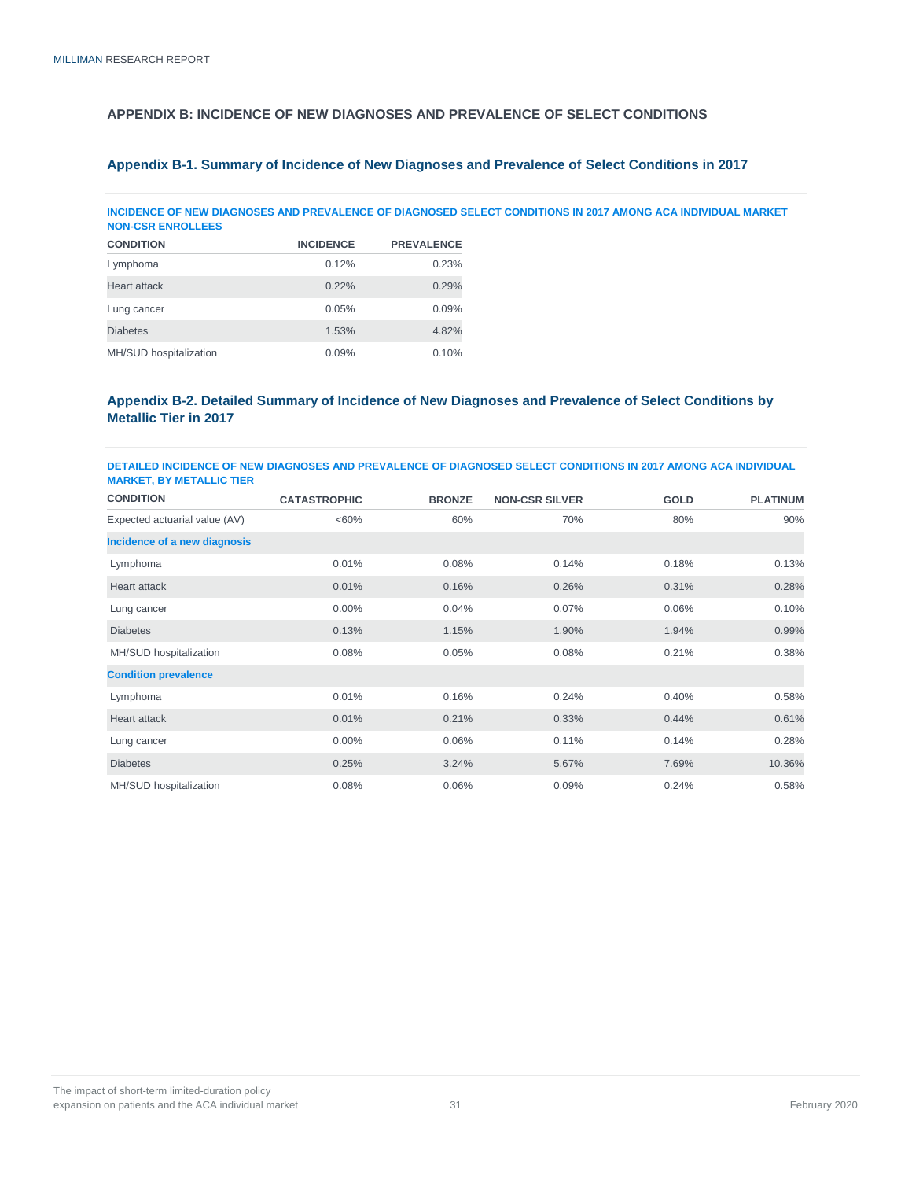## APPENDIX B: INCIDENCE OF NEW DIAGNOSES AND PREVALENCE OF SELECT CONDITIONS

### Appendix B-1. Summary of Incidence of New Diagnoses and Prevalence of Select Conditions in 2017

**INCIDENCE OF NEW DIAGNOSES AND PREVALENCE OF DIAGNOSED SELECT CONDITIONS IN 2017 AMONG ACA INDIVIDUAL MARKET NON-CSR ENROLLEES**

| CONDITION | INCIDENCE | PREVALENCE |
|---|---|---|
| Lymphoma | 0.12% | 0.23% |
| Heart attack | 0.22% | 0.29% |
| Lung cancer | 0.05% | 0.09% |
| Diabetes | 1.53% | 4.82% |
| MH/SUD hospitalization | 0.09% | 0.10% |

### Appendix B-2. Detailed Summary of Incidence of New Diagnoses and Prevalence of Select Conditions by Metallic Tier in 2017

**DETAILED INCIDENCE OF NEW DIAGNOSES AND PREVALENCE OF DIAGNOSED SELECT CONDITIONS IN 2017 AMONG ACA INDIVIDUAL MARKET, BY METALLIC TIER**

| CONDITION | CATASTROPHIC | BRONZE | NON-CSR SILVER | GOLD | PLATINUM |
|---|---|---|---|---|---|
| Expected actuarial value (AV) | <60% | 60% | 70% | 80% | 90% |
| **Incidence of a new diagnosis** | | | | | |
| Lymphoma | 0.01% | 0.08% | 0.14% | 0.18% | 0.13% |
| Heart attack | 0.01% | 0.16% | 0.26% | 0.31% | 0.28% |
| Lung cancer | 0.00% | 0.04% | 0.07% | 0.06% | 0.10% |
| Diabetes | 0.13% | 1.15% | 1.90% | 1.94% | 0.99% |
| MH/SUD hospitalization | 0.08% | 0.05% | 0.08% | 0.21% | 0.38% |
| **Condition prevalence** | | | | | |
| Lymphoma | 0.01% | 0.16% | 0.24% | 0.40% | 0.58% |
| Heart attack | 0.01% | 0.21% | 0.33% | 0.44% | 0.61% |
| Lung cancer | 0.00% | 0.06% | 0.11% | 0.14% | 0.28% |
| Diabetes | 0.25% | 3.24% | 5.67% | 7.69% | 10.36% |
| MH/SUD hospitalization | 0.08% | 0.06% | 0.09% | 0.24% | 0.58% |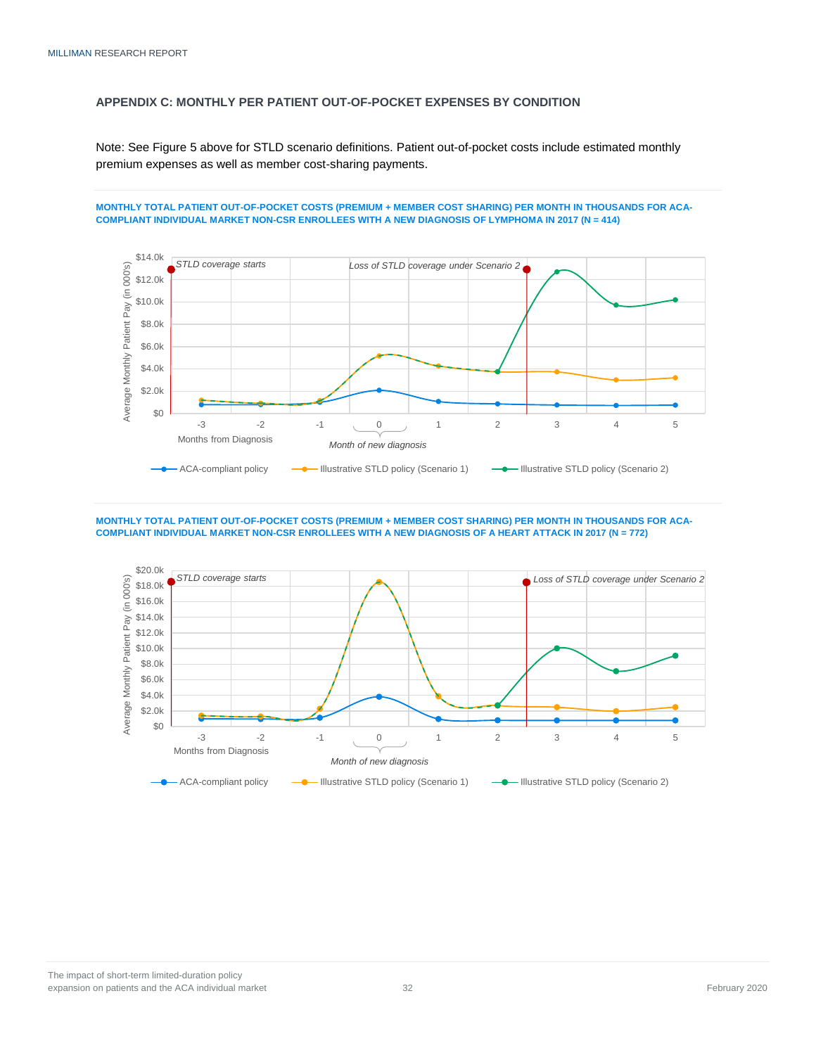## APPENDIX C: MONTHLY PER PATIENT OUT-OF-POCKET EXPENSES BY CONDITION

Note: See Figure 5 above for STLD scenario definitions. Patient out-of-pocket costs include estimated monthly premium expenses as well as member cost-sharing payments.

**MONTHLY TOTAL PATIENT OUT-OF-POCKET COSTS (PREMIUM + MEMBER COST SHARING) PER MONTH IN THOUSANDS FOR ACA-COMPLIANT INDIVIDUAL MARKET NON-CSR ENROLLEES WITH A NEW DIAGNOSIS OF LYMPHOMA IN 2017 (N = 414)**

**MONTHLY TOTAL PATIENT OUT-OF-POCKET COSTS (PREMIUM + MEMBER COST SHARING) PER MONTH IN THOUSANDS FOR ACA-COMPLIANT INDIVIDUAL MARKET NON-CSR ENROLLEES WITH A NEW DIAGNOSIS OF A HEART ATTACK IN 2017 (N = 772)**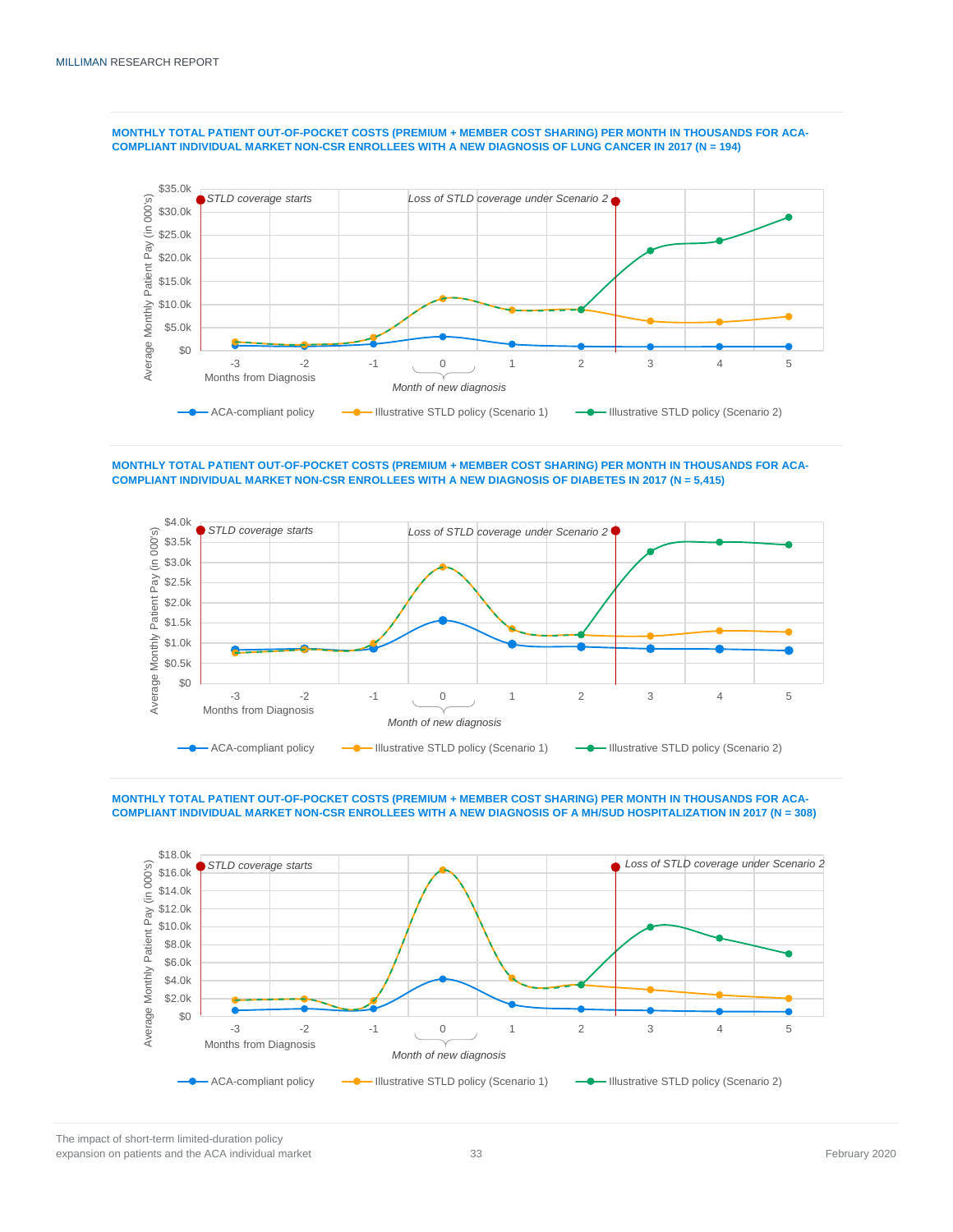**MONTHLY TOTAL PATIENT OUT-OF-POCKET COSTS (PREMIUM + MEMBER COST SHARING) PER MONTH IN THOUSANDS FOR ACA-COMPLIANT INDIVIDUAL MARKET NON-CSR ENROLLEES WITH A NEW DIAGNOSIS OF LUNG CANCER IN 2017 (N = 194)**

*STLD coverage starts*

*Loss of STLD coverage under Scenario 2*

Average Monthly Patient Pay (in 000's): $0, $5.0k, $10.0k, $15.0k, $20.0k, $25.0k, $30.0k, $35.0k

Months from Diagnosis: -3, -2, -1, 0, 1, 2, 3, 4, 5

*Month of new diagnosis*

ACA-compliant policy | Illustrative STLD policy (Scenario 1) | Illustrative STLD policy (Scenario 2)

**MONTHLY TOTAL PATIENT OUT-OF-POCKET COSTS (PREMIUM + MEMBER COST SHARING) PER MONTH IN THOUSANDS FOR ACA-COMPLIANT INDIVIDUAL MARKET NON-CSR ENROLLEES WITH A NEW DIAGNOSIS OF DIABETES IN 2017 (N = 5,415)**

*STLD coverage starts*

*Loss of STLD coverage under Scenario 2*

Average Monthly Patient Pay (in 000's): $0, $0.5k, $1.0k, $1.5k, $2.0k, $2.5k, $3.0k, $3.5k, $4.0k

Months from Diagnosis: -3, -2, -1, 0, 1, 2, 3, 4, 5

*Month of new diagnosis*

ACA-compliant policy | Illustrative STLD policy (Scenario 1) | Illustrative STLD policy (Scenario 2)

**MONTHLY TOTAL PATIENT OUT-OF-POCKET COSTS (PREMIUM + MEMBER COST SHARING) PER MONTH IN THOUSANDS FOR ACA-COMPLIANT INDIVIDUAL MARKET NON-CSR ENROLLEES WITH A NEW DIAGNOSIS OF A MH/SUD HOSPITALIZATION IN 2017 (N = 308)**

*STLD coverage starts*

*Loss of STLD coverage under Scenario 2*

Average Monthly Patient Pay (in 000's): $0, $2.0k, $4.0k, $6.0k, $8.0k, $10.0k, $12.0k, $14.0k, $16.0k, $18.0k

Months from Diagnosis: -3, -2, -1, 0, 1, 2, 3, 4, 5

*Month of new diagnosis*

ACA-compliant policy | Illustrative STLD policy (Scenario 1) | Illustrative STLD policy (Scenario 2)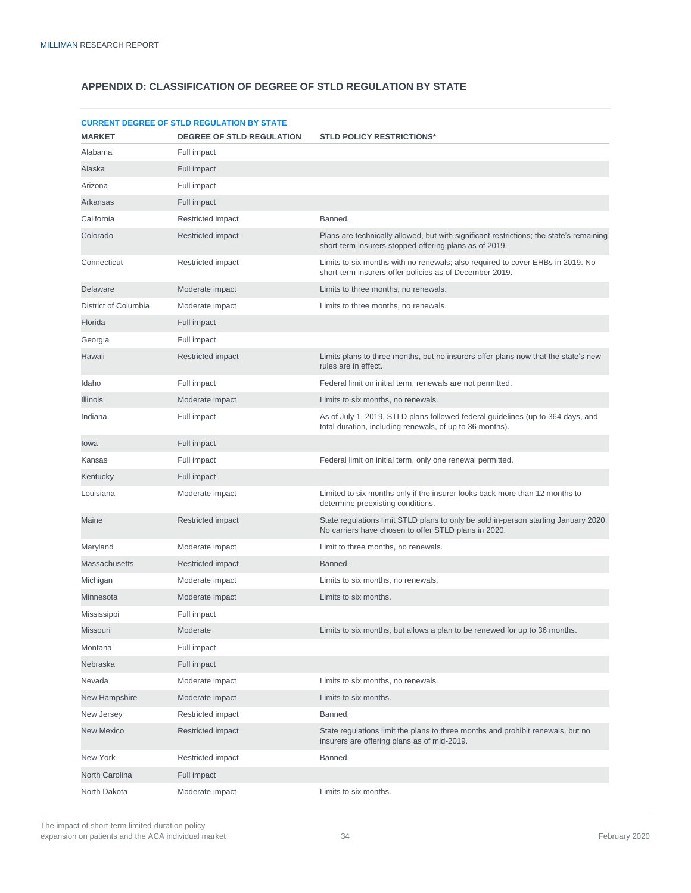## APPENDIX D: CLASSIFICATION OF DEGREE OF STLD REGULATION BY STATE

**CURRENT DEGREE OF STLD REGULATION BY STATE**

| MARKET | DEGREE OF STLD REGULATION | STLD POLICY RESTRICTIONS* |
|---|---|---|
| Alabama | Full impact | |
| Alaska | Full impact | |
| Arizona | Full impact | |
| Arkansas | Full impact | |
| California | Restricted impact | Banned. |
| Colorado | Restricted impact | Plans are technically allowed, but with significant restrictions; the state's remaining short-term insurers stopped offering plans as of 2019. |
| Connecticut | Restricted impact | Limits to six months with no renewals; also required to cover EHBs in 2019. No short-term insurers offer policies as of December 2019. |
| Delaware | Moderate impact | Limits to three months, no renewals. |
| District of Columbia | Moderate impact | Limits to three months, no renewals. |
| Florida | Full impact | |
| Georgia | Full impact | |
| Hawaii | Restricted impact | Limits plans to three months, but no insurers offer plans now that the state's new rules are in effect. |
| Idaho | Full impact | Federal limit on initial term, renewals are not permitted. |
| Illinois | Moderate impact | Limits to six months, no renewals. |
| Indiana | Full impact | As of July 1, 2019, STLD plans followed federal guidelines (up to 364 days, and total duration, including renewals, of up to 36 months). |
| Iowa | Full impact | |
| Kansas | Full impact | Federal limit on initial term, only one renewal permitted. |
| Kentucky | Full impact | |
| Louisiana | Moderate impact | Limited to six months only if the insurer looks back more than 12 months to determine preexisting conditions. |
| Maine | Restricted impact | State regulations limit STLD plans to only be sold in-person starting January 2020. No carriers have chosen to offer STLD plans in 2020. |
| Maryland | Moderate impact | Limit to three months, no renewals. |
| Massachusetts | Restricted impact | Banned. |
| Michigan | Moderate impact | Limits to six months, no renewals. |
| Minnesota | Moderate impact | Limits to six months. |
| Mississippi | Full impact | |
| Missouri | Moderate | Limits to six months, but allows a plan to be renewed for up to 36 months. |
| Montana | Full impact | |
| Nebraska | Full impact | |
| Nevada | Moderate impact | Limits to six months, no renewals. |
| New Hampshire | Moderate impact | Limits to six months. |
| New Jersey | Restricted impact | Banned. |
| New Mexico | Restricted impact | State regulations limit the plans to three months and prohibit renewals, but no insurers are offering plans as of mid-2019. |
| New York | Restricted impact | Banned. |
| North Carolina | Full impact | |
| North Dakota | Moderate impact | Limits to six months. |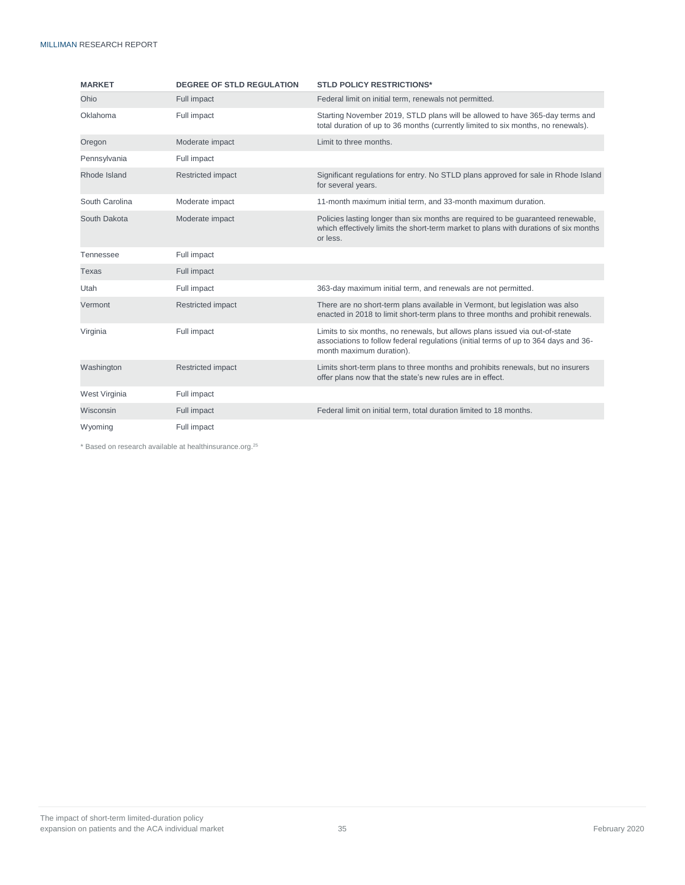| MARKET | DEGREE OF STLD REGULATION | STLD POLICY RESTRICTIONS* |
|---|---|---|
| Ohio | Full impact | Federal limit on initial term, renewals not permitted. |
| Oklahoma | Full impact | Starting November 2019, STLD plans will be allowed to have 365-day terms and total duration of up to 36 months (currently limited to six months, no renewals). |
| Oregon | Moderate impact | Limit to three months. |
| Pennsylvania | Full impact | |
| Rhode Island | Restricted impact | Significant regulations for entry. No STLD plans approved for sale in Rhode Island for several years. |
| South Carolina | Moderate impact | 11-month maximum initial term, and 33-month maximum duration. |
| South Dakota | Moderate impact | Policies lasting longer than six months are required to be guaranteed renewable, which effectively limits the short-term market to plans with durations of six months or less. |
| Tennessee | Full impact | |
| Texas | Full impact | |
| Utah | Full impact | 363-day maximum initial term, and renewals are not permitted. |
| Vermont | Restricted impact | There are no short-term plans available in Vermont, but legislation was also enacted in 2018 to limit short-term plans to three months and prohibit renewals. |
| Virginia | Full impact | Limits to six months, no renewals, but allows plans issued via out-of-state associations to follow federal regulations (initial terms of up to 364 days and 36-month maximum duration). |
| Washington | Restricted impact | Limits short-term plans to three months and prohibits renewals, but no insurers offer plans now that the state's new rules are in effect. |
| West Virginia | Full impact | |
| Wisconsin | Full impact | Federal limit on initial term, total duration limited to 18 months. |
| Wyoming | Full impact | |

* Based on research available at healthinsurance.org.[25]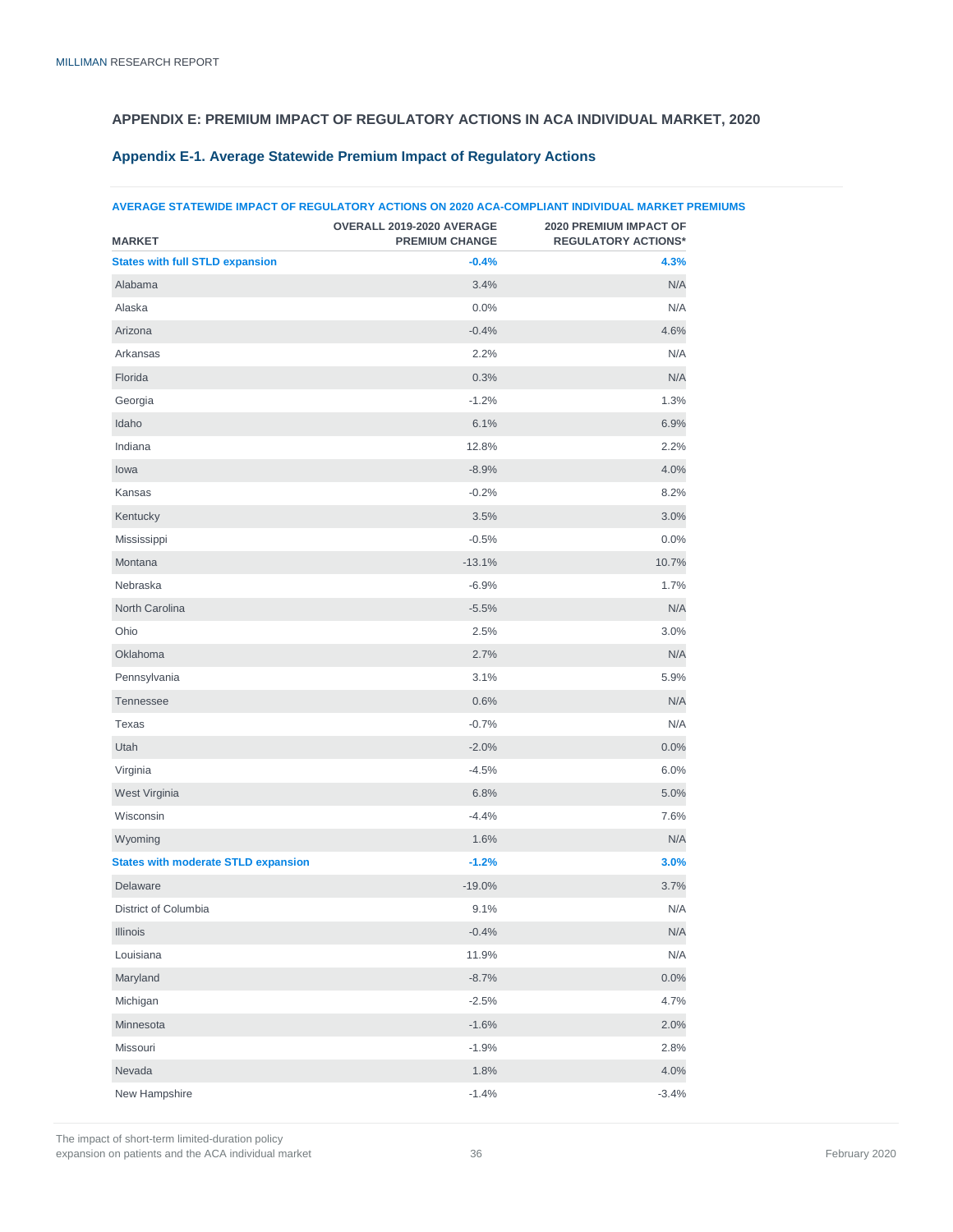## APPENDIX E: PREMIUM IMPACT OF REGULATORY ACTIONS IN ACA INDIVIDUAL MARKET, 2020

### Appendix E-1. Average Statewide Premium Impact of Regulatory Actions

**AVERAGE STATEWIDE IMPACT OF REGULATORY ACTIONS ON 2020 ACA-COMPLIANT INDIVIDUAL MARKET PREMIUMS**

| MARKET | OVERALL 2019-2020 AVERAGE PREMIUM CHANGE | 2020 PREMIUM IMPACT OF REGULATORY ACTIONS* |
|---|---|---|
| **States with full STLD expansion** | **-0.4%** | **4.3%** |
| Alabama | 3.4% | N/A |
| Alaska | 0.0% | N/A |
| Arizona | -0.4% | 4.6% |
| Arkansas | 2.2% | N/A |
| Florida | 0.3% | N/A |
| Georgia | -1.2% | 1.3% |
| Idaho | 6.1% | 6.9% |
| Indiana | 12.8% | 2.2% |
| Iowa | -8.9% | 4.0% |
| Kansas | -0.2% | 8.2% |
| Kentucky | 3.5% | 3.0% |
| Mississippi | -0.5% | 0.0% |
| Montana | -13.1% | 10.7% |
| Nebraska | -6.9% | 1.7% |
| North Carolina | -5.5% | N/A |
| Ohio | 2.5% | 3.0% |
| Oklahoma | 2.7% | N/A |
| Pennsylvania | 3.1% | 5.9% |
| Tennessee | 0.6% | N/A |
| Texas | -0.7% | N/A |
| Utah | -2.0% | 0.0% |
| Virginia | -4.5% | 6.0% |
| West Virginia | 6.8% | 5.0% |
| Wisconsin | -4.4% | 7.6% |
| Wyoming | 1.6% | N/A |
| **States with moderate STLD expansion** | **-1.2%** | **3.0%** |
| Delaware | -19.0% | 3.7% |
| District of Columbia | 9.1% | N/A |
| Illinois | -0.4% | N/A |
| Louisiana | 11.9% | N/A |
| Maryland | -8.7% | 0.0% |
| Michigan | -2.5% | 4.7% |
| Minnesota | -1.6% | 2.0% |
| Missouri | -1.9% | 2.8% |
| Nevada | 1.8% | 4.0% |
| New Hampshire | -1.4% | -3.4% |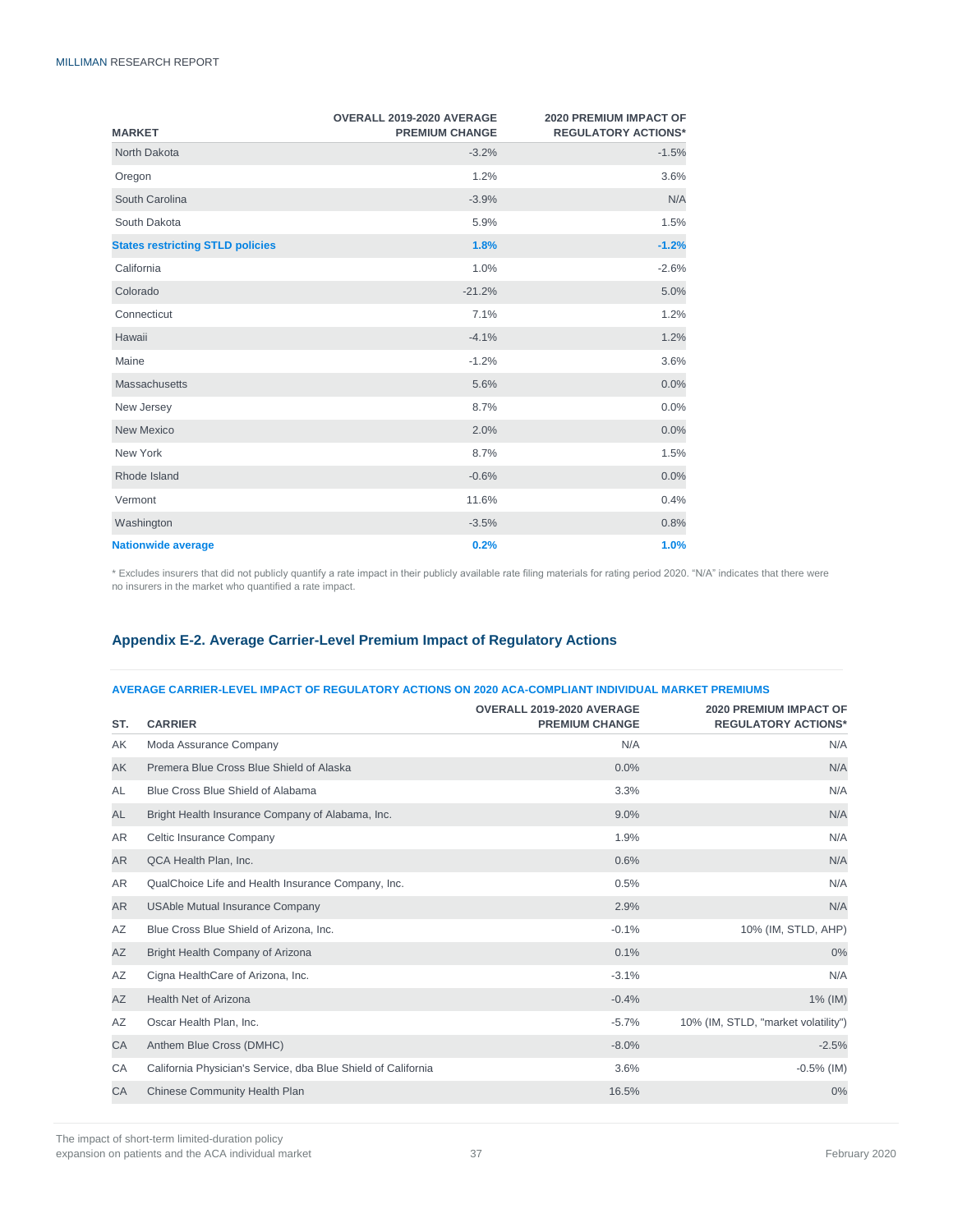| MARKET | OVERALL 2019-2020 AVERAGE PREMIUM CHANGE | 2020 PREMIUM IMPACT OF REGULATORY ACTIONS* |
|---|---|---|
| North Dakota | -3.2% | -1.5% |
| Oregon | 1.2% | 3.6% |
| South Carolina | -3.9% | N/A |
| South Dakota | 5.9% | 1.5% |
| **States restricting STLD policies** | **1.8%** | **-1.2%** |
| California | 1.0% | -2.6% |
| Colorado | -21.2% | 5.0% |
| Connecticut | 7.1% | 1.2% |
| Hawaii | -4.1% | 1.2% |
| Maine | -1.2% | 3.6% |
| Massachusetts | 5.6% | 0.0% |
| New Jersey | 8.7% | 0.0% |
| New Mexico | 2.0% | 0.0% |
| New York | 8.7% | 1.5% |
| Rhode Island | -0.6% | 0.0% |
| Vermont | 11.6% | 0.4% |
| Washington | -3.5% | 0.8% |
| **Nationwide average** | **0.2%** | **1.0%** |

* Excludes insurers that did not publicly quantify a rate impact in their publicly available rate filing materials for rating period 2020. "N/A" indicates that there were no insurers in the market who quantified a rate impact.

## Appendix E-2. Average Carrier-Level Premium Impact of Regulatory Actions

**AVERAGE CARRIER-LEVEL IMPACT OF REGULATORY ACTIONS ON 2020 ACA-COMPLIANT INDIVIDUAL MARKET PREMIUMS**

| ST. | CARRIER | OVERALL 2019-2020 AVERAGE PREMIUM CHANGE | 2020 PREMIUM IMPACT OF REGULATORY ACTIONS* |
|---|---|---|---|
| AK | Moda Assurance Company | N/A | N/A |
| AK | Premera Blue Cross Blue Shield of Alaska | 0.0% | N/A |
| AL | Blue Cross Blue Shield of Alabama | 3.3% | N/A |
| AL | Bright Health Insurance Company of Alabama, Inc. | 9.0% | N/A |
| AR | Celtic Insurance Company | 1.9% | N/A |
| AR | QCA Health Plan, Inc. | 0.6% | N/A |
| AR | QualChoice Life and Health Insurance Company, Inc. | 0.5% | N/A |
| AR | USAble Mutual Insurance Company | 2.9% | N/A |
| AZ | Blue Cross Blue Shield of Arizona, Inc. | -0.1% | 10% (IM, STLD, AHP) |
| AZ | Bright Health Company of Arizona | 0.1% | 0% |
| AZ | Cigna HealthCare of Arizona, Inc. | -3.1% | N/A |
| AZ | Health Net of Arizona | -0.4% | 1% (IM) |
| AZ | Oscar Health Plan, Inc. | -5.7% | 10% (IM, STLD, "market volatility") |
| CA | Anthem Blue Cross (DMHC) | -8.0% | -2.5% |
| CA | California Physician's Service, dba Blue Shield of California | 3.6% | -0.5% (IM) |
| CA | Chinese Community Health Plan | 16.5% | 0% |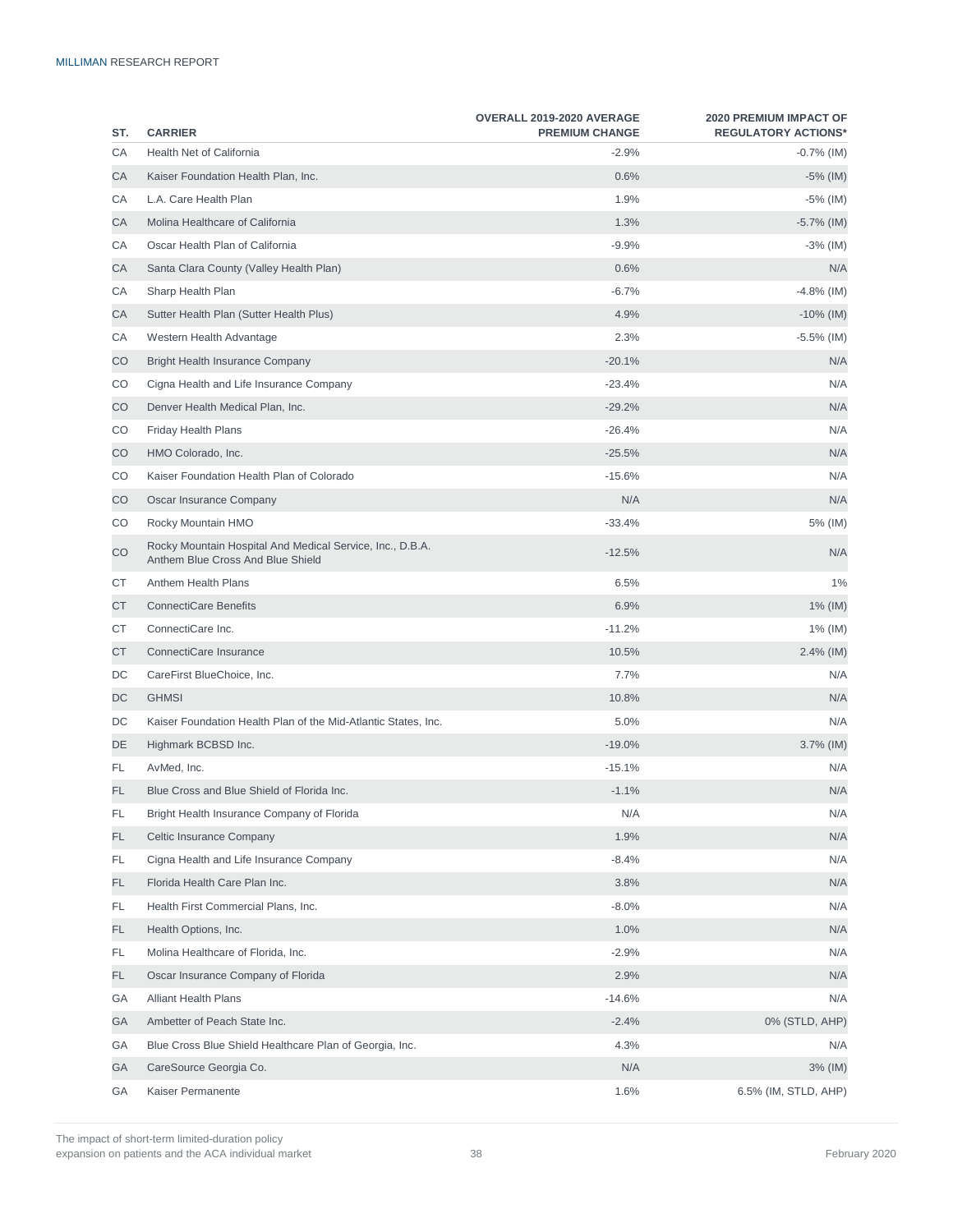| ST. | CARRIER | OVERALL 2019-2020 AVERAGE PREMIUM CHANGE | 2020 PREMIUM IMPACT OF REGULATORY ACTIONS* |
|---|---|---|---|
| CA | Health Net of California | -2.9% | -0.7% (IM) |
| CA | Kaiser Foundation Health Plan, Inc. | 0.6% | -5% (IM) |
| CA | L.A. Care Health Plan | 1.9% | -5% (IM) |
| CA | Molina Healthcare of California | 1.3% | -5.7% (IM) |
| CA | Oscar Health Plan of California | -9.9% | -3% (IM) |
| CA | Santa Clara County (Valley Health Plan) | 0.6% | N/A |
| CA | Sharp Health Plan | -6.7% | -4.8% (IM) |
| CA | Sutter Health Plan (Sutter Health Plus) | 4.9% | -10% (IM) |
| CA | Western Health Advantage | 2.3% | -5.5% (IM) |
| CO | Bright Health Insurance Company | -20.1% | N/A |
| CO | Cigna Health and Life Insurance Company | -23.4% | N/A |
| CO | Denver Health Medical Plan, Inc. | -29.2% | N/A |
| CO | Friday Health Plans | -26.4% | N/A |
| CO | HMO Colorado, Inc. | -25.5% | N/A |
| CO | Kaiser Foundation Health Plan of Colorado | -15.6% | N/A |
| CO | Oscar Insurance Company | N/A | N/A |
| CO | Rocky Mountain HMO | -33.4% | 5% (IM) |
| CO | Rocky Mountain Hospital And Medical Service, Inc., D.B.A. Anthem Blue Cross And Blue Shield | -12.5% | N/A |
| CT | Anthem Health Plans | 6.5% | 1% |
| CT | ConnectiCare Benefits | 6.9% | 1% (IM) |
| CT | ConnectiCare Inc. | -11.2% | 1% (IM) |
| CT | ConnectiCare Insurance | 10.5% | 2.4% (IM) |
| DC | CareFirst BlueChoice, Inc. | 7.7% | N/A |
| DC | GHMSI | 10.8% | N/A |
| DC | Kaiser Foundation Health Plan of the Mid-Atlantic States, Inc. | 5.0% | N/A |
| DE | Highmark BCBSD Inc. | -19.0% | 3.7% (IM) |
| FL | AvMed, Inc. | -15.1% | N/A |
| FL | Blue Cross and Blue Shield of Florida Inc. | -1.1% | N/A |
| FL | Bright Health Insurance Company of Florida | N/A | N/A |
| FL | Celtic Insurance Company | 1.9% | N/A |
| FL | Cigna Health and Life Insurance Company | -8.4% | N/A |
| FL | Florida Health Care Plan Inc. | 3.8% | N/A |
| FL | Health First Commercial Plans, Inc. | -8.0% | N/A |
| FL | Health Options, Inc. | 1.0% | N/A |
| FL | Molina Healthcare of Florida, Inc. | -2.9% | N/A |
| FL | Oscar Insurance Company of Florida | 2.9% | N/A |
| GA | Alliant Health Plans | -14.6% | N/A |
| GA | Ambetter of Peach State Inc. | -2.4% | 0% (STLD, AHP) |
| GA | Blue Cross Blue Shield Healthcare Plan of Georgia, Inc. | 4.3% | N/A |
| GA | CareSource Georgia Co. | N/A | 3% (IM) |
| GA | Kaiser Permanente | 1.6% | 6.5% (IM, STLD, AHP) |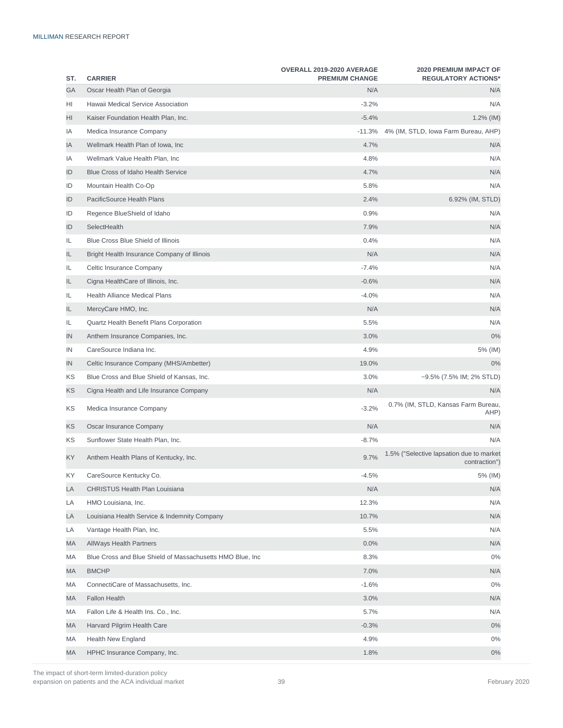| ST. | CARRIER | OVERALL 2019-2020 AVERAGE PREMIUM CHANGE | 2020 PREMIUM IMPACT OF REGULATORY ACTIONS* |
|---|---|---|---|
| GA | Oscar Health Plan of Georgia | N/A | N/A |
| HI | Hawaii Medical Service Association | -3.2% | N/A |
| HI | Kaiser Foundation Health Plan, Inc. | -5.4% | 1.2% (IM) |
| IA | Medica Insurance Company | -11.3% | 4% (IM, STLD, Iowa Farm Bureau, AHP) |
| IA | Wellmark Health Plan of Iowa, Inc | 4.7% | N/A |
| IA | Wellmark Value Health Plan, Inc | 4.8% | N/A |
| ID | Blue Cross of Idaho Health Service | 4.7% | N/A |
| ID | Mountain Health Co-Op | 5.8% | N/A |
| ID | PacificSource Health Plans | 2.4% | 6.92% (IM, STLD) |
| ID | Regence BlueShield of Idaho | 0.9% | N/A |
| ID | SelectHealth | 7.9% | N/A |
| IL | Blue Cross Blue Shield of Illinois | 0.4% | N/A |
| IL | Bright Health Insurance Company of Illinois | N/A | N/A |
| IL | Celtic Insurance Company | -7.4% | N/A |
| IL | Cigna HealthCare of Illinois, Inc. | -0.6% | N/A |
| IL | Health Alliance Medical Plans | -4.0% | N/A |
| IL | MercyCare HMO, Inc. | N/A | N/A |
| IL | Quartz Health Benefit Plans Corporation | 5.5% | N/A |
| IN | Anthem Insurance Companies, Inc. | 3.0% | 0% |
| IN | CareSource Indiana Inc. | 4.9% | 5% (IM) |
| IN | Celtic Insurance Company (MHS/Ambetter) | 19.0% | 0% |
| KS | Blue Cross and Blue Shield of Kansas, Inc. | 3.0% | ~9.5% (7.5% IM; 2% STLD) |
| KS | Cigna Health and Life Insurance Company | N/A | N/A |
| KS | Medica Insurance Company | -3.2% | 0.7% (IM, STLD, Kansas Farm Bureau, AHP) |
| KS | Oscar Insurance Company | N/A | N/A |
| KS | Sunflower State Health Plan, Inc. | -8.7% | N/A |
| KY | Anthem Health Plans of Kentucky, Inc. | 9.7% | 1.5% ("Selective lapsation due to market contraction") |
| KY | CareSource Kentucky Co. | -4.5% | 5% (IM) |
| LA | CHRISTUS Health Plan Louisiana | N/A | N/A |
| LA | HMO Louisiana, Inc. | 12.3% | N/A |
| LA | Louisiana Health Service & Indemnity Company | 10.7% | N/A |
| LA | Vantage Health Plan, Inc. | 5.5% | N/A |
| MA | AllWays Health Partners | 0.0% | N/A |
| MA | Blue Cross and Blue Shield of Massachusetts HMO Blue, Inc | 8.3% | 0% |
| MA | BMCHP | 7.0% | N/A |
| MA | ConnectiCare of Massachusetts, Inc. | -1.6% | 0% |
| MA | Fallon Health | 3.0% | N/A |
| MA | Fallon Life & Health Ins. Co., Inc. | 5.7% | N/A |
| MA | Harvard Pilgrim Health Care | -0.3% | 0% |
| MA | Health New England | 4.9% | 0% |
| MA | HPHC Insurance Company, Inc. | 1.8% | 0% |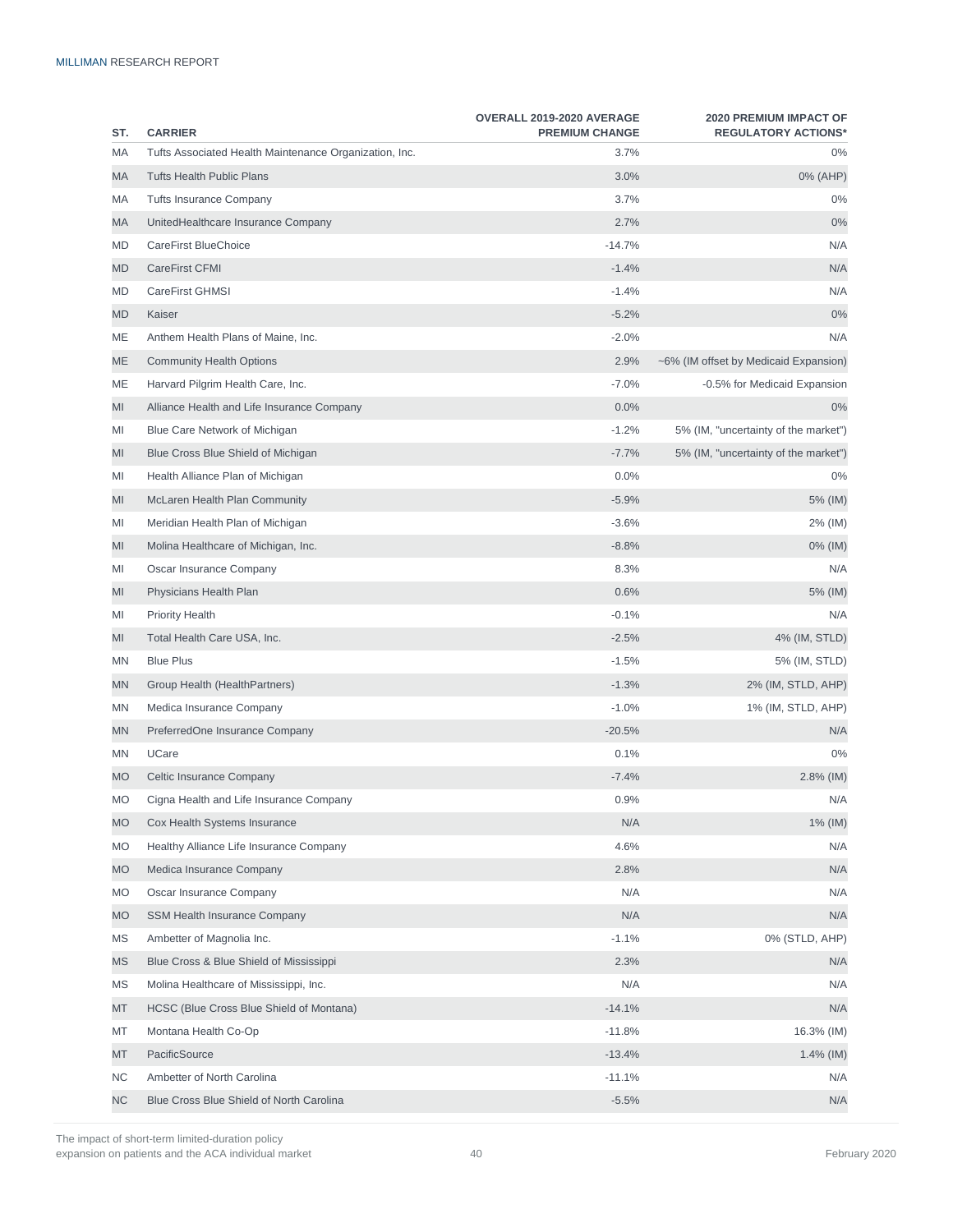| ST. | CARRIER | OVERALL 2019-2020 AVERAGE PREMIUM CHANGE | 2020 PREMIUM IMPACT OF REGULATORY ACTIONS* |
|---|---|---|---|
| MA | Tufts Associated Health Maintenance Organization, Inc. | 3.7% | 0% |
| MA | Tufts Health Public Plans | 3.0% | 0% (AHP) |
| MA | Tufts Insurance Company | 3.7% | 0% |
| MA | UnitedHealthcare Insurance Company | 2.7% | 0% |
| MD | CareFirst BlueChoice | -14.7% | N/A |
| MD | CareFirst CFMI | -1.4% | N/A |
| MD | CareFirst GHMSI | -1.4% | N/A |
| MD | Kaiser | -5.2% | 0% |
| ME | Anthem Health Plans of Maine, Inc. | -2.0% | N/A |
| ME | Community Health Options | 2.9% | ~6% (IM offset by Medicaid Expansion) |
| ME | Harvard Pilgrim Health Care, Inc. | -7.0% | -0.5% for Medicaid Expansion |
| MI | Alliance Health and Life Insurance Company | 0.0% | 0% |
| MI | Blue Care Network of Michigan | -1.2% | 5% (IM, "uncertainty of the market") |
| MI | Blue Cross Blue Shield of Michigan | -7.7% | 5% (IM, "uncertainty of the market") |
| MI | Health Alliance Plan of Michigan | 0.0% | 0% |
| MI | McLaren Health Plan Community | -5.9% | 5% (IM) |
| MI | Meridian Health Plan of Michigan | -3.6% | 2% (IM) |
| MI | Molina Healthcare of Michigan, Inc. | -8.8% | 0% (IM) |
| MI | Oscar Insurance Company | 8.3% | N/A |
| MI | Physicians Health Plan | 0.6% | 5% (IM) |
| MI | Priority Health | -0.1% | N/A |
| MI | Total Health Care USA, Inc. | -2.5% | 4% (IM, STLD) |
| MN | Blue Plus | -1.5% | 5% (IM, STLD) |
| MN | Group Health (HealthPartners) | -1.3% | 2% (IM, STLD, AHP) |
| MN | Medica Insurance Company | -1.0% | 1% (IM, STLD, AHP) |
| MN | PreferredOne Insurance Company | -20.5% | N/A |
| MN | UCare | 0.1% | 0% |
| MO | Celtic Insurance Company | -7.4% | 2.8% (IM) |
| MO | Cigna Health and Life Insurance Company | 0.9% | N/A |
| MO | Cox Health Systems Insurance | N/A | 1% (IM) |
| MO | Healthy Alliance Life Insurance Company | 4.6% | N/A |
| MO | Medica Insurance Company | 2.8% | N/A |
| MO | Oscar Insurance Company | N/A | N/A |
| MO | SSM Health Insurance Company | N/A | N/A |
| MS | Ambetter of Magnolia Inc. | -1.1% | 0% (STLD, AHP) |
| MS | Blue Cross & Blue Shield of Mississippi | 2.3% | N/A |
| MS | Molina Healthcare of Mississippi, Inc. | N/A | N/A |
| MT | HCSC (Blue Cross Blue Shield of Montana) | -14.1% | N/A |
| MT | Montana Health Co-Op | -11.8% | 16.3% (IM) |
| MT | PacificSource | -13.4% | 1.4% (IM) |
| NC | Ambetter of North Carolina | -11.1% | N/A |
| NC | Blue Cross Blue Shield of North Carolina | -5.5% | N/A |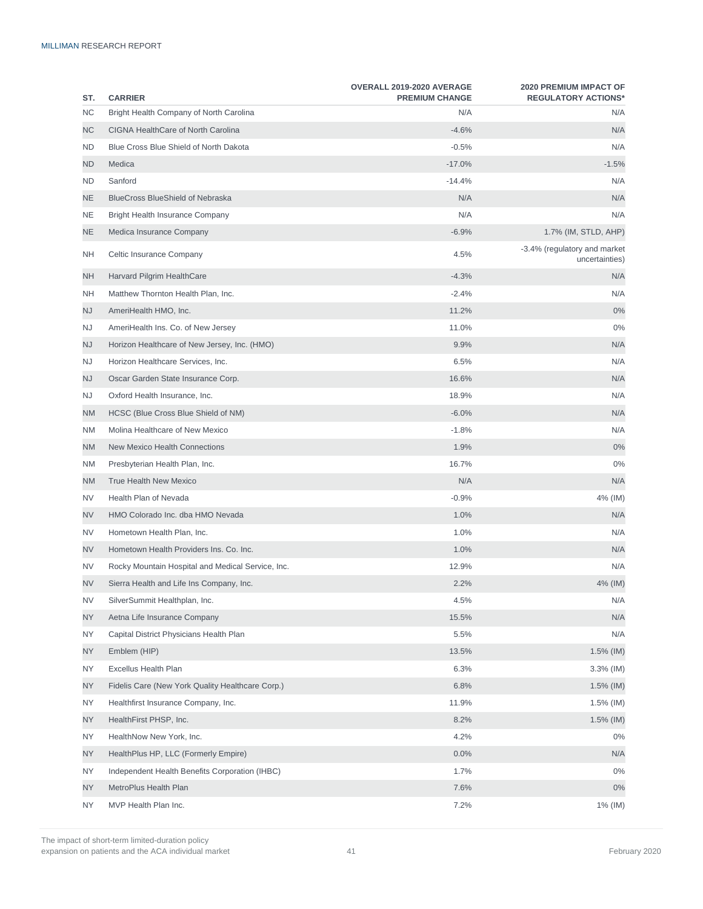| ST. | CARRIER | OVERALL 2019-2020 AVERAGE PREMIUM CHANGE | 2020 PREMIUM IMPACT OF REGULATORY ACTIONS* |
|---|---|---|---|
| NC | Bright Health Company of North Carolina | N/A | N/A |
| NC | CIGNA HealthCare of North Carolina | -4.6% | N/A |
| ND | Blue Cross Blue Shield of North Dakota | -0.5% | N/A |
| ND | Medica | -17.0% | -1.5% |
| ND | Sanford | -14.4% | N/A |
| NE | BlueCross BlueShield of Nebraska | N/A | N/A |
| NE | Bright Health Insurance Company | N/A | N/A |
| NE | Medica Insurance Company | -6.9% | 1.7% (IM, STLD, AHP) |
| NH | Celtic Insurance Company | 4.5% | -3.4% (regulatory and market uncertainties) |
| NH | Harvard Pilgrim HealthCare | -4.3% | N/A |
| NH | Matthew Thornton Health Plan, Inc. | -2.4% | N/A |
| NJ | AmeriHealth HMO, Inc. | 11.2% | 0% |
| NJ | AmeriHealth Ins. Co. of New Jersey | 11.0% | 0% |
| NJ | Horizon Healthcare of New Jersey, Inc. (HMO) | 9.9% | N/A |
| NJ | Horizon Healthcare Services, Inc. | 6.5% | N/A |
| NJ | Oscar Garden State Insurance Corp. | 16.6% | N/A |
| NJ | Oxford Health Insurance, Inc. | 18.9% | N/A |
| NM | HCSC (Blue Cross Blue Shield of NM) | -6.0% | N/A |
| NM | Molina Healthcare of New Mexico | -1.8% | N/A |
| NM | New Mexico Health Connections | 1.9% | 0% |
| NM | Presbyterian Health Plan, Inc. | 16.7% | 0% |
| NM | True Health New Mexico | N/A | N/A |
| NV | Health Plan of Nevada | -0.9% | 4% (IM) |
| NV | HMO Colorado Inc. dba HMO Nevada | 1.0% | N/A |
| NV | Hometown Health Plan, Inc. | 1.0% | N/A |
| NV | Hometown Health Providers Ins. Co. Inc. | 1.0% | N/A |
| NV | Rocky Mountain Hospital and Medical Service, Inc. | 12.9% | N/A |
| NV | Sierra Health and Life Ins Company, Inc. | 2.2% | 4% (IM) |
| NV | SilverSummit Healthplan, Inc. | 4.5% | N/A |
| NY | Aetna Life Insurance Company | 15.5% | N/A |
| NY | Capital District Physicians Health Plan | 5.5% | N/A |
| NY | Emblem (HIP) | 13.5% | 1.5% (IM) |
| NY | Excellus Health Plan | 6.3% | 3.3% (IM) |
| NY | Fidelis Care (New York Quality Healthcare Corp.) | 6.8% | 1.5% (IM) |
| NY | Healthfirst Insurance Company, Inc. | 11.9% | 1.5% (IM) |
| NY | HealthFirst PHSP, Inc. | 8.2% | 1.5% (IM) |
| NY | HealthNow New York, Inc. | 4.2% | 0% |
| NY | HealthPlus HP, LLC (Formerly Empire) | 0.0% | N/A |
| NY | Independent Health Benefits Corporation (IHBC) | 1.7% | 0% |
| NY | MetroPlus Health Plan | 7.6% | 0% |
| NY | MVP Health Plan Inc. | 7.2% | 1% (IM) |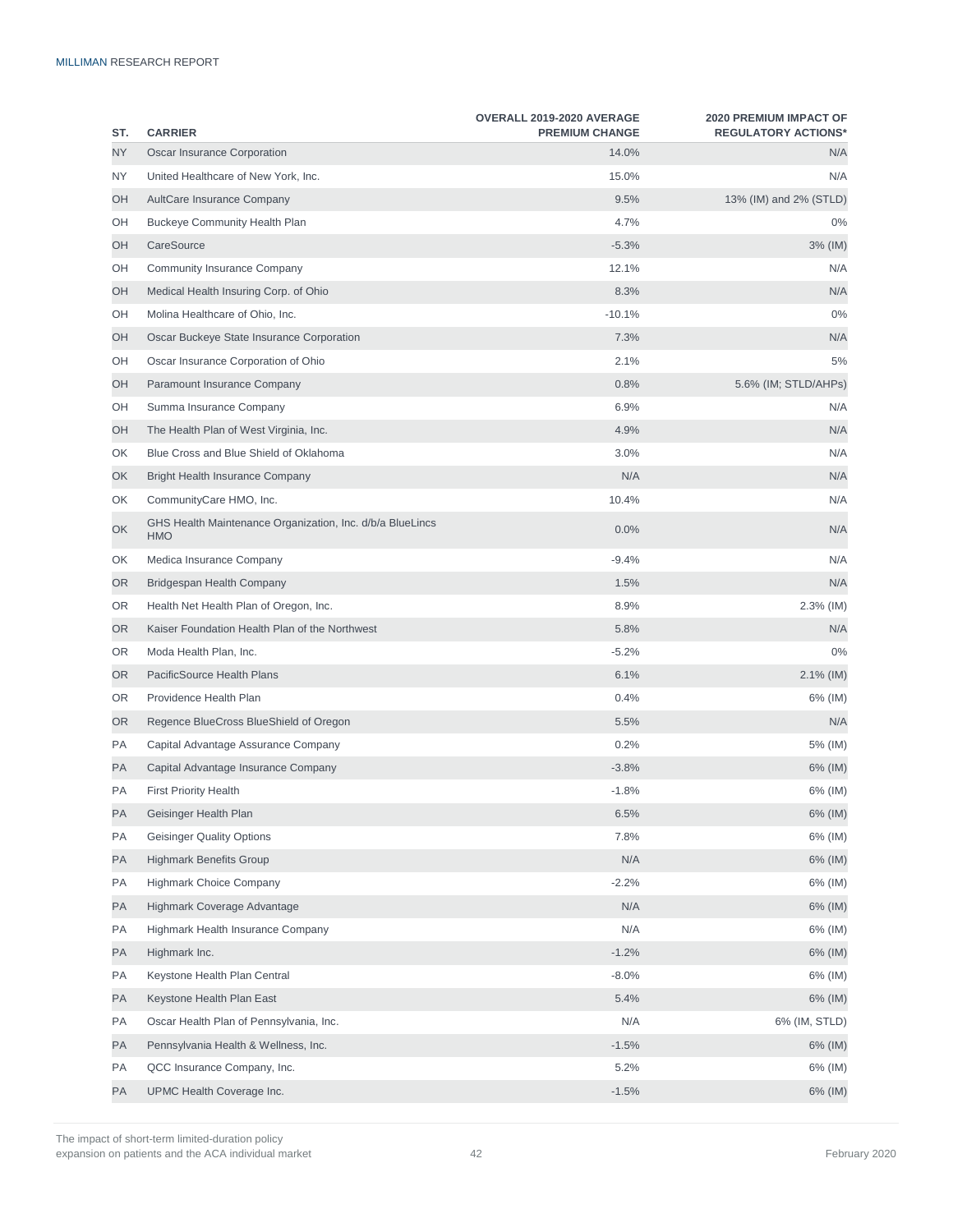| ST. | CARRIER | OVERALL 2019-2020 AVERAGE PREMIUM CHANGE | 2020 PREMIUM IMPACT OF REGULATORY ACTIONS* |
|---|---|---|---|
| NY | Oscar Insurance Corporation | 14.0% | N/A |
| NY | United Healthcare of New York, Inc. | 15.0% | N/A |
| OH | AultCare Insurance Company | 9.5% | 13% (IM) and 2% (STLD) |
| OH | Buckeye Community Health Plan | 4.7% | 0% |
| OH | CareSource | -5.3% | 3% (IM) |
| OH | Community Insurance Company | 12.1% | N/A |
| OH | Medical Health Insuring Corp. of Ohio | 8.3% | N/A |
| OH | Molina Healthcare of Ohio, Inc. | -10.1% | 0% |
| OH | Oscar Buckeye State Insurance Corporation | 7.3% | N/A |
| OH | Oscar Insurance Corporation of Ohio | 2.1% | 5% |
| OH | Paramount Insurance Company | 0.8% | 5.6% (IM; STLD/AHPs) |
| OH | Summa Insurance Company | 6.9% | N/A |
| OH | The Health Plan of West Virginia, Inc. | 4.9% | N/A |
| OK | Blue Cross and Blue Shield of Oklahoma | 3.0% | N/A |
| OK | Bright Health Insurance Company | N/A | N/A |
| OK | CommunityCare HMO, Inc. | 10.4% | N/A |
| OK | GHS Health Maintenance Organization, Inc. d/b/a BlueLincs HMO | 0.0% | N/A |
| OK | Medica Insurance Company | -9.4% | N/A |
| OR | Bridgespan Health Company | 1.5% | N/A |
| OR | Health Net Health Plan of Oregon, Inc. | 8.9% | 2.3% (IM) |
| OR | Kaiser Foundation Health Plan of the Northwest | 5.8% | N/A |
| OR | Moda Health Plan, Inc. | -5.2% | 0% |
| OR | PacificSource Health Plans | 6.1% | 2.1% (IM) |
| OR | Providence Health Plan | 0.4% | 6% (IM) |
| OR | Regence BlueCross BlueShield of Oregon | 5.5% | N/A |
| PA | Capital Advantage Assurance Company | 0.2% | 5% (IM) |
| PA | Capital Advantage Insurance Company | -3.8% | 6% (IM) |
| PA | First Priority Health | -1.8% | 6% (IM) |
| PA | Geisinger Health Plan | 6.5% | 6% (IM) |
| PA | Geisinger Quality Options | 7.8% | 6% (IM) |
| PA | Highmark Benefits Group | N/A | 6% (IM) |
| PA | Highmark Choice Company | -2.2% | 6% (IM) |
| PA | Highmark Coverage Advantage | N/A | 6% (IM) |
| PA | Highmark Health Insurance Company | N/A | 6% (IM) |
| PA | Highmark Inc. | -1.2% | 6% (IM) |
| PA | Keystone Health Plan Central | -8.0% | 6% (IM) |
| PA | Keystone Health Plan East | 5.4% | 6% (IM) |
| PA | Oscar Health Plan of Pennsylvania, Inc. | N/A | 6% (IM, STLD) |
| PA | Pennsylvania Health & Wellness, Inc. | -1.5% | 6% (IM) |
| PA | QCC Insurance Company, Inc. | 5.2% | 6% (IM) |
| PA | UPMC Health Coverage Inc. | -1.5% | 6% (IM) |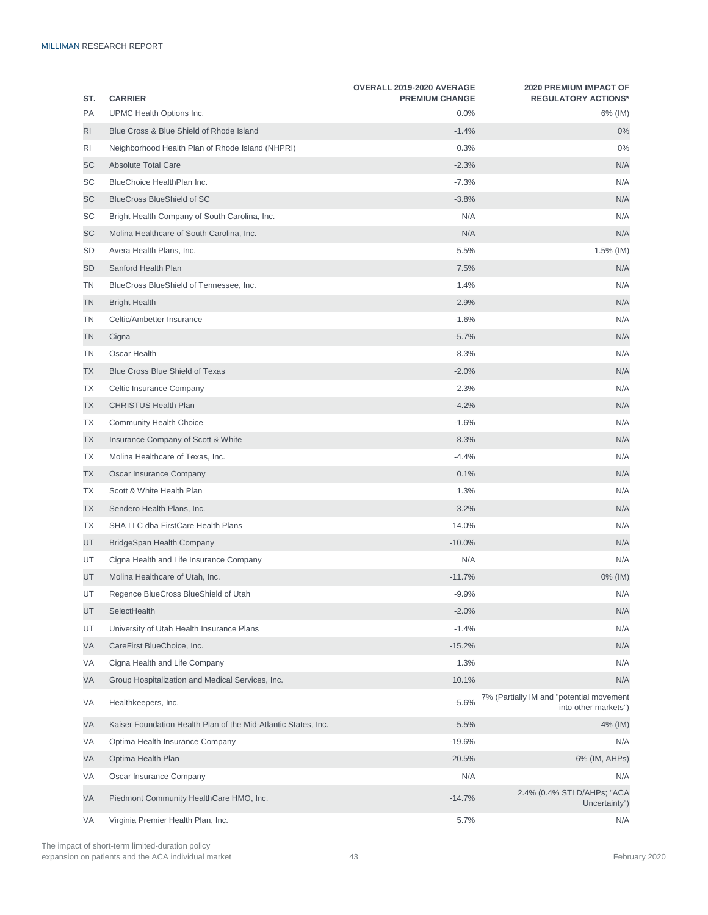| ST. | CARRIER | OVERALL 2019-2020 AVERAGE PREMIUM CHANGE | 2020 PREMIUM IMPACT OF REGULATORY ACTIONS* |
|---|---|---|---|
| PA | UPMC Health Options Inc. | 0.0% | 6% (IM) |
| RI | Blue Cross & Blue Shield of Rhode Island | -1.4% | 0% |
| RI | Neighborhood Health Plan of Rhode Island (NHPRI) | 0.3% | 0% |
| SC | Absolute Total Care | -2.3% | N/A |
| SC | BlueChoice HealthPlan Inc. | -7.3% | N/A |
| SC | BlueCross BlueShield of SC | -3.8% | N/A |
| SC | Bright Health Company of South Carolina, Inc. | N/A | N/A |
| SC | Molina Healthcare of South Carolina, Inc. | N/A | N/A |
| SD | Avera Health Plans, Inc. | 5.5% | 1.5% (IM) |
| SD | Sanford Health Plan | 7.5% | N/A |
| TN | BlueCross BlueShield of Tennessee, Inc. | 1.4% | N/A |
| TN | Bright Health | 2.9% | N/A |
| TN | Celtic/Ambetter Insurance | -1.6% | N/A |
| TN | Cigna | -5.7% | N/A |
| TN | Oscar Health | -8.3% | N/A |
| TX | Blue Cross Blue Shield of Texas | -2.0% | N/A |
| TX | Celtic Insurance Company | 2.3% | N/A |
| TX | CHRISTUS Health Plan | -4.2% | N/A |
| TX | Community Health Choice | -1.6% | N/A |
| TX | Insurance Company of Scott & White | -8.3% | N/A |
| TX | Molina Healthcare of Texas, Inc. | -4.4% | N/A |
| TX | Oscar Insurance Company | 0.1% | N/A |
| TX | Scott & White Health Plan | 1.3% | N/A |
| TX | Sendero Health Plans, Inc. | -3.2% | N/A |
| TX | SHA LLC dba FirstCare Health Plans | 14.0% | N/A |
| UT | BridgeSpan Health Company | -10.0% | N/A |
| UT | Cigna Health and Life Insurance Company | N/A | N/A |
| UT | Molina Healthcare of Utah, Inc. | -11.7% | 0% (IM) |
| UT | Regence BlueCross BlueShield of Utah | -9.9% | N/A |
| UT | SelectHealth | -2.0% | N/A |
| UT | University of Utah Health Insurance Plans | -1.4% | N/A |
| VA | CareFirst BlueChoice, Inc. | -15.2% | N/A |
| VA | Cigna Health and Life Company | 1.3% | N/A |
| VA | Group Hospitalization and Medical Services, Inc. | 10.1% | N/A |
| VA | Healthkeepers, Inc. | -5.6% | 7% (Partially IM and "potential movement into other markets") |
| VA | Kaiser Foundation Health Plan of the Mid-Atlantic States, Inc. | -5.5% | 4% (IM) |
| VA | Optima Health Insurance Company | -19.6% | N/A |
| VA | Optima Health Plan | -20.5% | 6% (IM, AHPs) |
| VA | Oscar Insurance Company | N/A | N/A |
| VA | Piedmont Community HealthCare HMO, Inc. | -14.7% | 2.4% (0.4% STLD/AHPs; "ACA Uncertainty") |
| VA | Virginia Premier Health Plan, Inc. | 5.7% | N/A |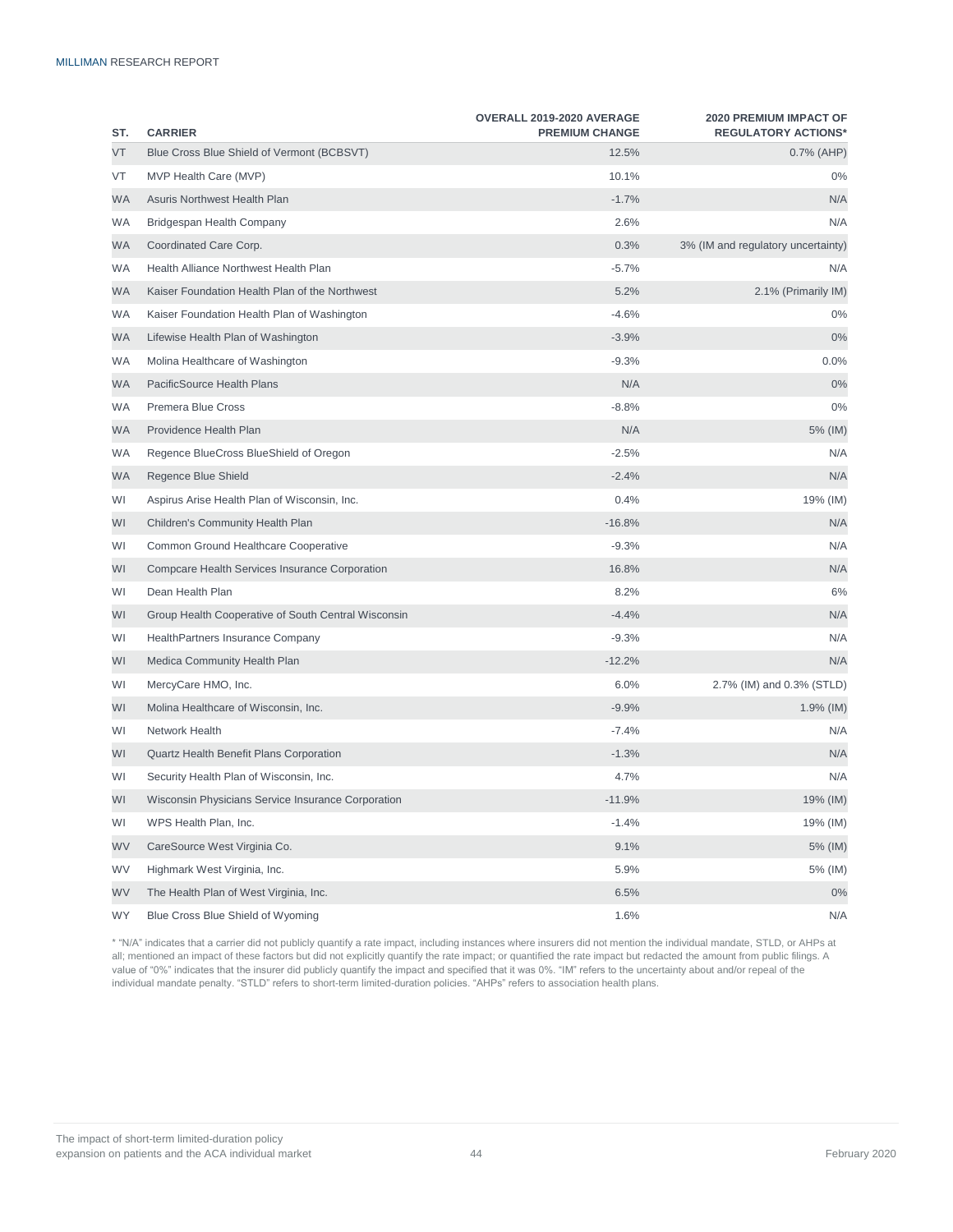| ST. | CARRIER | OVERALL 2019-2020 AVERAGE PREMIUM CHANGE | 2020 PREMIUM IMPACT OF REGULATORY ACTIONS* |
|---|---|---|---|
| VT | Blue Cross Blue Shield of Vermont (BCBSVT) | 12.5% | 0.7% (AHP) |
| VT | MVP Health Care (MVP) | 10.1% | 0% |
| WA | Asuris Northwest Health Plan | -1.7% | N/A |
| WA | Bridgespan Health Company | 2.6% | N/A |
| WA | Coordinated Care Corp. | 0.3% | 3% (IM and regulatory uncertainty) |
| WA | Health Alliance Northwest Health Plan | -5.7% | N/A |
| WA | Kaiser Foundation Health Plan of the Northwest | 5.2% | 2.1% (Primarily IM) |
| WA | Kaiser Foundation Health Plan of Washington | -4.6% | 0% |
| WA | Lifewise Health Plan of Washington | -3.9% | 0% |
| WA | Molina Healthcare of Washington | -9.3% | 0.0% |
| WA | PacificSource Health Plans | N/A | 0% |
| WA | Premera Blue Cross | -8.8% | 0% |
| WA | Providence Health Plan | N/A | 5% (IM) |
| WA | Regence BlueCross BlueShield of Oregon | -2.5% | N/A |
| WA | Regence Blue Shield | -2.4% | N/A |
| WI | Aspirus Arise Health Plan of Wisconsin, Inc. | 0.4% | 19% (IM) |
| WI | Children's Community Health Plan | -16.8% | N/A |
| WI | Common Ground Healthcare Cooperative | -9.3% | N/A |
| WI | Compcare Health Services Insurance Corporation | 16.8% | N/A |
| WI | Dean Health Plan | 8.2% | 6% |
| WI | Group Health Cooperative of South Central Wisconsin | -4.4% | N/A |
| WI | HealthPartners Insurance Company | -9.3% | N/A |
| WI | Medica Community Health Plan | -12.2% | N/A |
| WI | MercyCare HMO, Inc. | 6.0% | 2.7% (IM) and 0.3% (STLD) |
| WI | Molina Healthcare of Wisconsin, Inc. | -9.9% | 1.9% (IM) |
| WI | Network Health | -7.4% | N/A |
| WI | Quartz Health Benefit Plans Corporation | -1.3% | N/A |
| WI | Security Health Plan of Wisconsin, Inc. | 4.7% | N/A |
| WI | Wisconsin Physicians Service Insurance Corporation | -11.9% | 19% (IM) |
| WI | WPS Health Plan, Inc. | -1.4% | 19% (IM) |
| WV | CareSource West Virginia Co. | 9.1% | 5% (IM) |
| WV | Highmark West Virginia, Inc. | 5.9% | 5% (IM) |
| WV | The Health Plan of West Virginia, Inc. | 6.5% | 0% |
| WY | Blue Cross Blue Shield of Wyoming | 1.6% | N/A |

* "N/A" indicates that a carrier did not publicly quantify a rate impact, including instances where insurers did not mention the individual mandate, STLD, or AHPs at all; mentioned an impact of these factors but did not explicitly quantify the rate impact; or quantified the rate impact but redacted the amount from public filings. A value of "0%" indicates that the insurer did publicly quantify the impact and specified that it was 0%. "IM" refers to the uncertainty about and/or repeal of the individual mandate penalty. "STLD" refers to short-term limited-duration policies. "AHPs" refers to association health plans.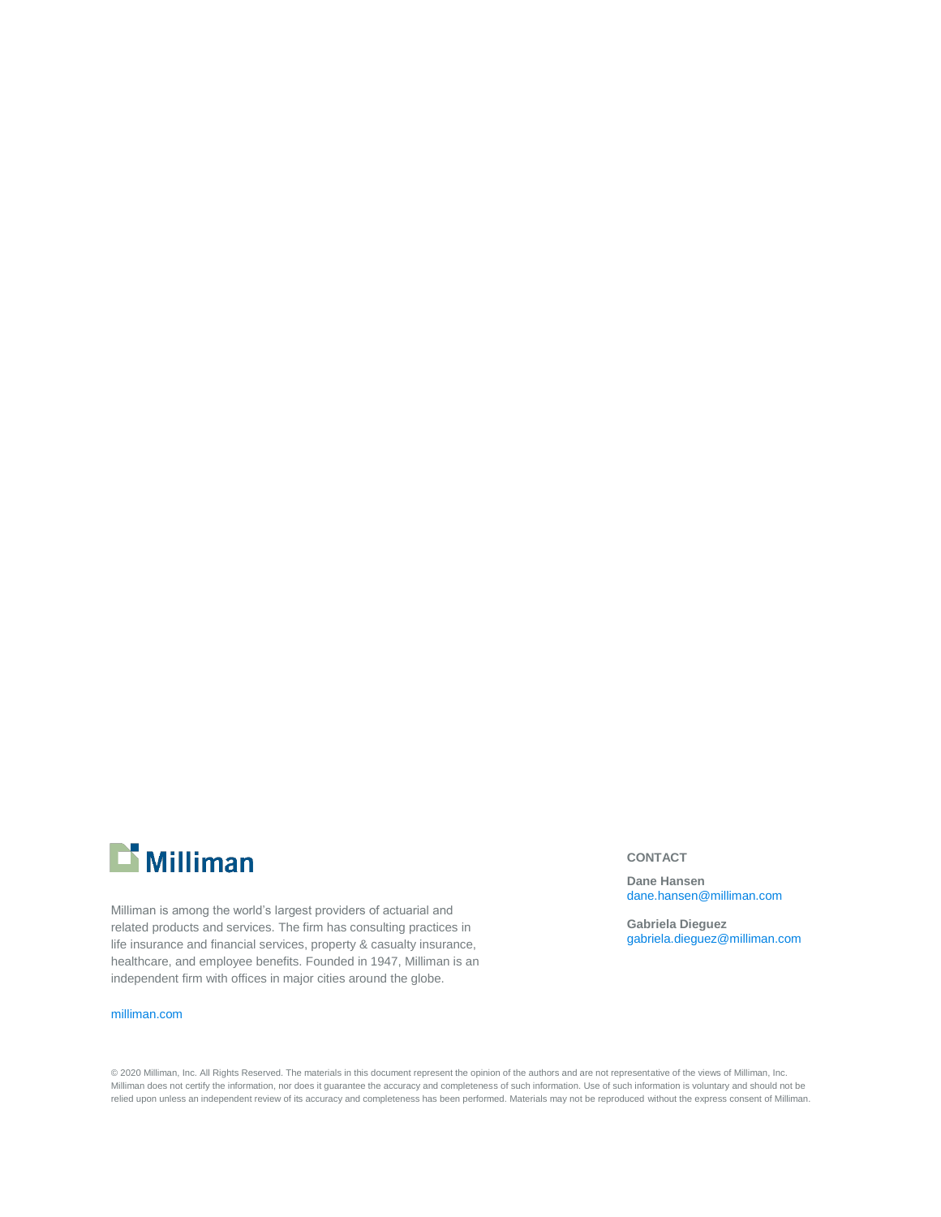Milliman

Milliman is among the world's largest providers of actuarial and related products and services. The firm has consulting practices in life insurance and financial services, property & casualty insurance, healthcare, and employee benefits. Founded in 1947, Milliman is an independent firm with offices in major cities around the globe.

milliman.com

**CONTACT**

**Dane Hansen**
dane.hansen@milliman.com

**Gabriela Dieguez**
gabriela.dieguez@milliman.com

© 2020 Milliman, Inc. All Rights Reserved. The materials in this document represent the opinion of the authors and are not representative of the views of Milliman, Inc. Milliman does not certify the information, nor does it guarantee the accuracy and completeness of such information. Use of such information is voluntary and should not be relied upon unless an independent review of its accuracy and completeness has been performed. Materials may not be reproduced without the express consent of Milliman.